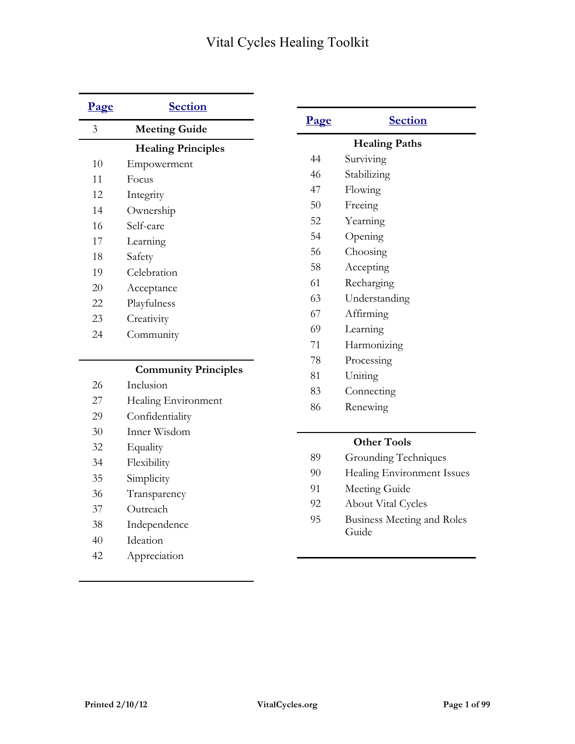# Vital Cycles Healing Toolkit

| Page | Section |
|---|---|
| 3 | **Meeting Guide** |
| | **Healing Principles** |
| 10 | Empowerment |
| 11 | Focus |
| 12 | Integrity |
| 14 | Ownership |
| 16 | Self-care |
| 17 | Learning |
| 18 | Safety |
| 19 | Celebration |
| 20 | Acceptance |
| 22 | Playfulness |
| 23 | Creativity |
| 24 | Community |
| | **Community Principles** |
| 26 | Inclusion |
| 27 | Healing Environment |
| 29 | Confidentiality |
| 30 | Inner Wisdom |
| 32 | Equality |
| 34 | Flexibility |
| 35 | Simplicity |
| 36 | Transparency |
| 37 | Outreach |
| 38 | Independence |
| 40 | Ideation |
| 42 | Appreciation |

| Page | Section |
|---|---|
| | **Healing Paths** |
| 44 | Surviving |
| 46 | Stabilizing |
| 47 | Flowing |
| 50 | Freeing |
| 52 | Yearning |
| 54 | Opening |
| 56 | Choosing |
| 58 | Accepting |
| 61 | Recharging |
| 63 | Understanding |
| 67 | Affirming |
| 69 | Learning |
| 71 | Harmonizing |
| 78 | Processing |
| 81 | Uniting |
| 83 | Connecting |
| 86 | Renewing |
| | **Other Tools** |
| 89 | Grounding Techniques |
| 90 | Healing Environment Issues |
| 91 | Meeting Guide |
| 92 | About Vital Cycles |
| 95 | Business Meeting and Roles Guide |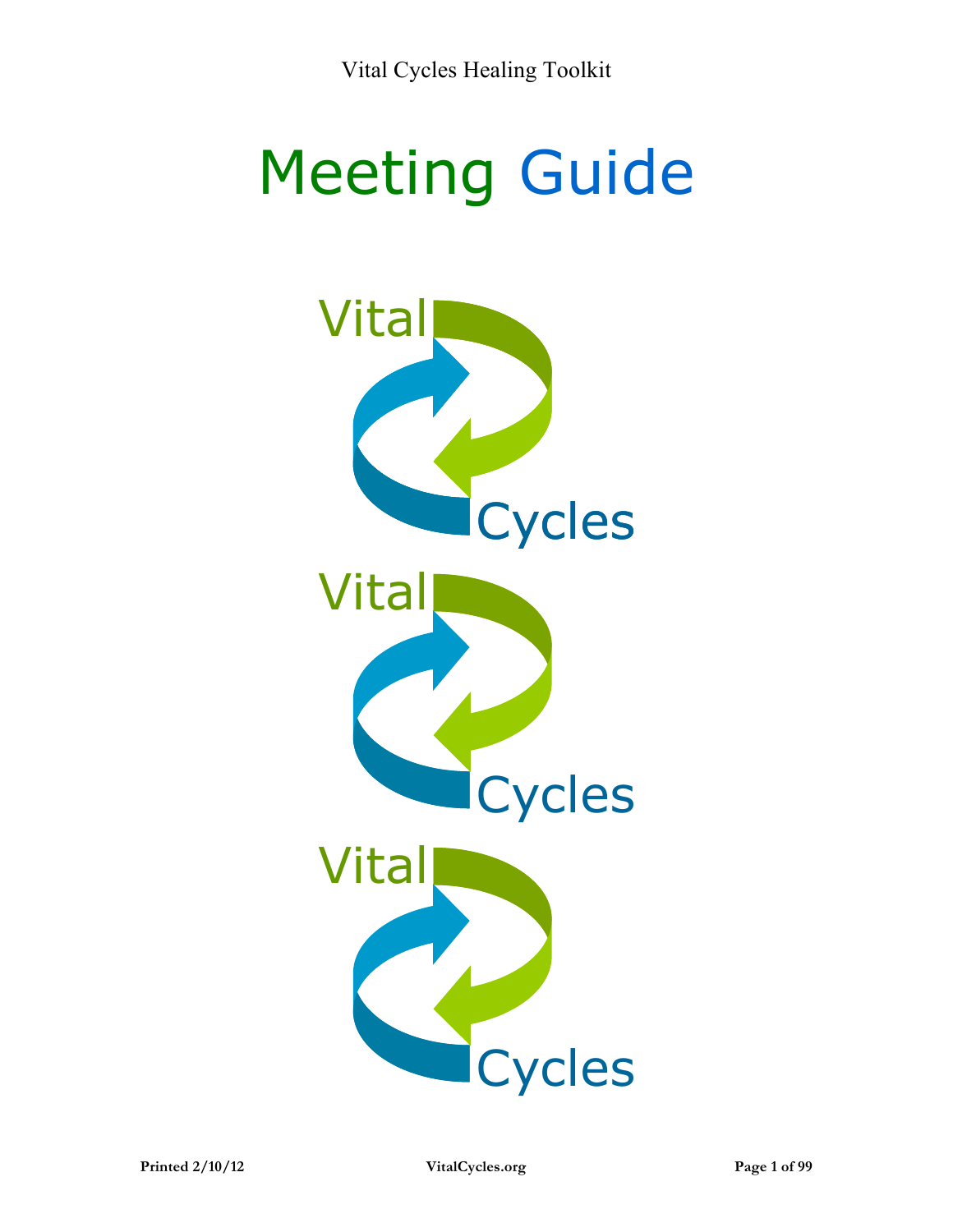# Meeting Guide

Vital Cycles

Vital Cycles

Vital Cycles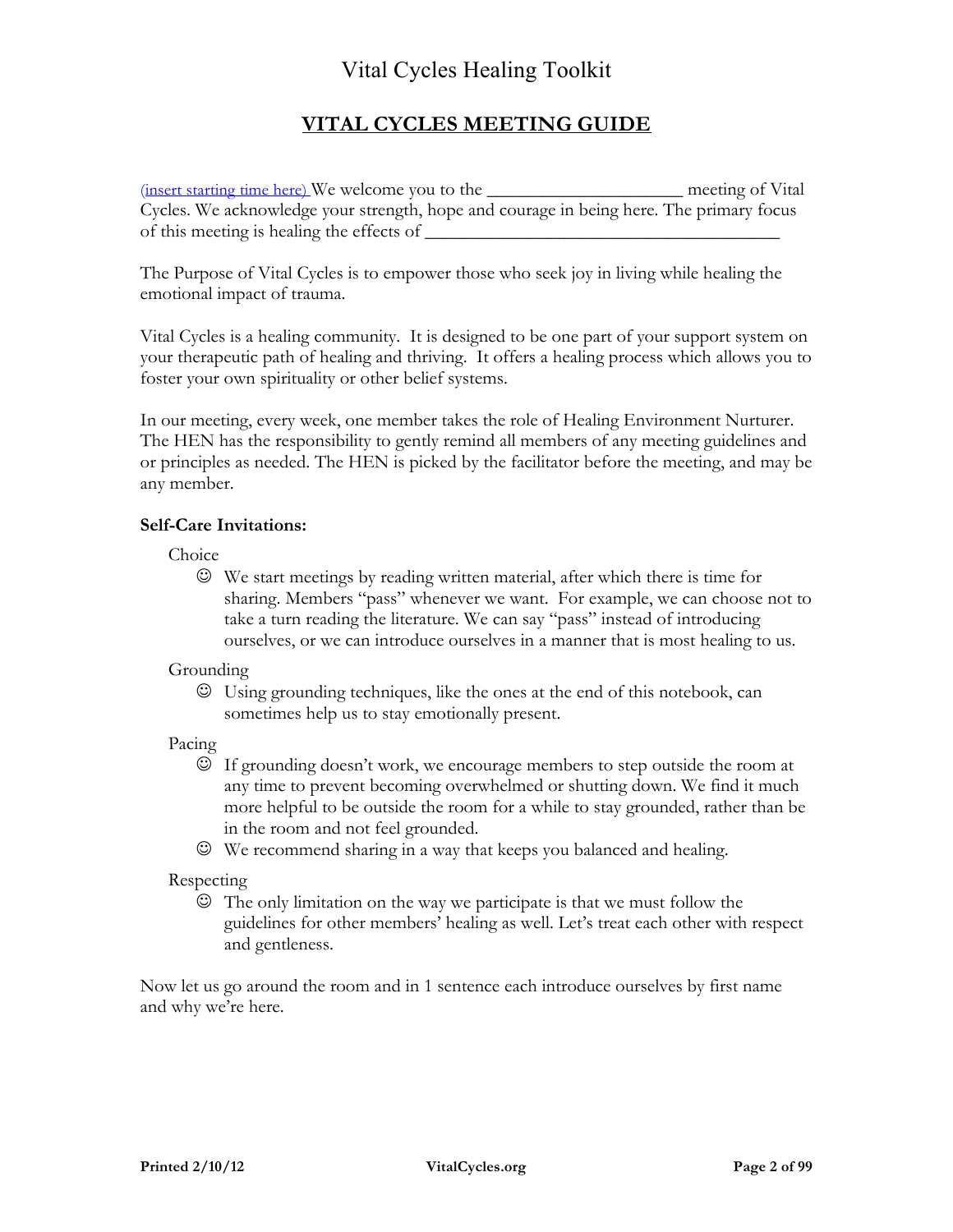# VITAL CYCLES MEETING GUIDE

(insert starting time here) We welcome you to the _____________________ meeting of Vital Cycles. We acknowledge your strength, hope and courage in being here. The primary focus of this meeting is healing the effects of ___________________________________

The Purpose of Vital Cycles is to empower those who seek joy in living while healing the emotional impact of trauma.

Vital Cycles is a healing community. It is designed to be one part of your support system on your therapeutic path of healing and thriving. It offers a healing process which allows you to foster your own spirituality or other belief systems.

In our meeting, every week, one member takes the role of Healing Environment Nurturer. The HEN has the responsibility to gently remind all members of any meeting guidelines and or principles as needed. The HEN is picked by the facilitator before the meeting, and may be any member.

**Self-Care Invitations:**

Choice

- ☺ We start meetings by reading written material, after which there is time for sharing. Members "pass" whenever we want. For example, we can choose not to take a turn reading the literature. We can say "pass" instead of introducing ourselves, or we can introduce ourselves in a manner that is most healing to us.

Grounding

- ☺ Using grounding techniques, like the ones at the end of this notebook, can sometimes help us to stay emotionally present.

Pacing

- ☺ If grounding doesn't work, we encourage members to step outside the room at any time to prevent becoming overwhelmed or shutting down. We find it much more helpful to be outside the room for a while to stay grounded, rather than be in the room and not feel grounded.
- ☺ We recommend sharing in a way that keeps you balanced and healing.

Respecting

- ☺ The only limitation on the way we participate is that we must follow the guidelines for other members' healing as well. Let's treat each other with respect and gentleness.

Now let us go around the room and in 1 sentence each introduce ourselves by first name and why we're here.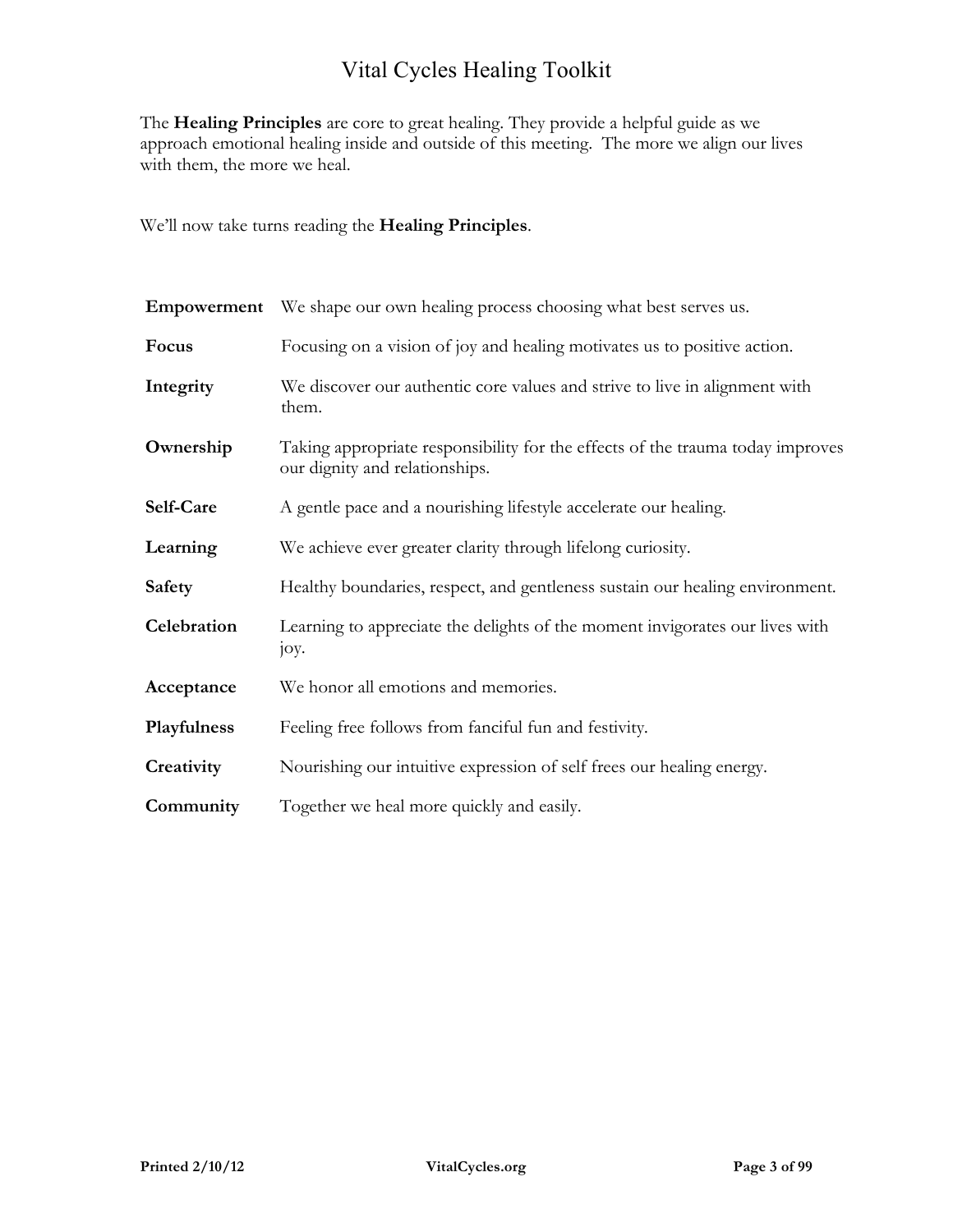The **Healing Principles** are core to great healing. They provide a helpful guide as we approach emotional healing inside and outside of this meeting. The more we align our lives with them, the more we heal.

We'll now take turns reading the **Healing Principles**.

| | |
|---|---|
| **Empowerment** | We shape our own healing process choosing what best serves us. |
| **Focus** | Focusing on a vision of joy and healing motivates us to positive action. |
| **Integrity** | We discover our authentic core values and strive to live in alignment with them. |
| **Ownership** | Taking appropriate responsibility for the effects of the trauma today improves our dignity and relationships. |
| **Self-Care** | A gentle pace and a nourishing lifestyle accelerate our healing. |
| **Learning** | We achieve ever greater clarity through lifelong curiosity. |
| **Safety** | Healthy boundaries, respect, and gentleness sustain our healing environment. |
| **Celebration** | Learning to appreciate the delights of the moment invigorates our lives with joy. |
| **Acceptance** | We honor all emotions and memories. |
| **Playfulness** | Feeling free follows from fanciful fun and festivity. |
| **Creativity** | Nourishing our intuitive expression of self frees our healing energy. |
| **Community** | Together we heal more quickly and easily. |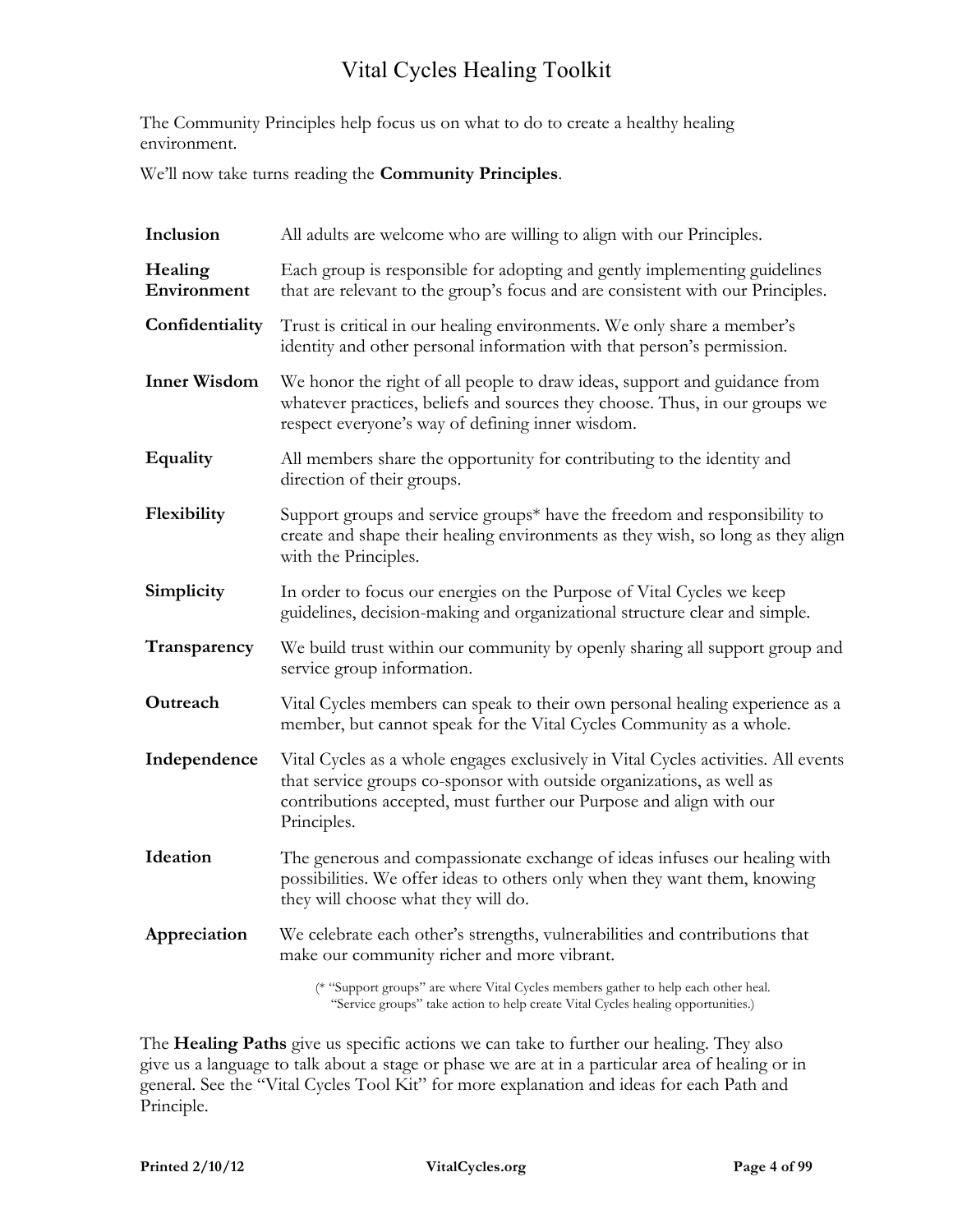The Community Principles help focus us on what to do to create a healthy healing environment.

We'll now take turns reading the **Community Principles**.

| | |
|---|---|
| **Inclusion** | All adults are welcome who are willing to align with our Principles. |
| **Healing Environment** | Each group is responsible for adopting and gently implementing guidelines that are relevant to the group's focus and are consistent with our Principles. |
| **Confidentiality** | Trust is critical in our healing environments. We only share a member's identity and other personal information with that person's permission. |
| **Inner Wisdom** | We honor the right of all people to draw ideas, support and guidance from whatever practices, beliefs and sources they choose. Thus, in our groups we respect everyone's way of defining inner wisdom. |
| **Equality** | All members share the opportunity for contributing to the identity and direction of their groups. |
| **Flexibility** | Support groups and service groups* have the freedom and responsibility to create and shape their healing environments as they wish, so long as they align with the Principles. |
| **Simplicity** | In order to focus our energies on the Purpose of Vital Cycles we keep guidelines, decision-making and organizational structure clear and simple. |
| **Transparency** | We build trust within our community by openly sharing all support group and service group information. |
| **Outreach** | Vital Cycles members can speak to their own personal healing experience as a member, but cannot speak for the Vital Cycles Community as a whole. |
| **Independence** | Vital Cycles as a whole engages exclusively in Vital Cycles activities. All events that service groups co-sponsor with outside organizations, as well as contributions accepted, must further our Purpose and align with our Principles. |
| **Ideation** | The generous and compassionate exchange of ideas infuses our healing with possibilities. We offer ideas to others only when they want them, knowing they will choose what they will do. |
| **Appreciation** | We celebrate each other's strengths, vulnerabilities and contributions that make our community richer and more vibrant. |

(* "Support groups" are where Vital Cycles members gather to help each other heal. "Service groups" take action to help create Vital Cycles healing opportunities.)

The **Healing Paths** give us specific actions we can take to further our healing. They also give us a language to talk about a stage or phase we are at in a particular area of healing or in general. See the "Vital Cycles Tool Kit" for more explanation and ideas for each Path and Principle.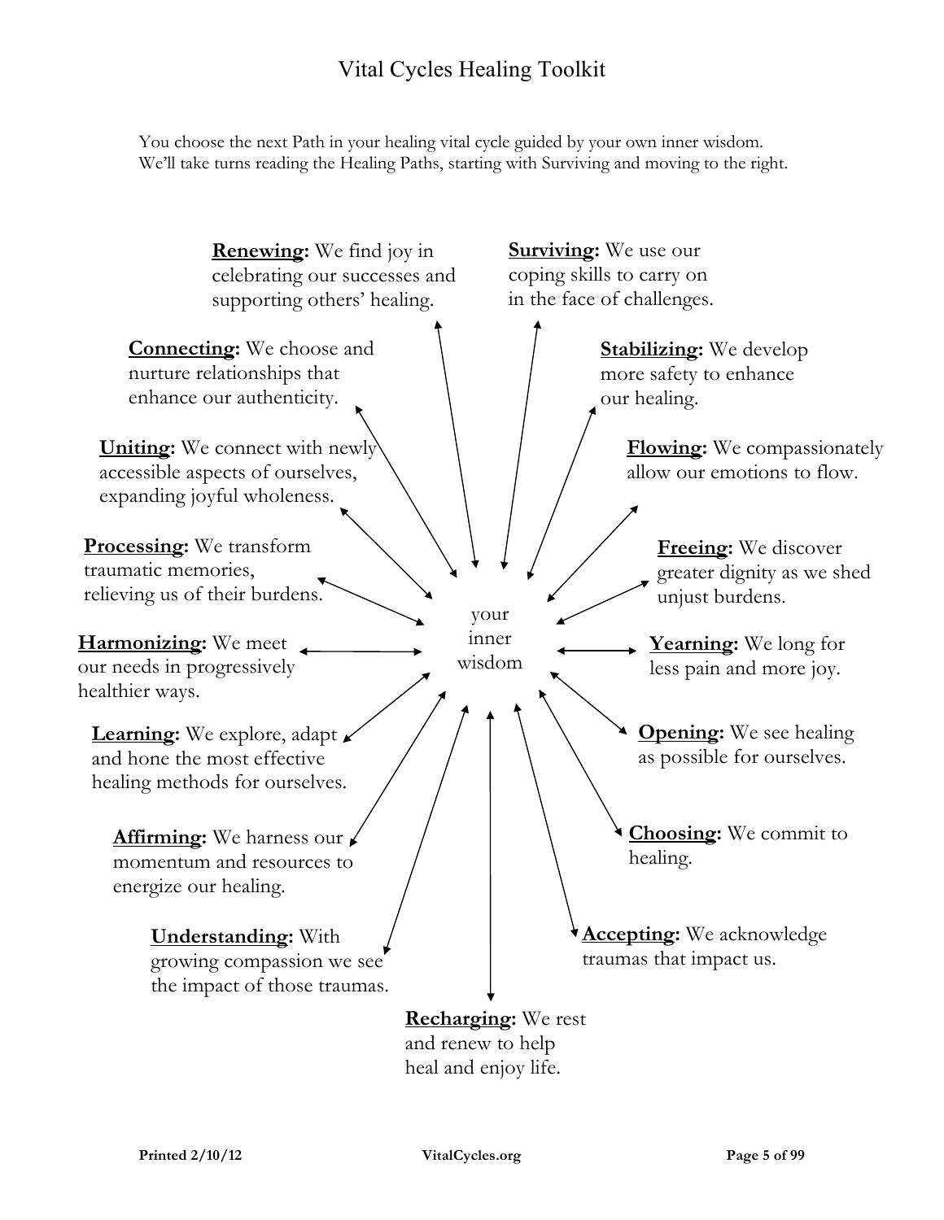# Vital Cycles Healing Toolkit

You choose the next Path in your healing vital cycle guided by your own inner wisdom.
We'll take turns reading the Healing Paths, starting with Surviving and moving to the right.

your inner wisdom

- **Surviving:** We use our coping skills to carry on in the face of challenges.
- **Stabilizing:** We develop more safety to enhance our healing.
- **Flowing:** We compassionately allow our emotions to flow.
- **Freeing:** We discover greater dignity as we shed unjust burdens.
- **Yearning:** We long for less pain and more joy.
- **Opening:** We see healing as possible for ourselves.
- **Choosing:** We commit to healing.
- **Accepting:** We acknowledge traumas that impact us.
- **Recharging:** We rest and renew to help heal and enjoy life.
- **Understanding:** With growing compassion we see the impact of those traumas.
- **Affirming:** We harness our momentum and resources to energize our healing.
- **Learning:** We explore, adapt and hone the most effective healing methods for ourselves.
- **Harmonizing:** We meet our needs in progressively healthier ways.
- **Processing:** We transform traumatic memories, relieving us of their burdens.
- **Uniting:** We connect with newly accessible aspects of ourselves, expanding joyful wholeness.
- **Connecting:** We choose and nurture relationships that enhance our authenticity.
- **Renewing:** We find joy in celebrating our successes and supporting others' healing.

Printed 2/10/12

VitalCycles.org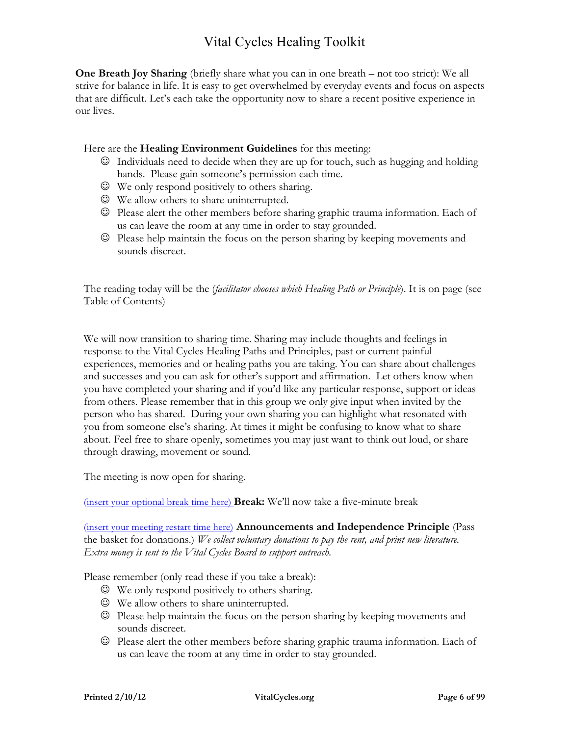**One Breath Joy Sharing** (briefly share what you can in one breath – not too strict): We all strive for balance in life. It is easy to get overwhelmed by everyday events and focus on aspects that are difficult. Let's each take the opportunity now to share a recent positive experience in our lives.

Here are the **Healing Environment Guidelines** for this meeting:

- ☺ Individuals need to decide when they are up for touch, such as hugging and holding hands. Please gain someone's permission each time.
- ☺ We only respond positively to others sharing.
- ☺ We allow others to share uninterrupted.
- ☺ Please alert the other members before sharing graphic trauma information. Each of us can leave the room at any time in order to stay grounded.
- ☺ Please help maintain the focus on the person sharing by keeping movements and sounds discreet.

The reading today will be the (*facilitator chooses which Healing Path or Principle*). It is on page (see Table of Contents)

We will now transition to sharing time. Sharing may include thoughts and feelings in response to the Vital Cycles Healing Paths and Principles, past or current painful experiences, memories and or healing paths you are taking. You can share about challenges and successes and you can ask for other's support and affirmation. Let others know when you have completed your sharing and if you'd like any particular response, support or ideas from others. Please remember that in this group we only give input when invited by the person who has shared. During your own sharing you can highlight what resonated with you from someone else's sharing. At times it might be confusing to know what to share about. Feel free to share openly, sometimes you may just want to think out loud, or share through drawing, movement or sound.

The meeting is now open for sharing.

(insert your optional break time here) **Break:** We'll now take a five-minute break

(insert your meeting restart time here) **Announcements and Independence Principle** (Pass the basket for donations.) *We collect voluntary donations to pay the rent, and print new literature. Extra money is sent to the Vital Cycles Board to support outreach.*

Please remember (only read these if you take a break):

- ☺ We only respond positively to others sharing.
- ☺ We allow others to share uninterrupted.
- ☺ Please help maintain the focus on the person sharing by keeping movements and sounds discreet.
- ☺ Please alert the other members before sharing graphic trauma information. Each of us can leave the room at any time in order to stay grounded.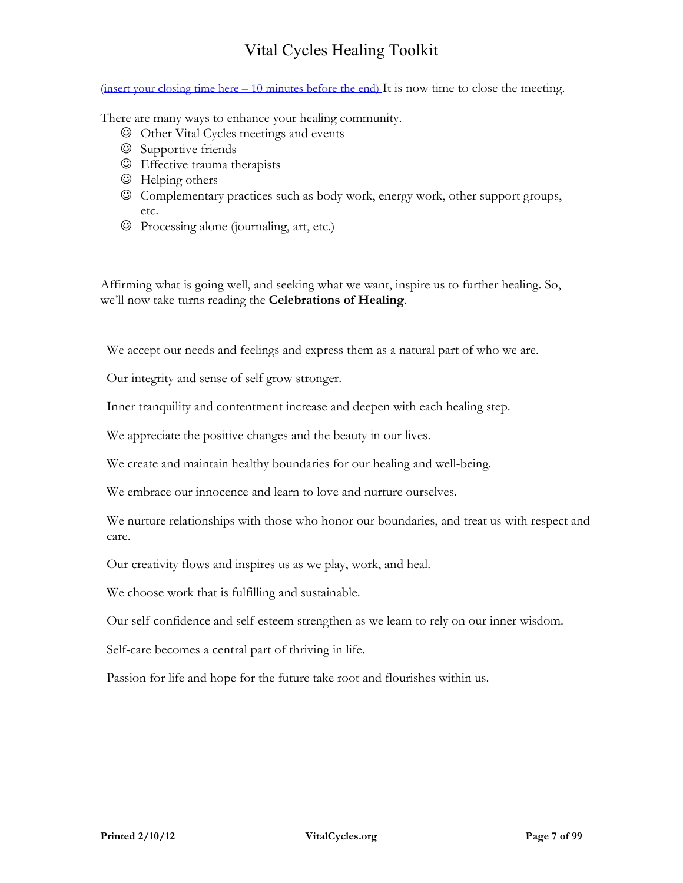(insert your closing time here – 10 minutes before the end) It is now time to close the meeting.

There are many ways to enhance your healing community.

- ☺ Other Vital Cycles meetings and events
- ☺ Supportive friends
- ☺ Effective trauma therapists
- ☺ Helping others
- ☺ Complementary practices such as body work, energy work, other support groups, etc.
- ☺ Processing alone (journaling, art, etc.)

Affirming what is going well, and seeking what we want, inspire us to further healing. So, we'll now take turns reading the **Celebrations of Healing**.

We accept our needs and feelings and express them as a natural part of who we are.

Our integrity and sense of self grow stronger.

Inner tranquility and contentment increase and deepen with each healing step.

We appreciate the positive changes and the beauty in our lives.

We create and maintain healthy boundaries for our healing and well-being.

We embrace our innocence and learn to love and nurture ourselves.

We nurture relationships with those who honor our boundaries, and treat us with respect and care.

Our creativity flows and inspires us as we play, work, and heal.

We choose work that is fulfilling and sustainable.

Our self-confidence and self-esteem strengthen as we learn to rely on our inner wisdom.

Self-care becomes a central part of thriving in life.

Passion for life and hope for the future take root and flourishes within us.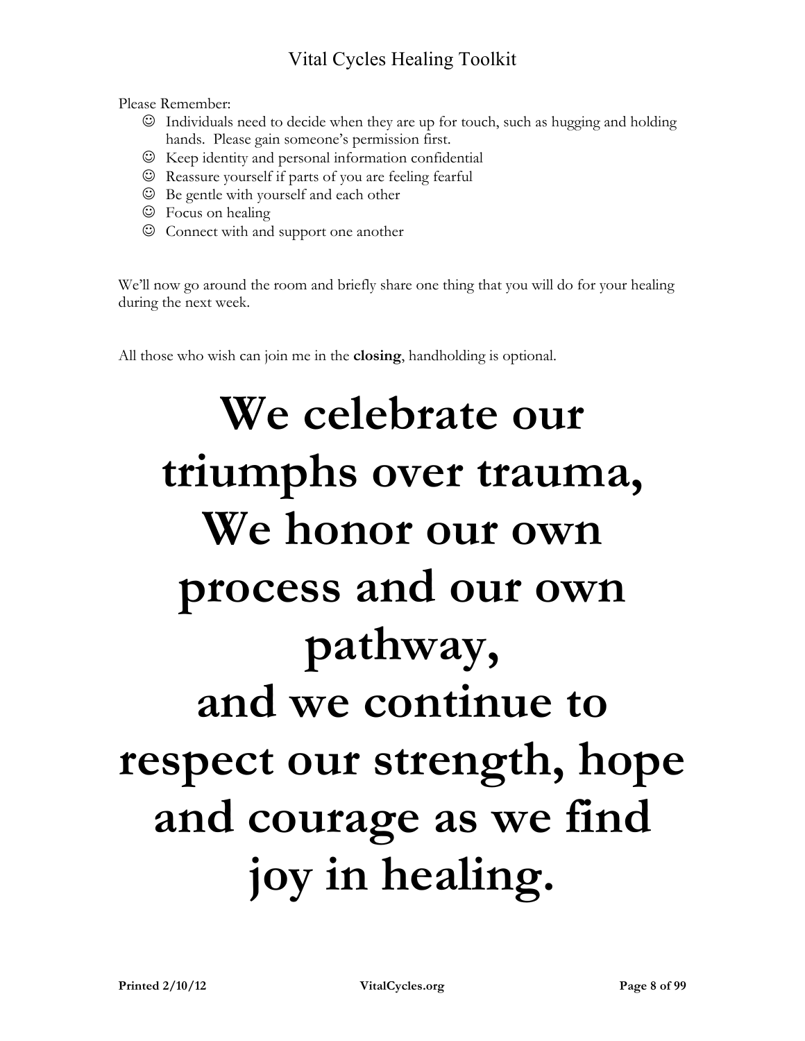Please Remember:

- ☺ Individuals need to decide when they are up for touch, such as hugging and holding hands. Please gain someone's permission first.
- ☺ Keep identity and personal information confidential
- ☺ Reassure yourself if parts of you are feeling fearful
- ☺ Be gentle with yourself and each other
- ☺ Focus on healing
- ☺ Connect with and support one another

We'll now go around the room and briefly share one thing that you will do for your healing during the next week.

All those who wish can join me in the **closing**, handholding is optional.

# We celebrate our triumphs over trauma, We honor our own process and our own pathway, and we continue to respect our strength, hope and courage as we find joy in healing.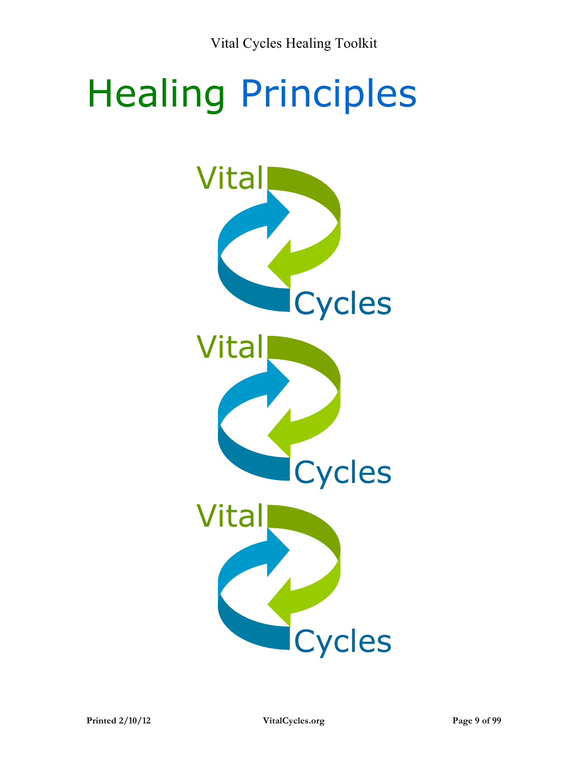# Healing Principles

Vital

Cycles

Vital

Cycles

Vital

Cycles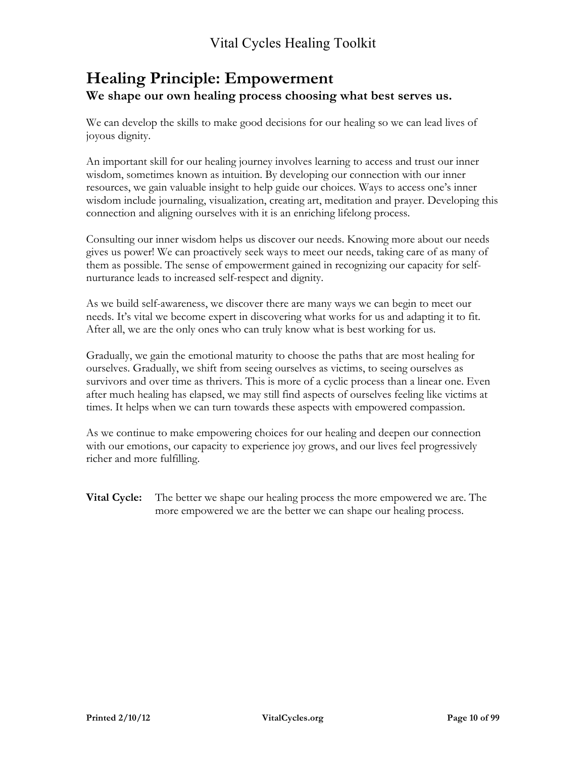# Healing Principle: Empowerment

## We shape our own healing process choosing what best serves us.

We can develop the skills to make good decisions for our healing so we can lead lives of joyous dignity.

An important skill for our healing journey involves learning to access and trust our inner wisdom, sometimes known as intuition. By developing our connection with our inner resources, we gain valuable insight to help guide our choices. Ways to access one's inner wisdom include journaling, visualization, creating art, meditation and prayer. Developing this connection and aligning ourselves with it is an enriching lifelong process.

Consulting our inner wisdom helps us discover our needs. Knowing more about our needs gives us power! We can proactively seek ways to meet our needs, taking care of as many of them as possible. The sense of empowerment gained in recognizing our capacity for self-nurturance leads to increased self-respect and dignity.

As we build self-awareness, we discover there are many ways we can begin to meet our needs. It's vital we become expert in discovering what works for us and adapting it to fit. After all, we are the only ones who can truly know what is best working for us.

Gradually, we gain the emotional maturity to choose the paths that are most healing for ourselves. Gradually, we shift from seeing ourselves as victims, to seeing ourselves as survivors and over time as thrivers. This is more of a cyclic process than a linear one. Even after much healing has elapsed, we may still find aspects of ourselves feeling like victims at times. It helps when we can turn towards these aspects with empowered compassion.

As we continue to make empowering choices for our healing and deepen our connection with our emotions, our capacity to experience joy grows, and our lives feel progressively richer and more fulfilling.

**Vital Cycle:** The better we shape our healing process the more empowered we are. The more empowered we are the better we can shape our healing process.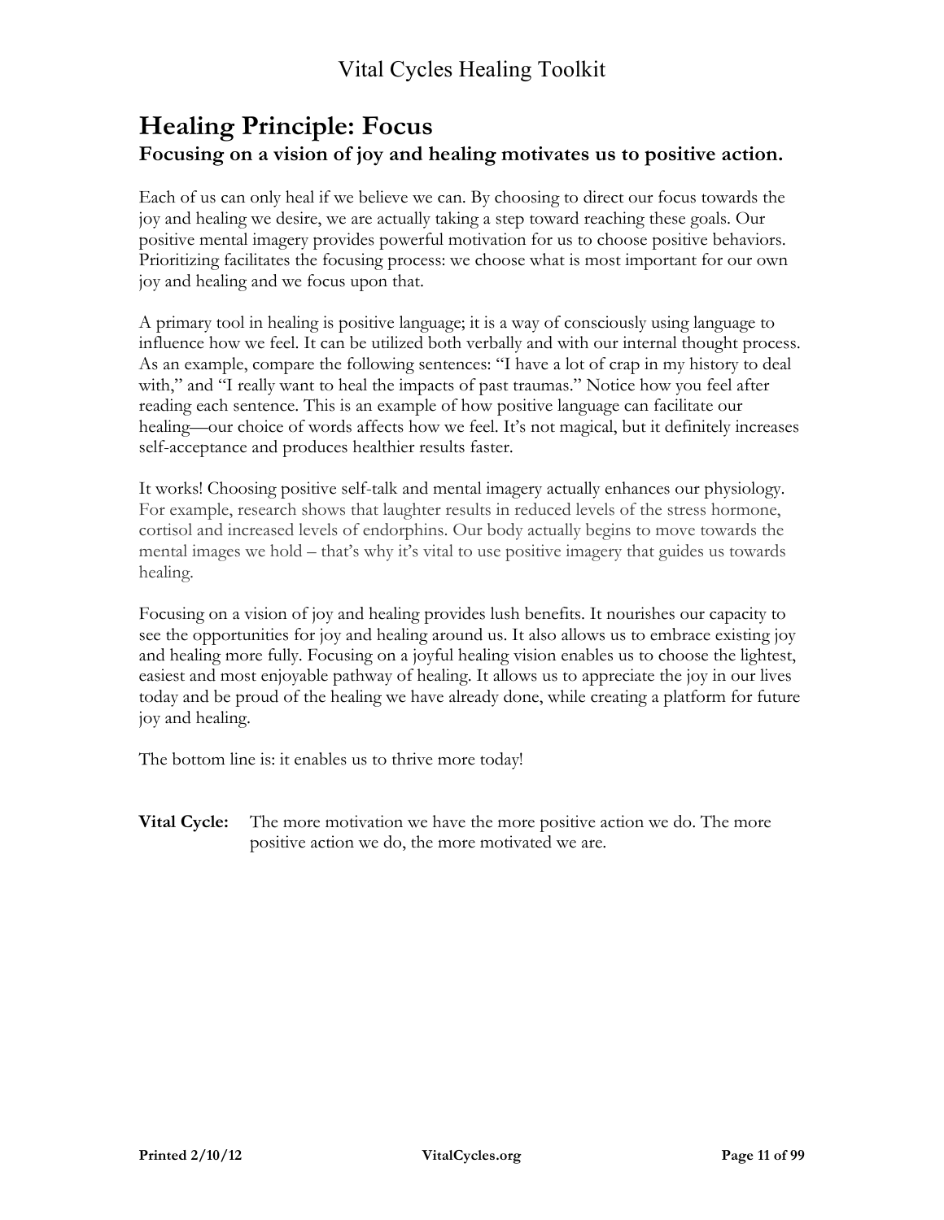# Healing Principle: Focus

## Focusing on a vision of joy and healing motivates us to positive action.

Each of us can only heal if we believe we can. By choosing to direct our focus towards the joy and healing we desire, we are actually taking a step toward reaching these goals. Our positive mental imagery provides powerful motivation for us to choose positive behaviors. Prioritizing facilitates the focusing process: we choose what is most important for our own joy and healing and we focus upon that.

A primary tool in healing is positive language; it is a way of consciously using language to influence how we feel. It can be utilized both verbally and with our internal thought process. As an example, compare the following sentences: "I have a lot of crap in my history to deal with," and "I really want to heal the impacts of past traumas." Notice how you feel after reading each sentence. This is an example of how positive language can facilitate our healing—our choice of words affects how we feel. It's not magical, but it definitely increases self-acceptance and produces healthier results faster.

It works! Choosing positive self-talk and mental imagery actually enhances our physiology. For example, research shows that laughter results in reduced levels of the stress hormone, cortisol and increased levels of endorphins. Our body actually begins to move towards the mental images we hold – that's why it's vital to use positive imagery that guides us towards healing.

Focusing on a vision of joy and healing provides lush benefits. It nourishes our capacity to see the opportunities for joy and healing around us. It also allows us to embrace existing joy and healing more fully. Focusing on a joyful healing vision enables us to choose the lightest, easiest and most enjoyable pathway of healing. It allows us to appreciate the joy in our lives today and be proud of the healing we have already done, while creating a platform for future joy and healing.

The bottom line is: it enables us to thrive more today!

**Vital Cycle:** The more motivation we have the more positive action we do. The more positive action we do, the more motivated we are.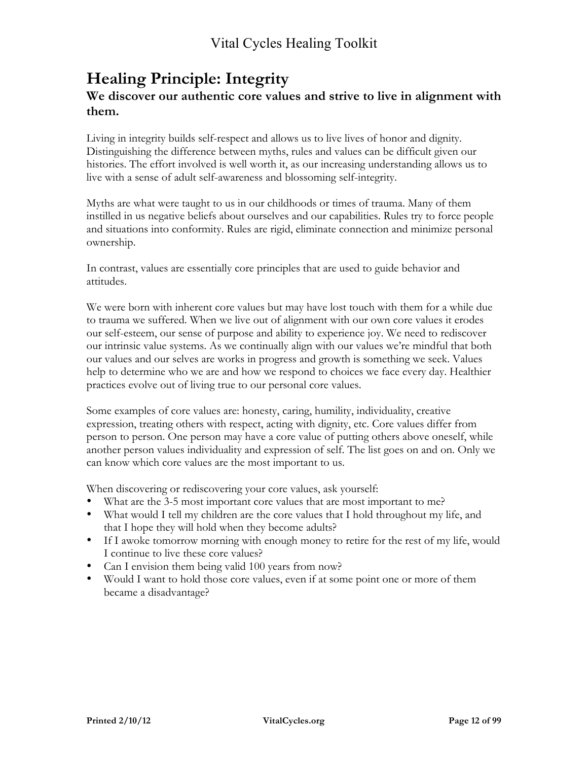# Healing Principle: Integrity

## We discover our authentic core values and strive to live in alignment with them.

Living in integrity builds self-respect and allows us to live lives of honor and dignity. Distinguishing the difference between myths, rules and values can be difficult given our histories. The effort involved is well worth it, as our increasing understanding allows us to live with a sense of adult self-awareness and blossoming self-integrity.

Myths are what were taught to us in our childhoods or times of trauma. Many of them instilled in us negative beliefs about ourselves and our capabilities. Rules try to force people and situations into conformity. Rules are rigid, eliminate connection and minimize personal ownership.

In contrast, values are essentially core principles that are used to guide behavior and attitudes.

We were born with inherent core values but may have lost touch with them for a while due to trauma we suffered. When we live out of alignment with our own core values it erodes our self-esteem, our sense of purpose and ability to experience joy. We need to rediscover our intrinsic value systems. As we continually align with our values we're mindful that both our values and our selves are works in progress and growth is something we seek. Values help to determine who we are and how we respond to choices we face every day. Healthier practices evolve out of living true to our personal core values.

Some examples of core values are: honesty, caring, humility, individuality, creative expression, treating others with respect, acting with dignity, etc. Core values differ from person to person. One person may have a core value of putting others above oneself, while another person values individuality and expression of self. The list goes on and on. Only we can know which core values are the most important to us.

When discovering or rediscovering your core values, ask yourself:

- What are the 3-5 most important core values that are most important to me?
- What would I tell my children are the core values that I hold throughout my life, and that I hope they will hold when they become adults?
- If I awoke tomorrow morning with enough money to retire for the rest of my life, would I continue to live these core values?
- Can I envision them being valid 100 years from now?
- Would I want to hold those core values, even if at some point one or more of them became a disadvantage?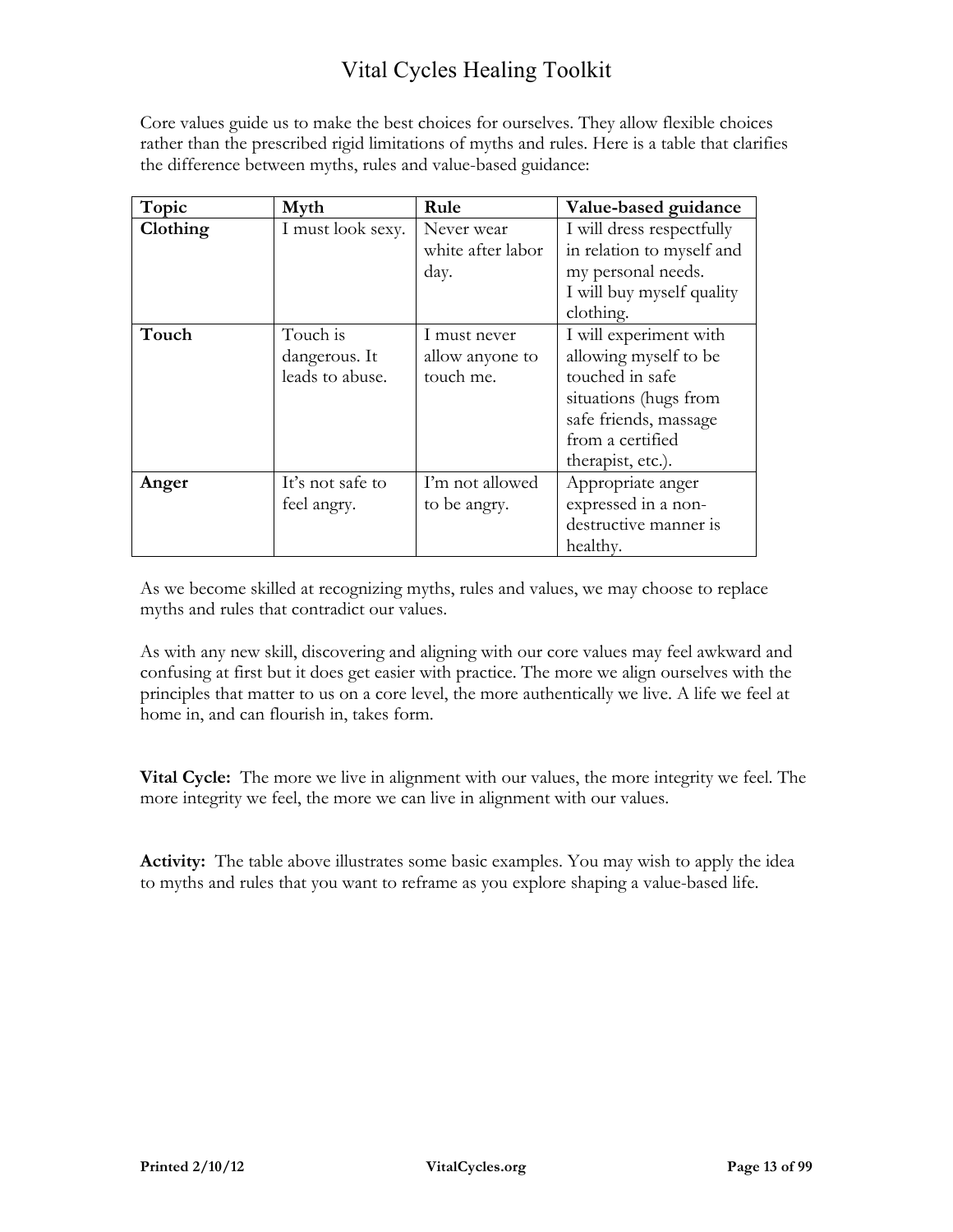Core values guide us to make the best choices for ourselves. They allow flexible choices rather than the prescribed rigid limitations of myths and rules. Here is a table that clarifies the difference between myths, rules and value-based guidance:

| Topic | Myth | Rule | Value-based guidance |
|---|---|---|---|
| **Clothing** | I must look sexy. | Never wear white after labor day. | I will dress respectfully in relation to myself and my personal needs. I will buy myself quality clothing. |
| **Touch** | Touch is dangerous. It leads to abuse. | I must never allow anyone to touch me. | I will experiment with allowing myself to be touched in safe situations (hugs from safe friends, massage from a certified therapist, etc.). |
| **Anger** | It's not safe to feel angry. | I'm not allowed to be angry. | Appropriate anger expressed in a non-destructive manner is healthy. |

As we become skilled at recognizing myths, rules and values, we may choose to replace myths and rules that contradict our values.

As with any new skill, discovering and aligning with our core values may feel awkward and confusing at first but it does get easier with practice. The more we align ourselves with the principles that matter to us on a core level, the more authentically we live. A life we feel at home in, and can flourish in, takes form.

**Vital Cycle:** The more we live in alignment with our values, the more integrity we feel. The more integrity we feel, the more we can live in alignment with our values.

**Activity:** The table above illustrates some basic examples. You may wish to apply the idea to myths and rules that you want to reframe as you explore shaping a value-based life.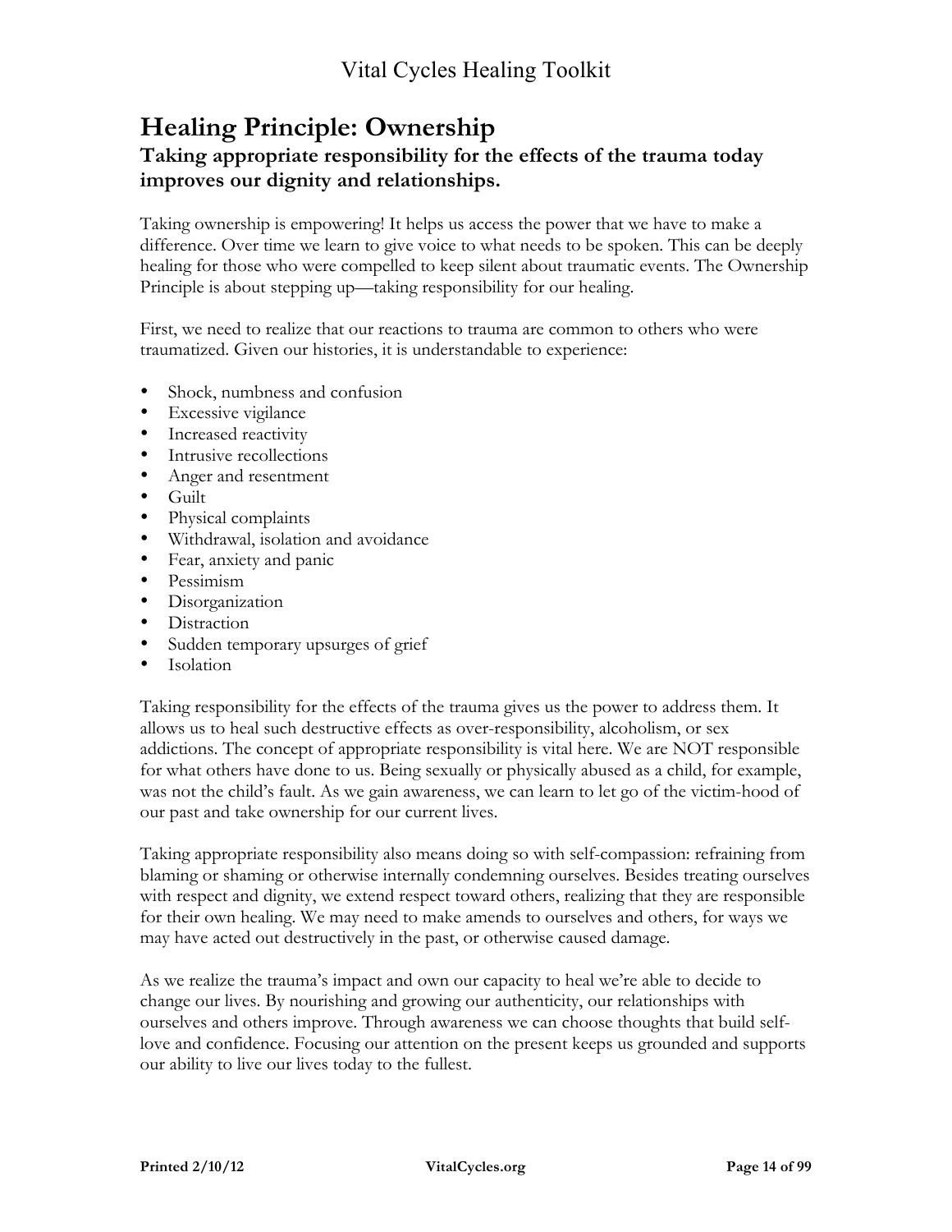# Healing Principle: Ownership

## Taking appropriate responsibility for the effects of the trauma today improves our dignity and relationships.

Taking ownership is empowering! It helps us access the power that we have to make a difference. Over time we learn to give voice to what needs to be spoken. This can be deeply healing for those who were compelled to keep silent about traumatic events. The Ownership Principle is about stepping up—taking responsibility for our healing.

First, we need to realize that our reactions to trauma are common to others who were traumatized. Given our histories, it is understandable to experience:

- Shock, numbness and confusion
- Excessive vigilance
- Increased reactivity
- Intrusive recollections
- Anger and resentment
- Guilt
- Physical complaints
- Withdrawal, isolation and avoidance
- Fear, anxiety and panic
- Pessimism
- Disorganization
- Distraction
- Sudden temporary upsurges of grief
- Isolation

Taking responsibility for the effects of the trauma gives us the power to address them. It allows us to heal such destructive effects as over-responsibility, alcoholism, or sex addictions. The concept of appropriate responsibility is vital here. We are NOT responsible for what others have done to us. Being sexually or physically abused as a child, for example, was not the child's fault. As we gain awareness, we can learn to let go of the victim-hood of our past and take ownership for our current lives.

Taking appropriate responsibility also means doing so with self-compassion: refraining from blaming or shaming or otherwise internally condemning ourselves. Besides treating ourselves with respect and dignity, we extend respect toward others, realizing that they are responsible for their own healing. We may need to make amends to ourselves and others, for ways we may have acted out destructively in the past, or otherwise caused damage.

As we realize the trauma's impact and own our capacity to heal we're able to decide to change our lives. By nourishing and growing our authenticity, our relationships with ourselves and others improve. Through awareness we can choose thoughts that build self-love and confidence. Focusing our attention on the present keeps us grounded and supports our ability to live our lives today to the fullest.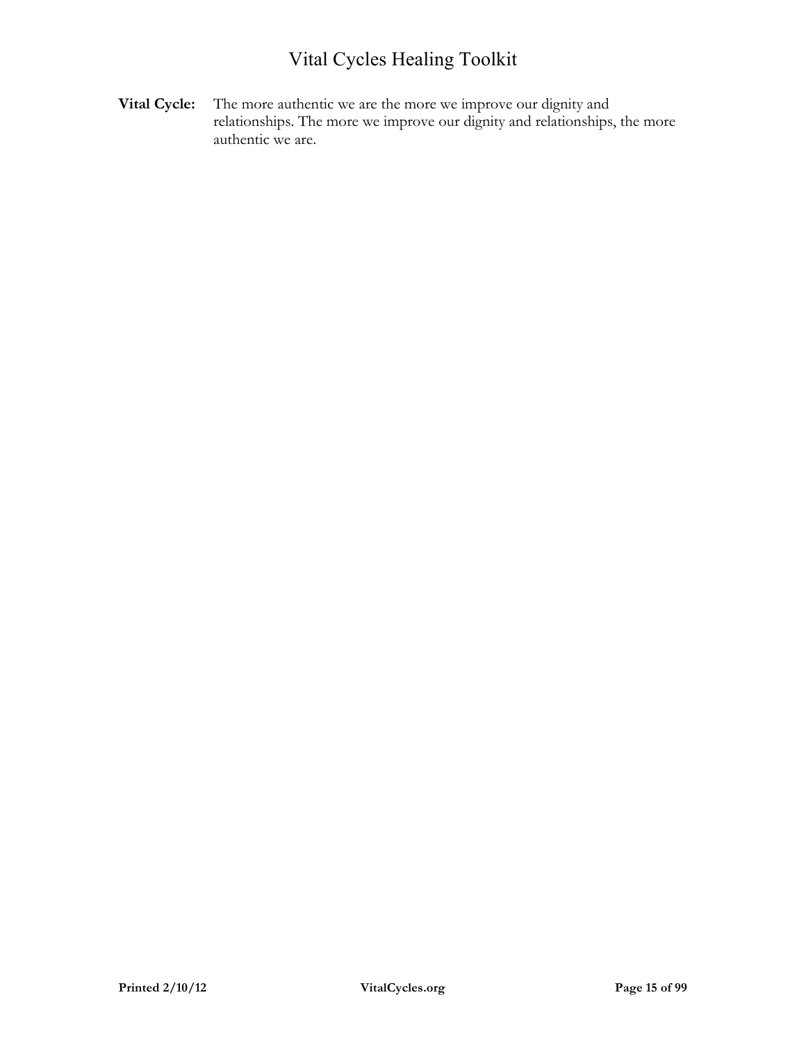**Vital Cycle:** The more authentic we are the more we improve our dignity and relationships. The more we improve our dignity and relationships, the more authentic we are.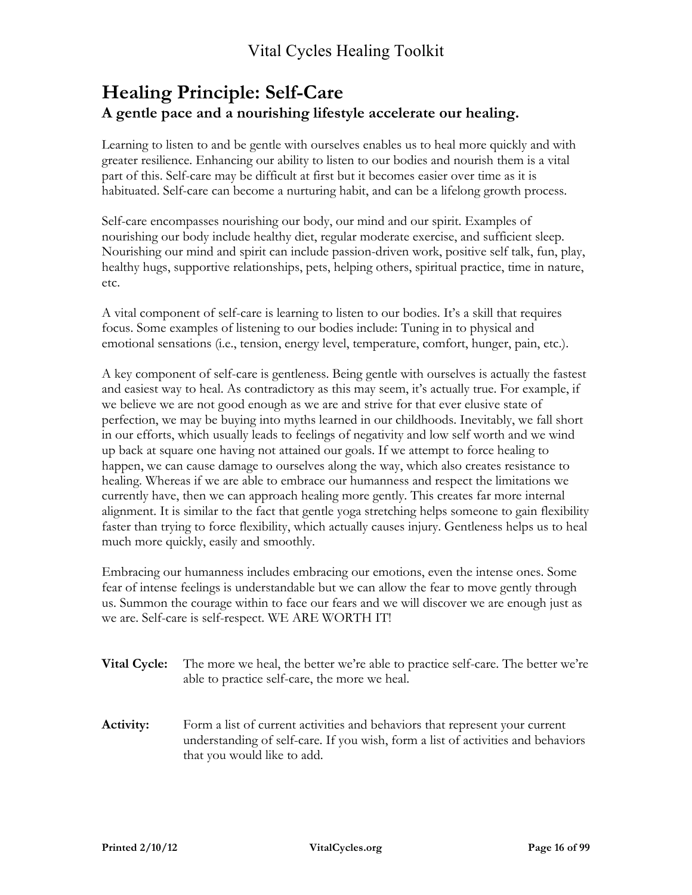# Healing Principle: Self-Care

## A gentle pace and a nourishing lifestyle accelerate our healing.

Learning to listen to and be gentle with ourselves enables us to heal more quickly and with greater resilience. Enhancing our ability to listen to our bodies and nourish them is a vital part of this. Self-care may be difficult at first but it becomes easier over time as it is habituated. Self-care can become a nurturing habit, and can be a lifelong growth process.

Self-care encompasses nourishing our body, our mind and our spirit. Examples of nourishing our body include healthy diet, regular moderate exercise, and sufficient sleep. Nourishing our mind and spirit can include passion-driven work, positive self talk, fun, play, healthy hugs, supportive relationships, pets, helping others, spiritual practice, time in nature, etc.

A vital component of self-care is learning to listen to our bodies. It's a skill that requires focus. Some examples of listening to our bodies include: Tuning in to physical and emotional sensations (i.e., tension, energy level, temperature, comfort, hunger, pain, etc.).

A key component of self-care is gentleness. Being gentle with ourselves is actually the fastest and easiest way to heal. As contradictory as this may seem, it's actually true. For example, if we believe we are not good enough as we are and strive for that ever elusive state of perfection, we may be buying into myths learned in our childhoods. Inevitably, we fall short in our efforts, which usually leads to feelings of negativity and low self worth and we wind up back at square one having not attained our goals. If we attempt to force healing to happen, we can cause damage to ourselves along the way, which also creates resistance to healing. Whereas if we are able to embrace our humanness and respect the limitations we currently have, then we can approach healing more gently. This creates far more internal alignment. It is similar to the fact that gentle yoga stretching helps someone to gain flexibility faster than trying to force flexibility, which actually causes injury. Gentleness helps us to heal much more quickly, easily and smoothly.

Embracing our humanness includes embracing our emotions, even the intense ones. Some fear of intense feelings is understandable but we can allow the fear to move gently through us. Summon the courage within to face our fears and we will discover we are enough just as we are. Self-care is self-respect. WE ARE WORTH IT!

**Vital Cycle:** The more we heal, the better we're able to practice self-care. The better we're able to practice self-care, the more we heal.

**Activity:** Form a list of current activities and behaviors that represent your current understanding of self-care. If you wish, form a list of activities and behaviors that you would like to add.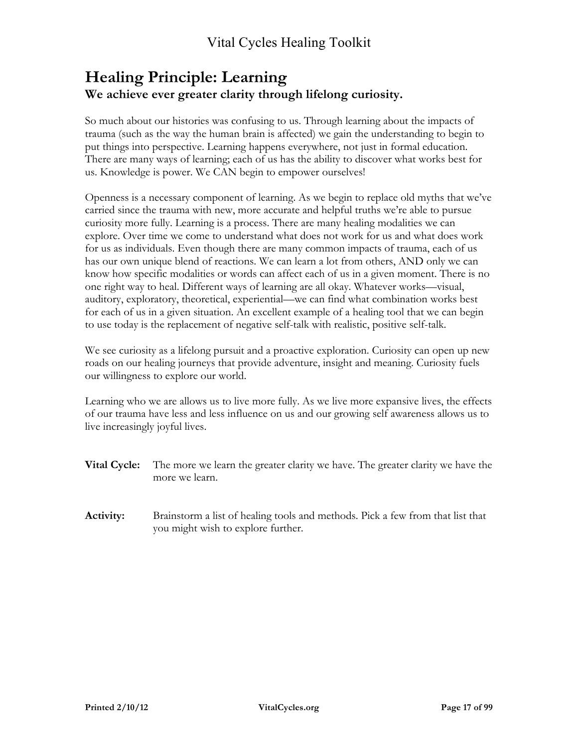# Healing Principle: Learning

**We achieve ever greater clarity through lifelong curiosity.**

So much about our histories was confusing to us. Through learning about the impacts of trauma (such as the way the human brain is affected) we gain the understanding to begin to put things into perspective. Learning happens everywhere, not just in formal education. There are many ways of learning; each of us has the ability to discover what works best for us. Knowledge is power. We CAN begin to empower ourselves!

Openness is a necessary component of learning. As we begin to replace old myths that we've carried since the trauma with new, more accurate and helpful truths we're able to pursue curiosity more fully. Learning is a process. There are many healing modalities we can explore. Over time we come to understand what does not work for us and what does work for us as individuals. Even though there are many common impacts of trauma, each of us has our own unique blend of reactions. We can learn a lot from others, AND only we can know how specific modalities or words can affect each of us in a given moment. There is no one right way to heal. Different ways of learning are all okay. Whatever works—visual, auditory, exploratory, theoretical, experiential—we can find what combination works best for each of us in a given situation. An excellent example of a healing tool that we can begin to use today is the replacement of negative self-talk with realistic, positive self-talk.

We see curiosity as a lifelong pursuit and a proactive exploration. Curiosity can open up new roads on our healing journeys that provide adventure, insight and meaning. Curiosity fuels our willingness to explore our world.

Learning who we are allows us to live more fully. As we live more expansive lives, the effects of our trauma have less and less influence on us and our growing self awareness allows us to live increasingly joyful lives.

**Vital Cycle:** The more we learn the greater clarity we have. The greater clarity we have the more we learn.

**Activity:** Brainstorm a list of healing tools and methods. Pick a few from that list that you might wish to explore further.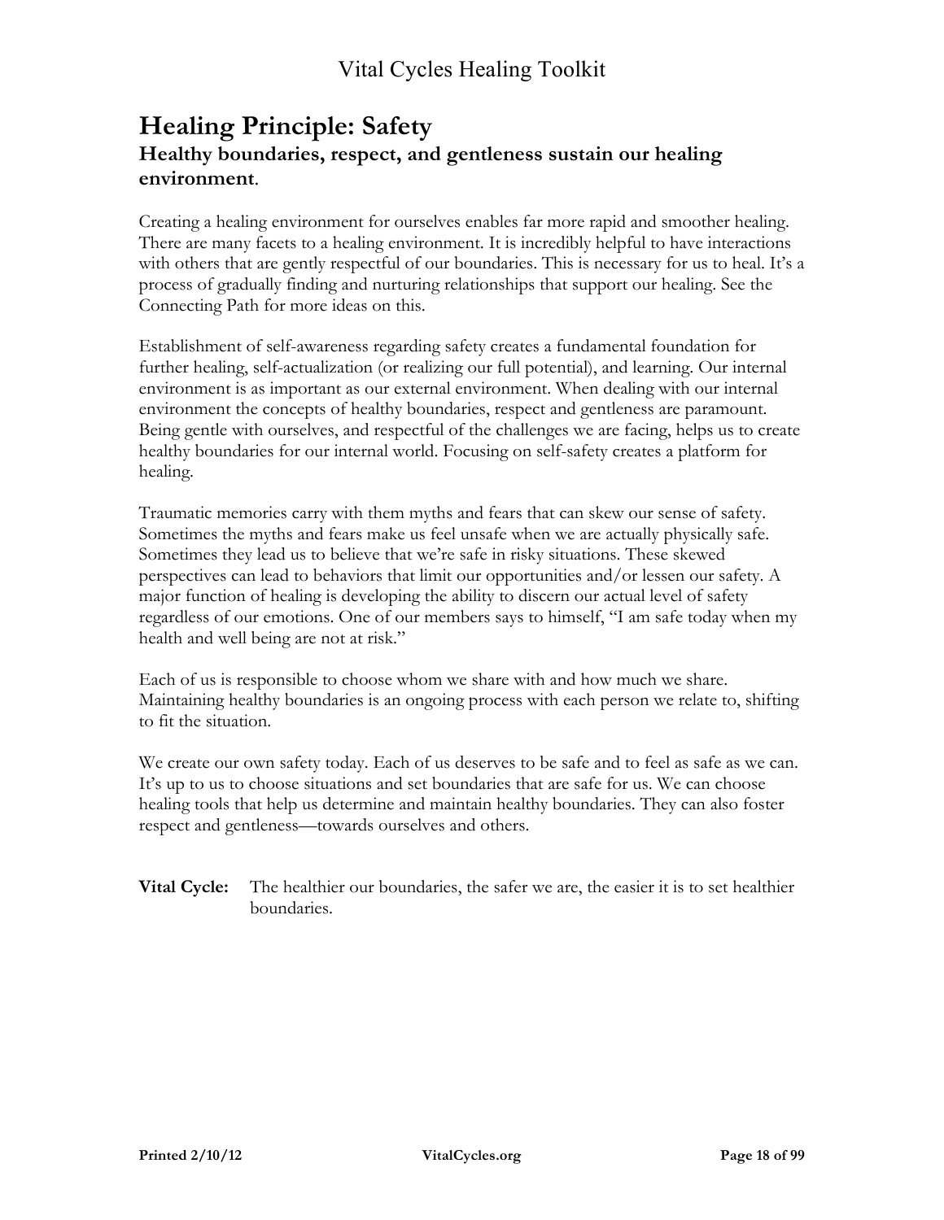# Healing Principle: Safety

## Healthy boundaries, respect, and gentleness sustain our healing environment.

Creating a healing environment for ourselves enables far more rapid and smoother healing. There are many facets to a healing environment. It is incredibly helpful to have interactions with others that are gently respectful of our boundaries. This is necessary for us to heal. It's a process of gradually finding and nurturing relationships that support our healing. See the Connecting Path for more ideas on this.

Establishment of self-awareness regarding safety creates a fundamental foundation for further healing, self-actualization (or realizing our full potential), and learning. Our internal environment is as important as our external environment. When dealing with our internal environment the concepts of healthy boundaries, respect and gentleness are paramount. Being gentle with ourselves, and respectful of the challenges we are facing, helps us to create healthy boundaries for our internal world. Focusing on self-safety creates a platform for healing.

Traumatic memories carry with them myths and fears that can skew our sense of safety. Sometimes the myths and fears make us feel unsafe when we are actually physically safe. Sometimes they lead us to believe that we're safe in risky situations. These skewed perspectives can lead to behaviors that limit our opportunities and/or lessen our safety. A major function of healing is developing the ability to discern our actual level of safety regardless of our emotions. One of our members says to himself, "I am safe today when my health and well being are not at risk."

Each of us is responsible to choose whom we share with and how much we share. Maintaining healthy boundaries is an ongoing process with each person we relate to, shifting to fit the situation.

We create our own safety today. Each of us deserves to be safe and to feel as safe as we can. It's up to us to choose situations and set boundaries that are safe for us. We can choose healing tools that help us determine and maintain healthy boundaries. They can also foster respect and gentleness—towards ourselves and others.

**Vital Cycle:** The healthier our boundaries, the safer we are, the easier it is to set healthier boundaries.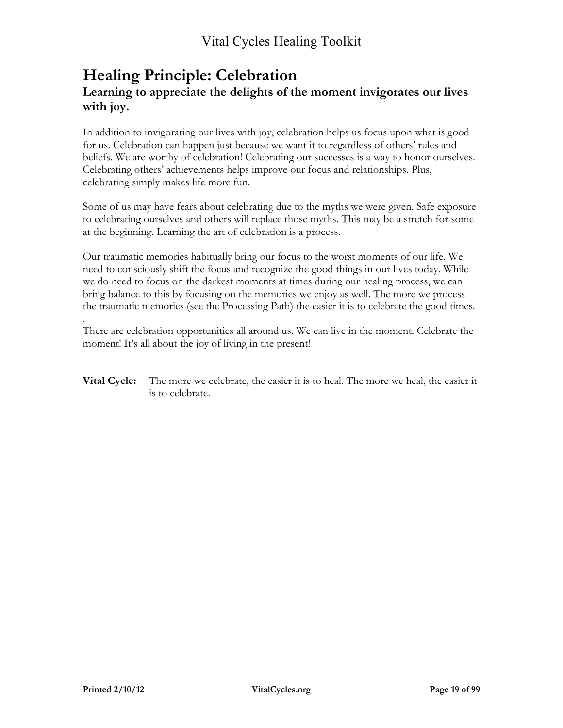# Healing Principle: Celebration

## Learning to appreciate the delights of the moment invigorates our lives with joy.

In addition to invigorating our lives with joy, celebration helps us focus upon what is good for us. Celebration can happen just because we want it to regardless of others' rules and beliefs. We are worthy of celebration! Celebrating our successes is a way to honor ourselves. Celebrating others' achievements helps improve our focus and relationships. Plus, celebrating simply makes life more fun.

Some of us may have fears about celebrating due to the myths we were given. Safe exposure to celebrating ourselves and others will replace those myths. This may be a stretch for some at the beginning. Learning the art of celebration is a process.

Our traumatic memories habitually bring our focus to the worst moments of our life. We need to consciously shift the focus and recognize the good things in our lives today. While we do need to focus on the darkest moments at times during our healing process, we can bring balance to this by focusing on the memories we enjoy as well. The more we process the traumatic memories (see the Processing Path) the easier it is to celebrate the good times.
.
There are celebration opportunities all around us. We can live in the moment. Celebrate the moment! It's all about the joy of living in the present!

**Vital Cycle:** The more we celebrate, the easier it is to heal. The more we heal, the easier it is to celebrate.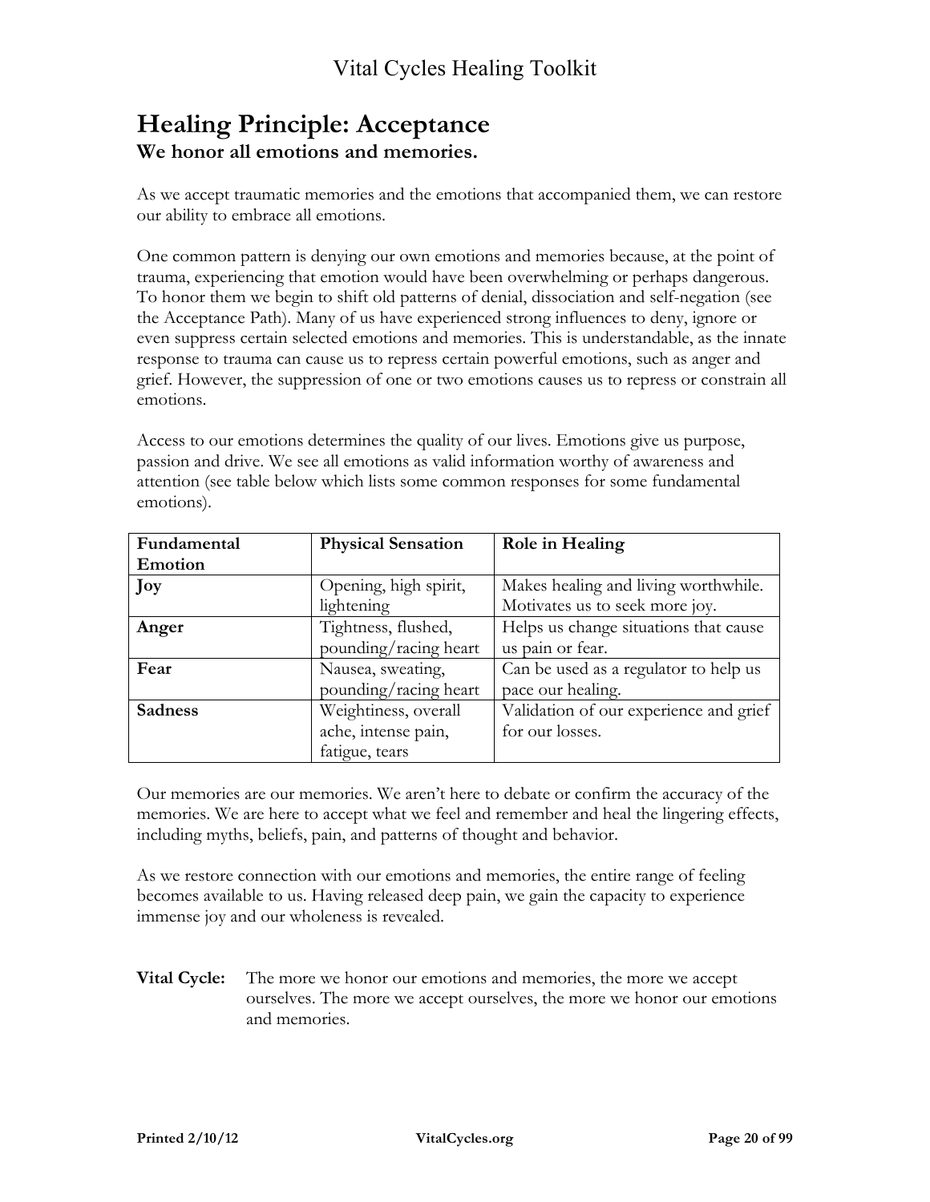# Healing Principle: Acceptance

## We honor all emotions and memories.

As we accept traumatic memories and the emotions that accompanied them, we can restore our ability to embrace all emotions.

One common pattern is denying our own emotions and memories because, at the point of trauma, experiencing that emotion would have been overwhelming or perhaps dangerous. To honor them we begin to shift old patterns of denial, dissociation and self-negation (see the Acceptance Path). Many of us have experienced strong influences to deny, ignore or even suppress certain selected emotions and memories. This is understandable, as the innate response to trauma can cause us to repress certain powerful emotions, such as anger and grief. However, the suppression of one or two emotions causes us to repress or constrain all emotions.

Access to our emotions determines the quality of our lives. Emotions give us purpose, passion and drive. We see all emotions as valid information worthy of awareness and attention (see table below which lists some common responses for some fundamental emotions).

| Fundamental Emotion | Physical Sensation | Role in Healing |
|---|---|---|
| **Joy** | Opening, high spirit, lightening | Makes healing and living worthwhile. Motivates us to seek more joy. |
| **Anger** | Tightness, flushed, pounding/racing heart | Helps us change situations that cause us pain or fear. |
| **Fear** | Nausea, sweating, pounding/racing heart | Can be used as a regulator to help us pace our healing. |
| **Sadness** | Weightiness, overall ache, intense pain, fatigue, tears | Validation of our experience and grief for our losses. |

Our memories are our memories. We aren't here to debate or confirm the accuracy of the memories. We are here to accept what we feel and remember and heal the lingering effects, including myths, beliefs, pain, and patterns of thought and behavior.

As we restore connection with our emotions and memories, the entire range of feeling becomes available to us. Having released deep pain, we gain the capacity to experience immense joy and our wholeness is revealed.

**Vital Cycle:** The more we honor our emotions and memories, the more we accept ourselves. The more we accept ourselves, the more we honor our emotions and memories.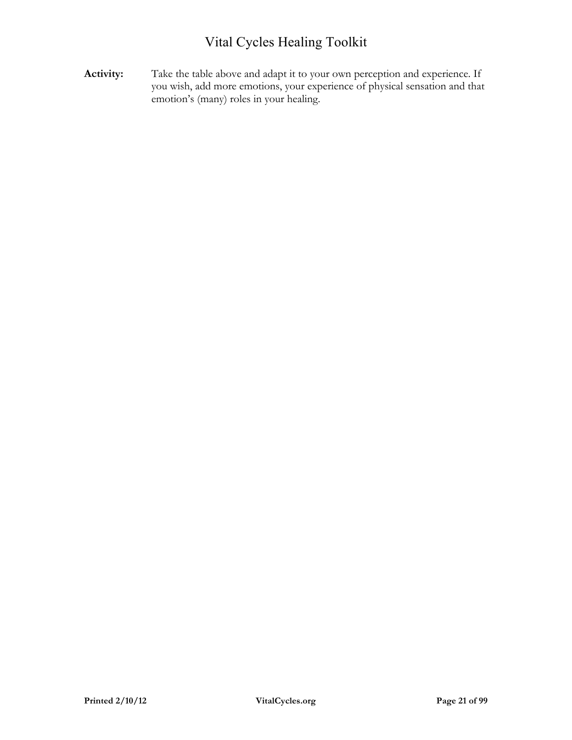**Activity:** Take the table above and adapt it to your own perception and experience. If you wish, add more emotions, your experience of physical sensation and that emotion's (many) roles in your healing.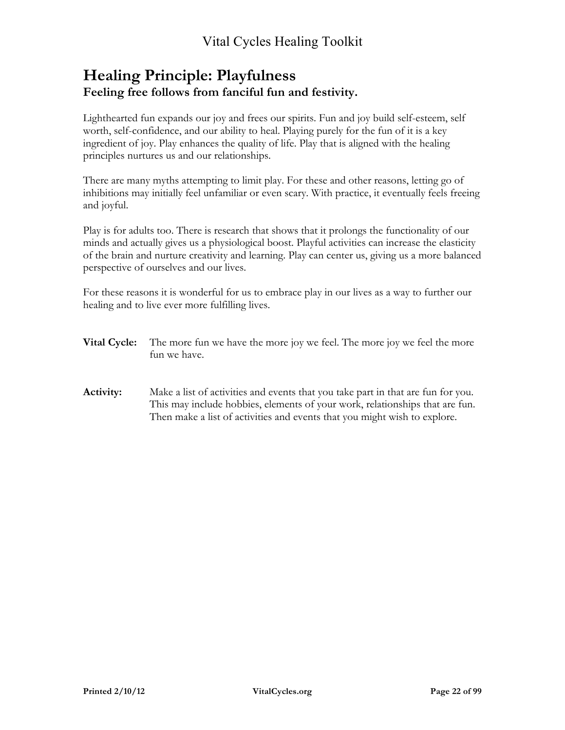## Healing Principle: Playfulness

### Feeling free follows from fanciful fun and festivity.

Lighthearted fun expands our joy and frees our spirits. Fun and joy build self-esteem, self worth, self-confidence, and our ability to heal. Playing purely for the fun of it is a key ingredient of joy. Play enhances the quality of life. Play that is aligned with the healing principles nurtures us and our relationships.

There are many myths attempting to limit play. For these and other reasons, letting go of inhibitions may initially feel unfamiliar or even scary. With practice, it eventually feels freeing and joyful.

Play is for adults too. There is research that shows that it prolongs the functionality of our minds and actually gives us a physiological boost. Playful activities can increase the elasticity of the brain and nurture creativity and learning. Play can center us, giving us a more balanced perspective of ourselves and our lives.

For these reasons it is wonderful for us to embrace play in our lives as a way to further our healing and to live ever more fulfilling lives.

**Vital Cycle:** The more fun we have the more joy we feel. The more joy we feel the more fun we have.

**Activity:** Make a list of activities and events that you take part in that are fun for you. This may include hobbies, elements of your work, relationships that are fun. Then make a list of activities and events that you might wish to explore.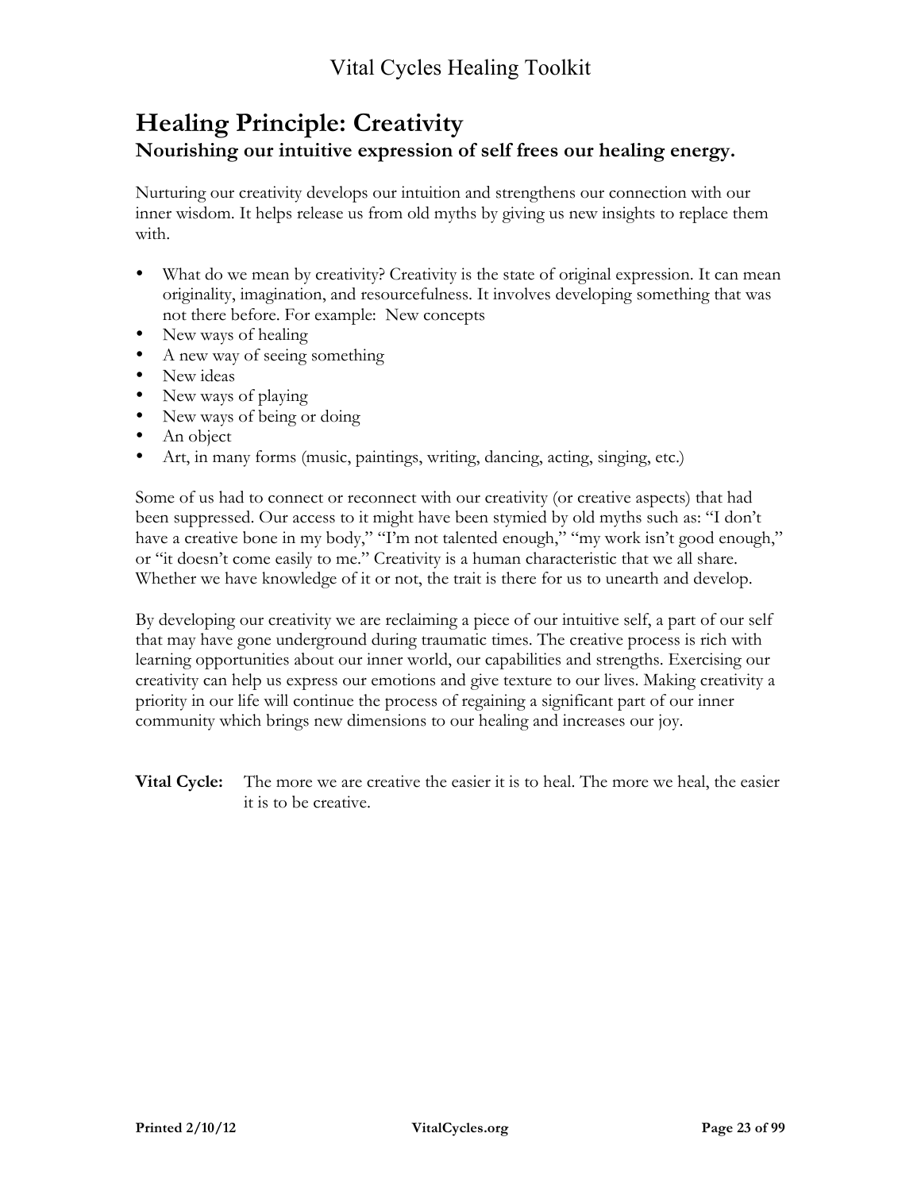## Healing Principle: Creativity

### Nourishing our intuitive expression of self frees our healing energy.

Nurturing our creativity develops our intuition and strengthens our connection with our inner wisdom. It helps release us from old myths by giving us new insights to replace them with.

- What do we mean by creativity? Creativity is the state of original expression. It can mean originality, imagination, and resourcefulness. It involves developing something that was not there before. For example: New concepts
- New ways of healing
- A new way of seeing something
- New ideas
- New ways of playing
- New ways of being or doing
- An object
- Art, in many forms (music, paintings, writing, dancing, acting, singing, etc.)

Some of us had to connect or reconnect with our creativity (or creative aspects) that had been suppressed. Our access to it might have been stymied by old myths such as: "I don't have a creative bone in my body," "I'm not talented enough," "my work isn't good enough," or "it doesn't come easily to me." Creativity is a human characteristic that we all share. Whether we have knowledge of it or not, the trait is there for us to unearth and develop.

By developing our creativity we are reclaiming a piece of our intuitive self, a part of our self that may have gone underground during traumatic times. The creative process is rich with learning opportunities about our inner world, our capabilities and strengths. Exercising our creativity can help us express our emotions and give texture to our lives. Making creativity a priority in our life will continue the process of regaining a significant part of our inner community which brings new dimensions to our healing and increases our joy.

**Vital Cycle:** The more we are creative the easier it is to heal. The more we heal, the easier it is to be creative.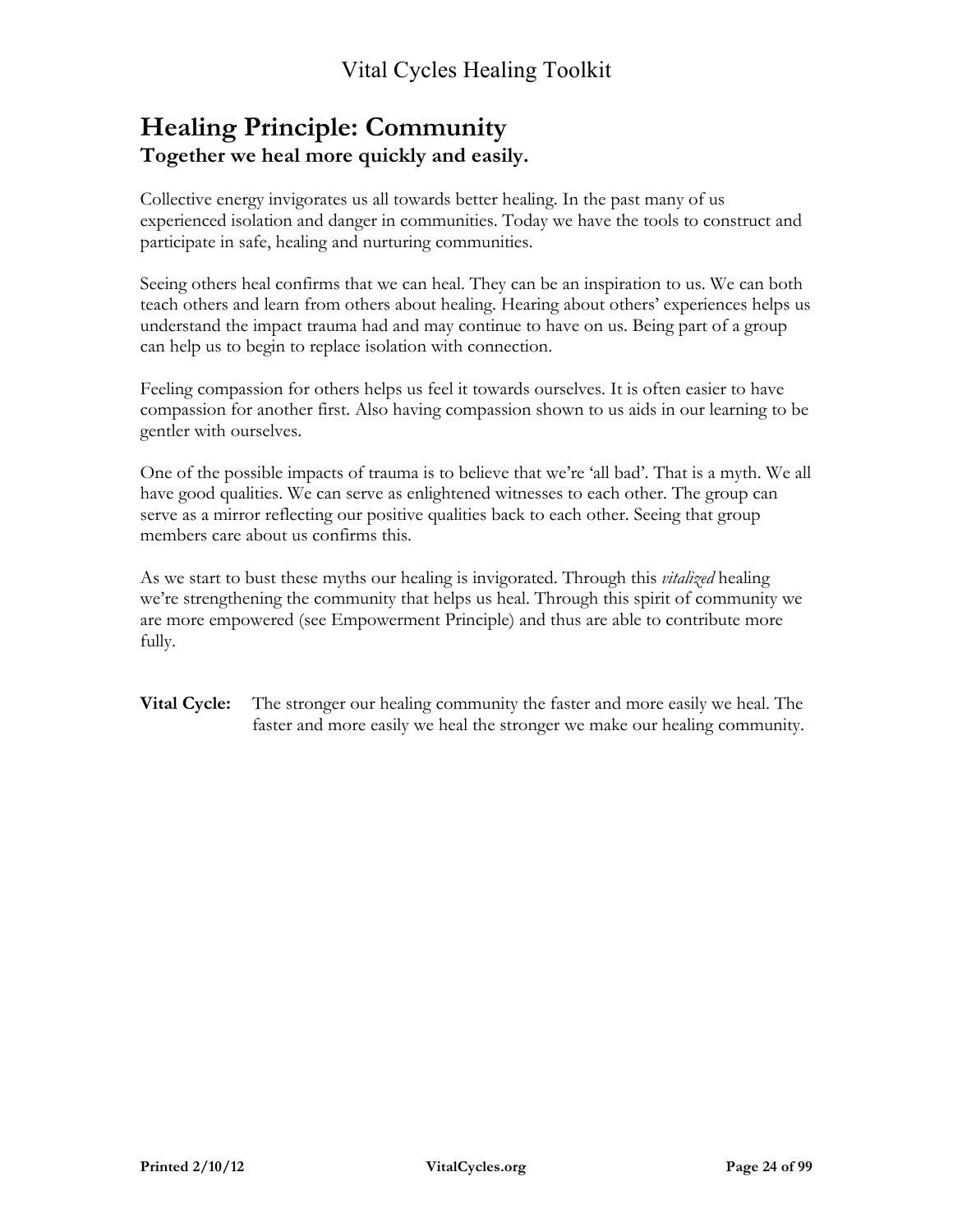## Healing Principle: Community

**Together we heal more quickly and easily.**

Collective energy invigorates us all towards better healing. In the past many of us experienced isolation and danger in communities. Today we have the tools to construct and participate in safe, healing and nurturing communities.

Seeing others heal confirms that we can heal. They can be an inspiration to us. We can both teach others and learn from others about healing. Hearing about others' experiences helps us understand the impact trauma had and may continue to have on us. Being part of a group can help us to begin to replace isolation with connection.

Feeling compassion for others helps us feel it towards ourselves. It is often easier to have compassion for another first. Also having compassion shown to us aids in our learning to be gentler with ourselves.

One of the possible impacts of trauma is to believe that we're 'all bad'. That is a myth. We all have good qualities. We can serve as enlightened witnesses to each other. The group can serve as a mirror reflecting our positive qualities back to each other. Seeing that group members care about us confirms this.

As we start to bust these myths our healing is invigorated. Through this *vitalized* healing we're strengthening the community that helps us heal. Through this spirit of community we are more empowered (see Empowerment Principle) and thus are able to contribute more fully.

**Vital Cycle:** The stronger our healing community the faster and more easily we heal. The faster and more easily we heal the stronger we make our healing community.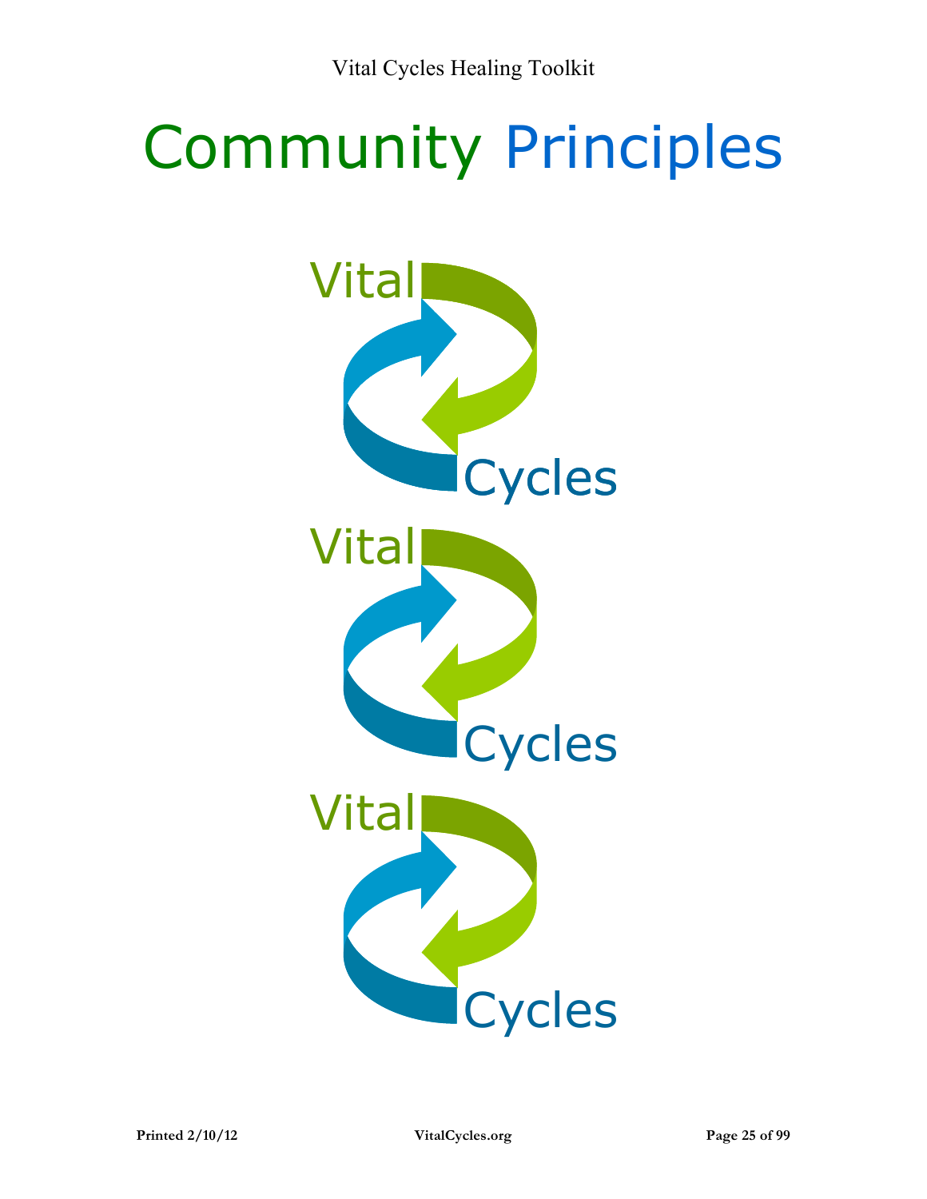# Community Principles

Vital Cycles

Vital Cycles

Vital Cycles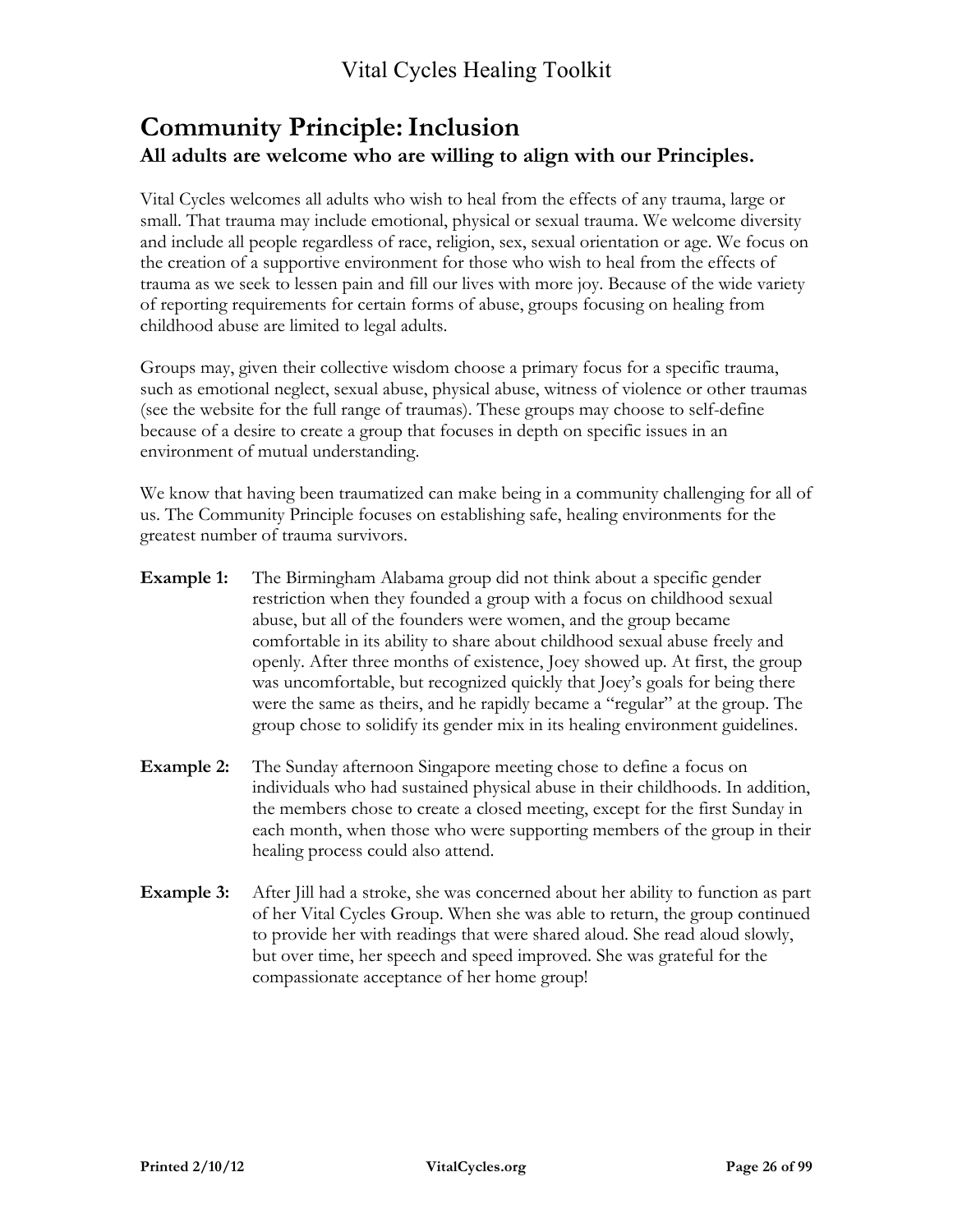# Community Principle: Inclusion

## All adults are welcome who are willing to align with our Principles.

Vital Cycles welcomes all adults who wish to heal from the effects of any trauma, large or small. That trauma may include emotional, physical or sexual trauma. We welcome diversity and include all people regardless of race, religion, sex, sexual orientation or age. We focus on the creation of a supportive environment for those who wish to heal from the effects of trauma as we seek to lessen pain and fill our lives with more joy. Because of the wide variety of reporting requirements for certain forms of abuse, groups focusing on healing from childhood abuse are limited to legal adults.

Groups may, given their collective wisdom choose a primary focus for a specific trauma, such as emotional neglect, sexual abuse, physical abuse, witness of violence or other traumas (see the website for the full range of traumas). These groups may choose to self-define because of a desire to create a group that focuses in depth on specific issues in an environment of mutual understanding.

We know that having been traumatized can make being in a community challenging for all of us. The Community Principle focuses on establishing safe, healing environments for the greatest number of trauma survivors.

**Example 1:** The Birmingham Alabama group did not think about a specific gender restriction when they founded a group with a focus on childhood sexual abuse, but all of the founders were women, and the group became comfortable in its ability to share about childhood sexual abuse freely and openly. After three months of existence, Joey showed up. At first, the group was uncomfortable, but recognized quickly that Joey's goals for being there were the same as theirs, and he rapidly became a "regular" at the group. The group chose to solidify its gender mix in its healing environment guidelines.

**Example 2:** The Sunday afternoon Singapore meeting chose to define a focus on individuals who had sustained physical abuse in their childhoods. In addition, the members chose to create a closed meeting, except for the first Sunday in each month, when those who were supporting members of the group in their healing process could also attend.

**Example 3:** After Jill had a stroke, she was concerned about her ability to function as part of her Vital Cycles Group. When she was able to return, the group continued to provide her with readings that were shared aloud. She read aloud slowly, but over time, her speech and speed improved. She was grateful for the compassionate acceptance of her home group!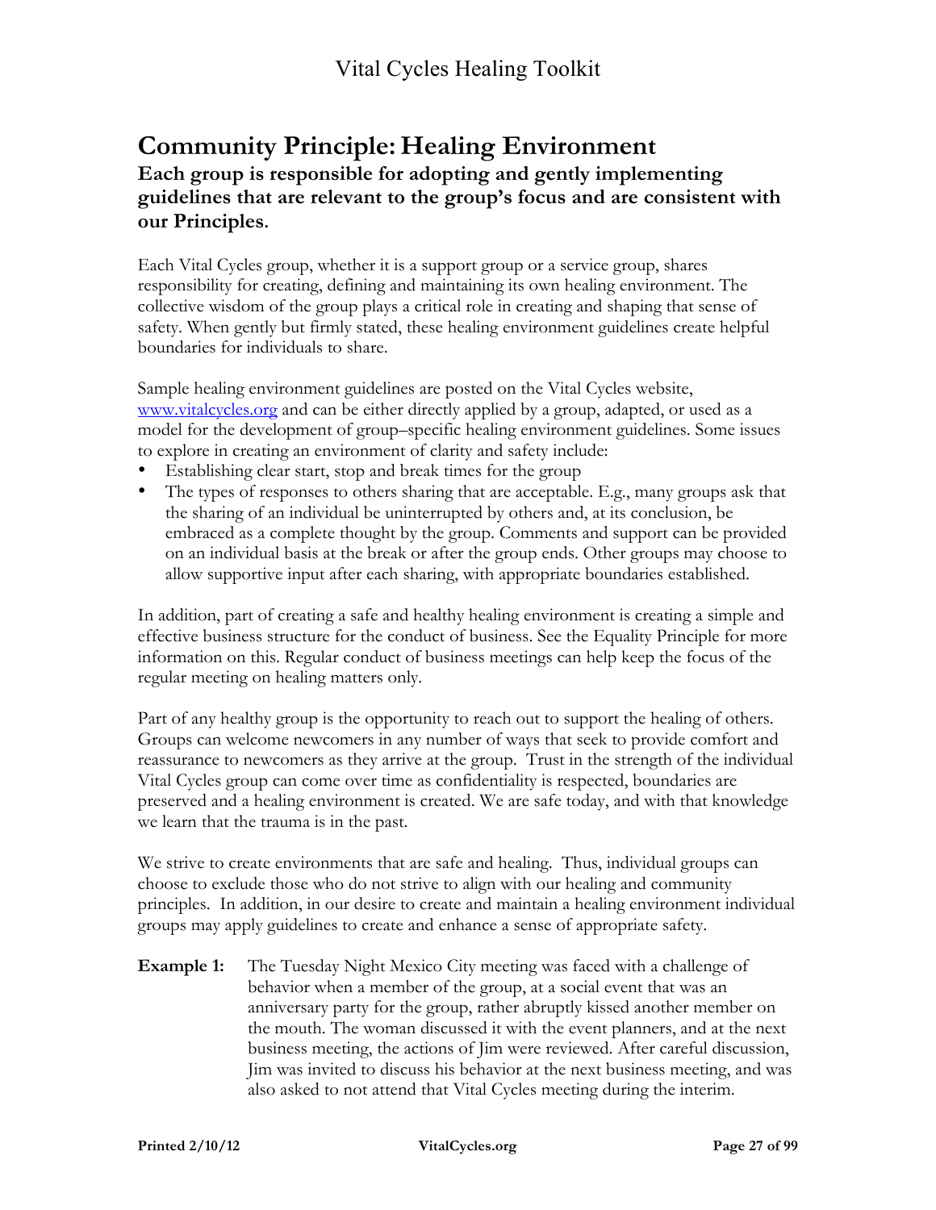# Community Principle: Healing Environment

## Each group is responsible for adopting and gently implementing guidelines that are relevant to the group's focus and are consistent with our Principles.

Each Vital Cycles group, whether it is a support group or a service group, shares responsibility for creating, defining and maintaining its own healing environment. The collective wisdom of the group plays a critical role in creating and shaping that sense of safety. When gently but firmly stated, these healing environment guidelines create helpful boundaries for individuals to share.

Sample healing environment guidelines are posted on the Vital Cycles website, [www.vitalcycles.org](http://www.vitalcycles.org) and can be either directly applied by a group, adapted, or used as a model for the development of group–specific healing environment guidelines. Some issues to explore in creating an environment of clarity and safety include:

- Establishing clear start, stop and break times for the group
- The types of responses to others sharing that are acceptable. E.g., many groups ask that the sharing of an individual be uninterrupted by others and, at its conclusion, be embraced as a complete thought by the group. Comments and support can be provided on an individual basis at the break or after the group ends. Other groups may choose to allow supportive input after each sharing, with appropriate boundaries established.

In addition, part of creating a safe and healthy healing environment is creating a simple and effective business structure for the conduct of business. See the Equality Principle for more information on this. Regular conduct of business meetings can help keep the focus of the regular meeting on healing matters only.

Part of any healthy group is the opportunity to reach out to support the healing of others. Groups can welcome newcomers in any number of ways that seek to provide comfort and reassurance to newcomers as they arrive at the group. Trust in the strength of the individual Vital Cycles group can come over time as confidentiality is respected, boundaries are preserved and a healing environment is created. We are safe today, and with that knowledge we learn that the trauma is in the past.

We strive to create environments that are safe and healing. Thus, individual groups can choose to exclude those who do not strive to align with our healing and community principles. In addition, in our desire to create and maintain a healing environment individual groups may apply guidelines to create and enhance a sense of appropriate safety.

**Example 1:** The Tuesday Night Mexico City meeting was faced with a challenge of behavior when a member of the group, at a social event that was an anniversary party for the group, rather abruptly kissed another member on the mouth. The woman discussed it with the event planners, and at the next business meeting, the actions of Jim were reviewed. After careful discussion, Jim was invited to discuss his behavior at the next business meeting, and was also asked to not attend that Vital Cycles meeting during the interim.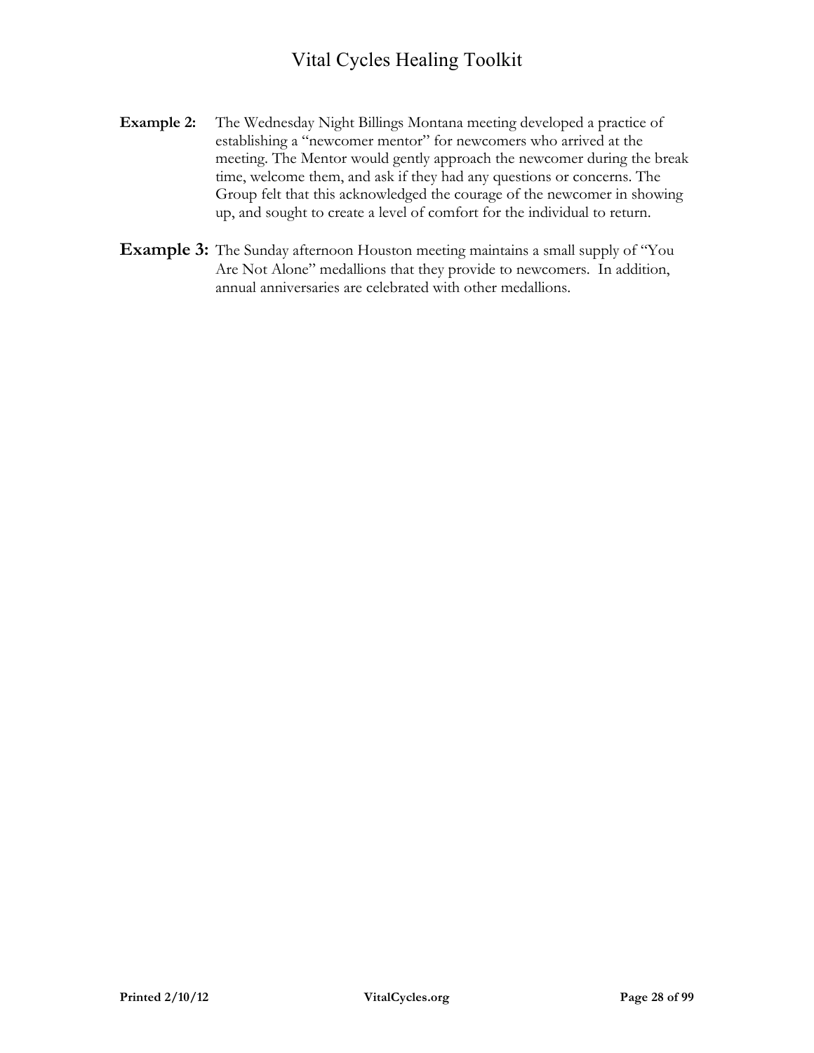**Example 2:** The Wednesday Night Billings Montana meeting developed a practice of establishing a "newcomer mentor" for newcomers who arrived at the meeting. The Mentor would gently approach the newcomer during the break time, welcome them, and ask if they had any questions or concerns. The Group felt that this acknowledged the courage of the newcomer in showing up, and sought to create a level of comfort for the individual to return.

**Example 3:** The Sunday afternoon Houston meeting maintains a small supply of "You Are Not Alone" medallions that they provide to newcomers. In addition, annual anniversaries are celebrated with other medallions.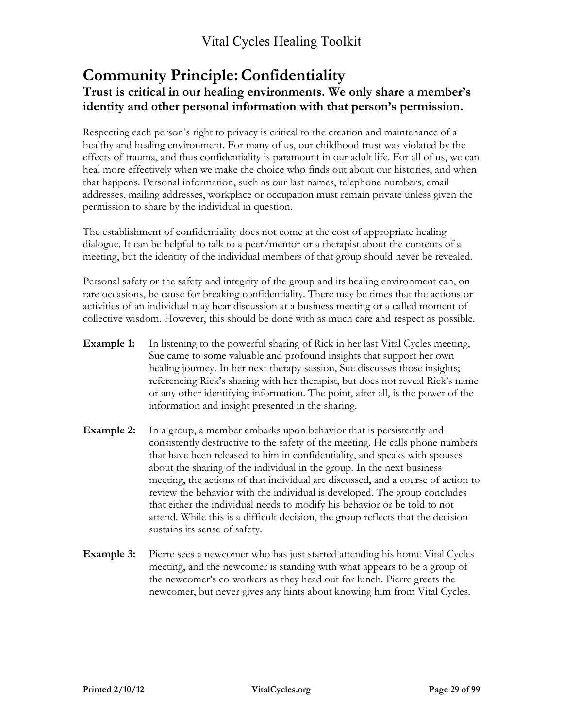# Community Principle: Confidentiality

### Trust is critical in our healing environments. We only share a member's identity and other personal information with that person's permission.

Respecting each person's right to privacy is critical to the creation and maintenance of a healthy and healing environment. For many of us, our childhood trust was violated by the effects of trauma, and thus confidentiality is paramount in our adult life. For all of us, we can heal more effectively when we make the choice who finds out about our histories, and when that happens. Personal information, such as our last names, telephone numbers, email addresses, mailing addresses, workplace or occupation must remain private unless given the permission to share by the individual in question.

The establishment of confidentiality does not come at the cost of appropriate healing dialogue. It can be helpful to talk to a peer/mentor or a therapist about the contents of a meeting, but the identity of the individual members of that group should never be revealed.

Personal safety or the safety and integrity of the group and its healing environment can, on rare occasions, be cause for breaking confidentiality. There may be times that the actions or activities of an individual may bear discussion at a business meeting or a called moment of collective wisdom. However, this should be done with as much care and respect as possible.

**Example 1:** In listening to the powerful sharing of Rick in her last Vital Cycles meeting, Sue came to some valuable and profound insights that support her own healing journey. In her next therapy session, Sue discusses those insights; referencing Rick's sharing with her therapist, but does not reveal Rick's name or any other identifying information. The point, after all, is the power of the information and insight presented in the sharing.

**Example 2:** In a group, a member embarks upon behavior that is persistently and consistently destructive to the safety of the meeting. He calls phone numbers that have been released to him in confidentiality, and speaks with spouses about the sharing of the individual in the group. In the next business meeting, the actions of that individual are discussed, and a course of action to review the behavior with the individual is developed. The group concludes that either the individual needs to modify his behavior or be told to not attend. While this is a difficult decision, the group reflects that the decision sustains its sense of safety.

**Example 3:** Pierre sees a newcomer who has just started attending his home Vital Cycles meeting, and the newcomer is standing with what appears to be a group of the newcomer's co-workers as they head out for lunch. Pierre greets the newcomer, but never gives any hints about knowing him from Vital Cycles.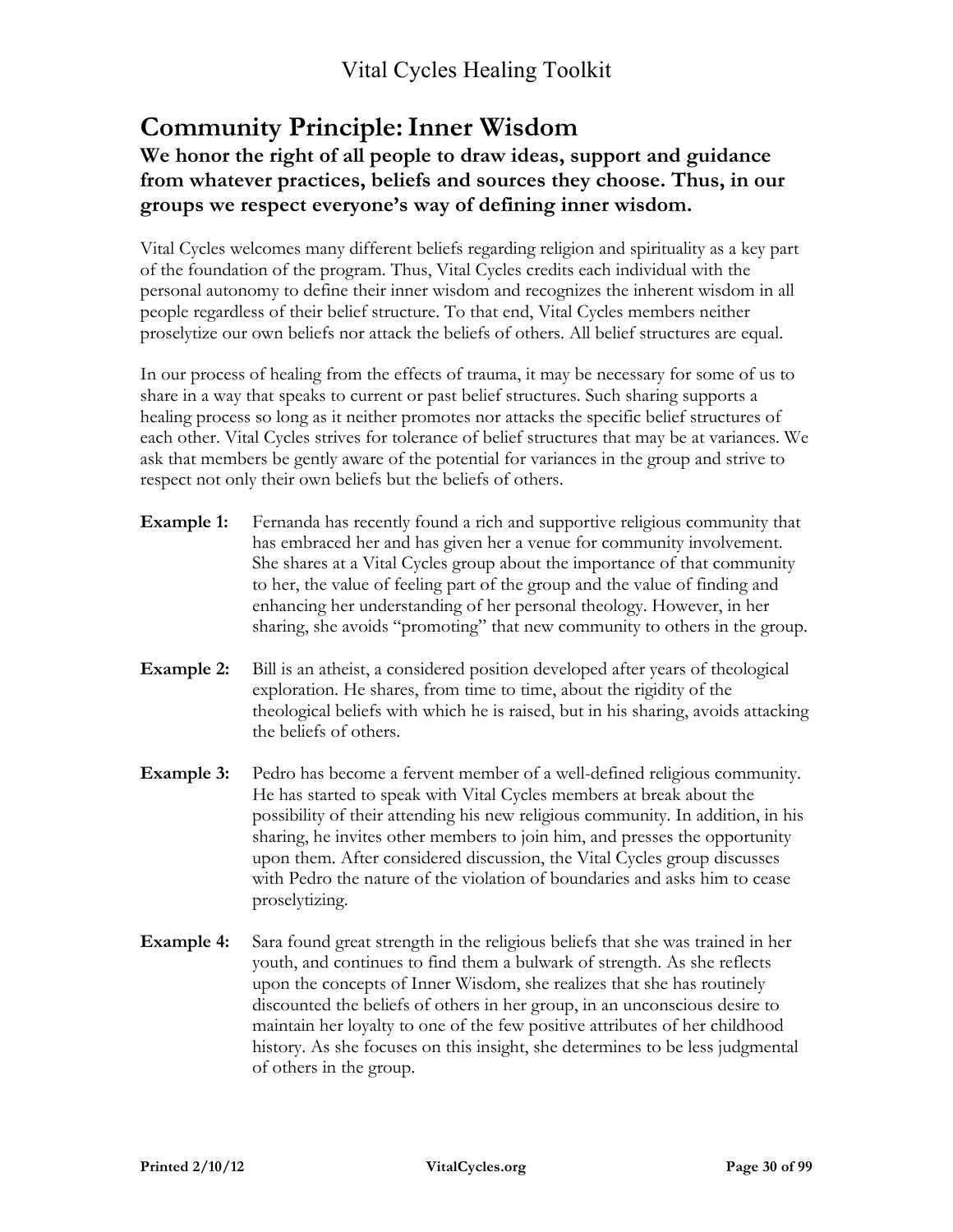# Community Principle: Inner Wisdom

**We honor the right of all people to draw ideas, support and guidance from whatever practices, beliefs and sources they choose. Thus, in our groups we respect everyone's way of defining inner wisdom.**

Vital Cycles welcomes many different beliefs regarding religion and spirituality as a key part of the foundation of the program. Thus, Vital Cycles credits each individual with the personal autonomy to define their inner wisdom and recognizes the inherent wisdom in all people regardless of their belief structure. To that end, Vital Cycles members neither proselytize our own beliefs nor attack the beliefs of others. All belief structures are equal.

In our process of healing from the effects of trauma, it may be necessary for some of us to share in a way that speaks to current or past belief structures. Such sharing supports a healing process so long as it neither promotes nor attacks the specific belief structures of each other. Vital Cycles strives for tolerance of belief structures that may be at variances. We ask that members be gently aware of the potential for variances in the group and strive to respect not only their own beliefs but the beliefs of others.

**Example 1:** Fernanda has recently found a rich and supportive religious community that has embraced her and has given her a venue for community involvement. She shares at a Vital Cycles group about the importance of that community to her, the value of feeling part of the group and the value of finding and enhancing her understanding of her personal theology. However, in her sharing, she avoids "promoting" that new community to others in the group.

**Example 2:** Bill is an atheist, a considered position developed after years of theological exploration. He shares, from time to time, about the rigidity of the theological beliefs with which he is raised, but in his sharing, avoids attacking the beliefs of others.

**Example 3:** Pedro has become a fervent member of a well-defined religious community. He has started to speak with Vital Cycles members at break about the possibility of their attending his new religious community. In addition, in his sharing, he invites other members to join him, and presses the opportunity upon them. After considered discussion, the Vital Cycles group discusses with Pedro the nature of the violation of boundaries and asks him to cease proselytizing.

**Example 4:** Sara found great strength in the religious beliefs that she was trained in her youth, and continues to find them a bulwark of strength. As she reflects upon the concepts of Inner Wisdom, she realizes that she has routinely discounted the beliefs of others in her group, in an unconscious desire to maintain her loyalty to one of the few positive attributes of her childhood history. As she focuses on this insight, she determines to be less judgmental of others in the group.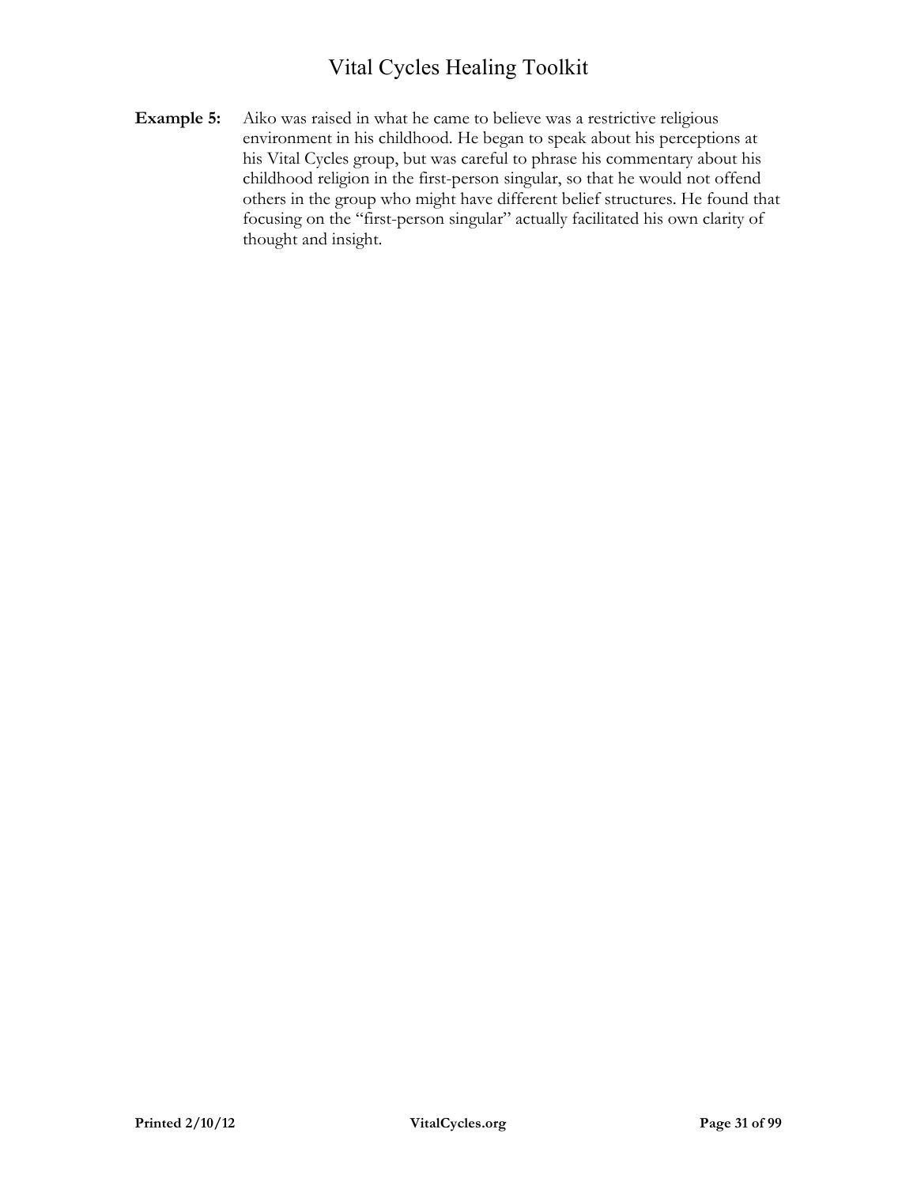**Example 5:** Aiko was raised in what he came to believe was a restrictive religious environment in his childhood. He began to speak about his perceptions at his Vital Cycles group, but was careful to phrase his commentary about his childhood religion in the first-person singular, so that he would not offend others in the group who might have different belief structures. He found that focusing on the "first-person singular" actually facilitated his own clarity of thought and insight.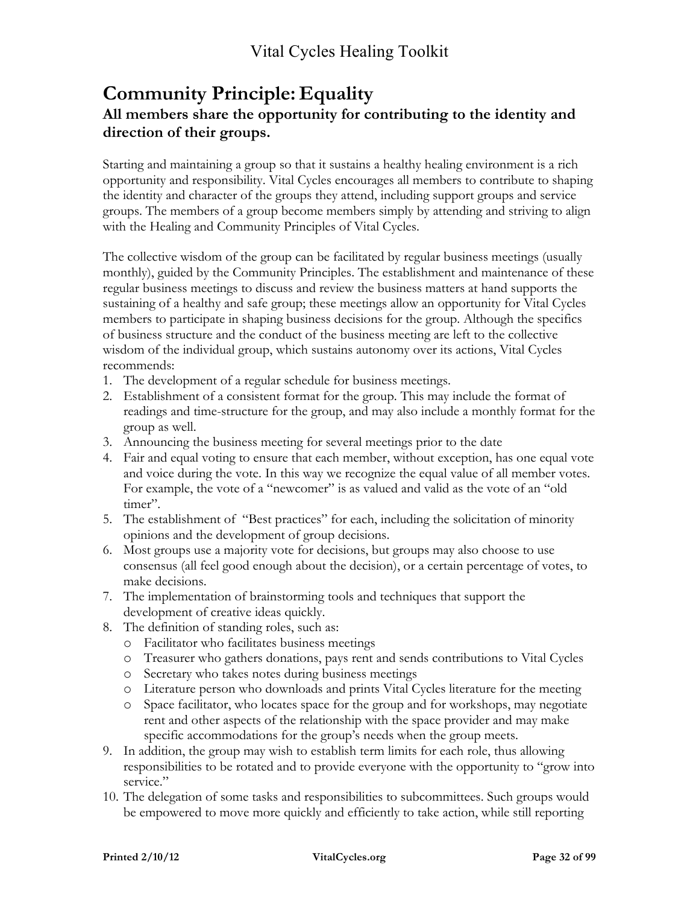## Community Principle: Equality

### All members share the opportunity for contributing to the identity and direction of their groups.

Starting and maintaining a group so that it sustains a healthy healing environment is a rich opportunity and responsibility. Vital Cycles encourages all members to contribute to shaping the identity and character of the groups they attend, including support groups and service groups. The members of a group become members simply by attending and striving to align with the Healing and Community Principles of Vital Cycles.

The collective wisdom of the group can be facilitated by regular business meetings (usually monthly), guided by the Community Principles. The establishment and maintenance of these regular business meetings to discuss and review the business matters at hand supports the sustaining of a healthy and safe group; these meetings allow an opportunity for Vital Cycles members to participate in shaping business decisions for the group. Although the specifics of business structure and the conduct of the business meeting are left to the collective wisdom of the individual group, which sustains autonomy over its actions, Vital Cycles recommends:

1. The development of a regular schedule for business meetings.
2. Establishment of a consistent format for the group. This may include the format of readings and time-structure for the group, and may also include a monthly format for the group as well.
3. Announcing the business meeting for several meetings prior to the date
4. Fair and equal voting to ensure that each member, without exception, has one equal vote and voice during the vote. In this way we recognize the equal value of all member votes. For example, the vote of a "newcomer" is as valued and valid as the vote of an "old timer".
5. The establishment of "Best practices" for each, including the solicitation of minority opinions and the development of group decisions.
6. Most groups use a majority vote for decisions, but groups may also choose to use consensus (all feel good enough about the decision), or a certain percentage of votes, to make decisions.
7. The implementation of brainstorming tools and techniques that support the development of creative ideas quickly.
8. The definition of standing roles, such as:
   - Facilitator who facilitates business meetings
   - Treasurer who gathers donations, pays rent and sends contributions to Vital Cycles
   - Secretary who takes notes during business meetings
   - Literature person who downloads and prints Vital Cycles literature for the meeting
   - Space facilitator, who locates space for the group and for workshops, may negotiate rent and other aspects of the relationship with the space provider and may make specific accommodations for the group's needs when the group meets.
9. In addition, the group may wish to establish term limits for each role, thus allowing responsibilities to be rotated and to provide everyone with the opportunity to "grow into service."
10. The delegation of some tasks and responsibilities to subcommittees. Such groups would be empowered to move more quickly and efficiently to take action, while still reporting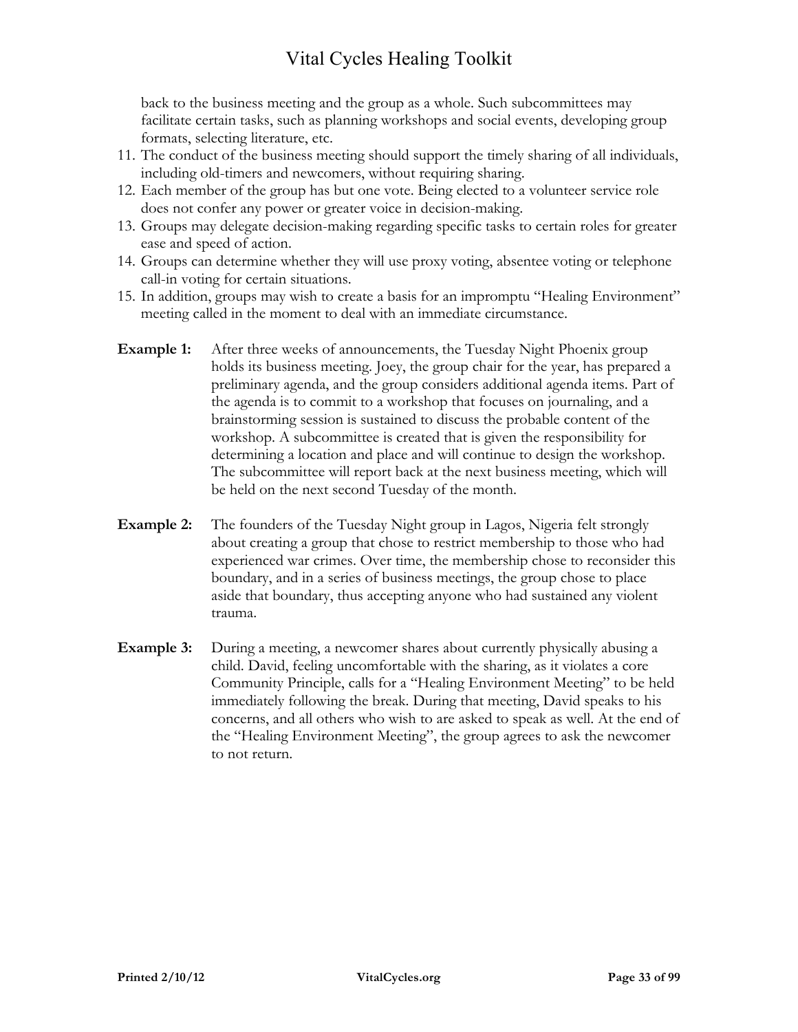back to the business meeting and the group as a whole. Such subcommittees may facilitate certain tasks, such as planning workshops and social events, developing group formats, selecting literature, etc.

11. The conduct of the business meeting should support the timely sharing of all individuals, including old-timers and newcomers, without requiring sharing.
12. Each member of the group has but one vote. Being elected to a volunteer service role does not confer any power or greater voice in decision-making.
13. Groups may delegate decision-making regarding specific tasks to certain roles for greater ease and speed of action.
14. Groups can determine whether they will use proxy voting, absentee voting or telephone call-in voting for certain situations.
15. In addition, groups may wish to create a basis for an impromptu "Healing Environment" meeting called in the moment to deal with an immediate circumstance.

**Example 1:** After three weeks of announcements, the Tuesday Night Phoenix group holds its business meeting. Joey, the group chair for the year, has prepared a preliminary agenda, and the group considers additional agenda items. Part of the agenda is to commit to a workshop that focuses on journaling, and a brainstorming session is sustained to discuss the probable content of the workshop. A subcommittee is created that is given the responsibility for determining a location and place and will continue to design the workshop. The subcommittee will report back at the next business meeting, which will be held on the next second Tuesday of the month.

**Example 2:** The founders of the Tuesday Night group in Lagos, Nigeria felt strongly about creating a group that chose to restrict membership to those who had experienced war crimes. Over time, the membership chose to reconsider this boundary, and in a series of business meetings, the group chose to place aside that boundary, thus accepting anyone who had sustained any violent trauma.

**Example 3:** During a meeting, a newcomer shares about currently physically abusing a child. David, feeling uncomfortable with the sharing, as it violates a core Community Principle, calls for a "Healing Environment Meeting" to be held immediately following the break. During that meeting, David speaks to his concerns, and all others who wish to are asked to speak as well. At the end of the "Healing Environment Meeting", the group agrees to ask the newcomer to not return.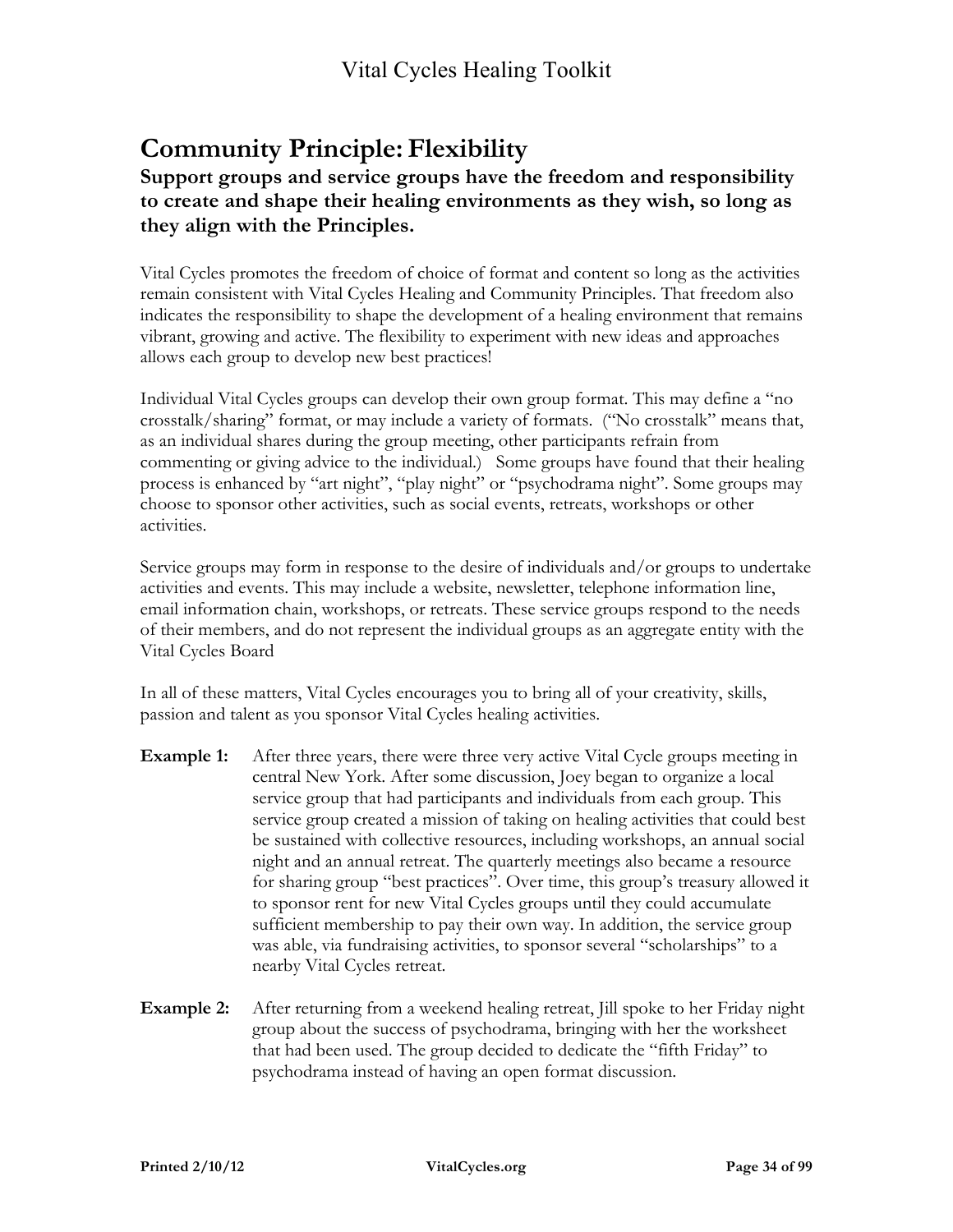## Community Principle: Flexibility

### Support groups and service groups have the freedom and responsibility to create and shape their healing environments as they wish, so long as they align with the Principles.

Vital Cycles promotes the freedom of choice of format and content so long as the activities remain consistent with Vital Cycles Healing and Community Principles. That freedom also indicates the responsibility to shape the development of a healing environment that remains vibrant, growing and active. The flexibility to experiment with new ideas and approaches allows each group to develop new best practices!

Individual Vital Cycles groups can develop their own group format. This may define a "no crosstalk/sharing" format, or may include a variety of formats. ("No crosstalk" means that, as an individual shares during the group meeting, other participants refrain from commenting or giving advice to the individual.) Some groups have found that their healing process is enhanced by "art night", "play night" or "psychodrama night". Some groups may choose to sponsor other activities, such as social events, retreats, workshops or other activities.

Service groups may form in response to the desire of individuals and/or groups to undertake activities and events. This may include a website, newsletter, telephone information line, email information chain, workshops, or retreats. These service groups respond to the needs of their members, and do not represent the individual groups as an aggregate entity with the Vital Cycles Board

In all of these matters, Vital Cycles encourages you to bring all of your creativity, skills, passion and talent as you sponsor Vital Cycles healing activities.

**Example 1:** After three years, there were three very active Vital Cycle groups meeting in central New York. After some discussion, Joey began to organize a local service group that had participants and individuals from each group. This service group created a mission of taking on healing activities that could best be sustained with collective resources, including workshops, an annual social night and an annual retreat. The quarterly meetings also became a resource for sharing group "best practices". Over time, this group's treasury allowed it to sponsor rent for new Vital Cycles groups until they could accumulate sufficient membership to pay their own way. In addition, the service group was able, via fundraising activities, to sponsor several "scholarships" to a nearby Vital Cycles retreat.

**Example 2:** After returning from a weekend healing retreat, Jill spoke to her Friday night group about the success of psychodrama, bringing with her the worksheet that had been used. The group decided to dedicate the "fifth Friday" to psychodrama instead of having an open format discussion.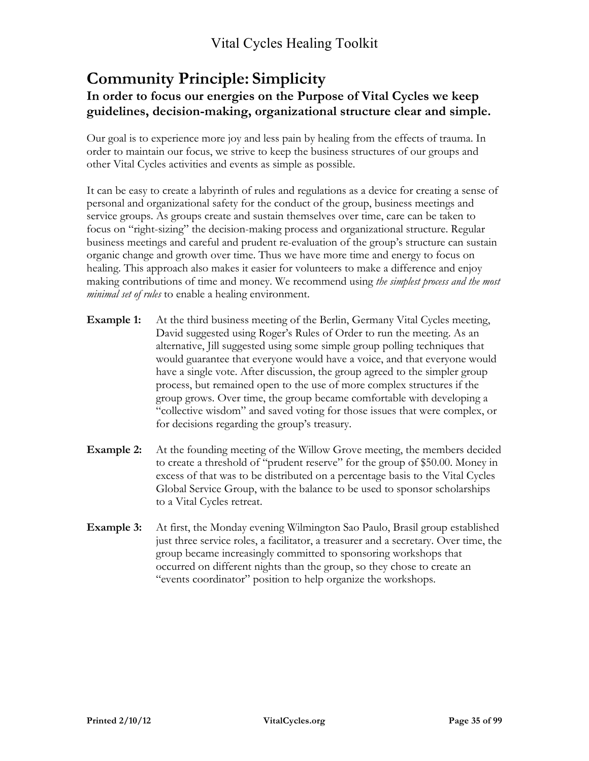# Community Principle: Simplicity

## In order to focus our energies on the Purpose of Vital Cycles we keep guidelines, decision-making, organizational structure clear and simple.

Our goal is to experience more joy and less pain by healing from the effects of trauma. In order to maintain our focus, we strive to keep the business structures of our groups and other Vital Cycles activities and events as simple as possible.

It can be easy to create a labyrinth of rules and regulations as a device for creating a sense of personal and organizational safety for the conduct of the group, business meetings and service groups. As groups create and sustain themselves over time, care can be taken to focus on "right-sizing" the decision-making process and organizational structure. Regular business meetings and careful and prudent re-evaluation of the group's structure can sustain organic change and growth over time. Thus we have more time and energy to focus on healing. This approach also makes it easier for volunteers to make a difference and enjoy making contributions of time and money. We recommend using *the simplest process and the most minimal set of rules* to enable a healing environment.

**Example 1:** At the third business meeting of the Berlin, Germany Vital Cycles meeting, David suggested using Roger's Rules of Order to run the meeting. As an alternative, Jill suggested using some simple group polling techniques that would guarantee that everyone would have a voice, and that everyone would have a single vote. After discussion, the group agreed to the simpler group process, but remained open to the use of more complex structures if the group grows. Over time, the group became comfortable with developing a "collective wisdom" and saved voting for those issues that were complex, or for decisions regarding the group's treasury.

**Example 2:** At the founding meeting of the Willow Grove meeting, the members decided to create a threshold of "prudent reserve" for the group of $50.00. Money in excess of that was to be distributed on a percentage basis to the Vital Cycles Global Service Group, with the balance to be used to sponsor scholarships to a Vital Cycles retreat.

**Example 3:** At first, the Monday evening Wilmington Sao Paulo, Brasil group established just three service roles, a facilitator, a treasurer and a secretary. Over time, the group became increasingly committed to sponsoring workshops that occurred on different nights than the group, so they chose to create an "events coordinator" position to help organize the workshops.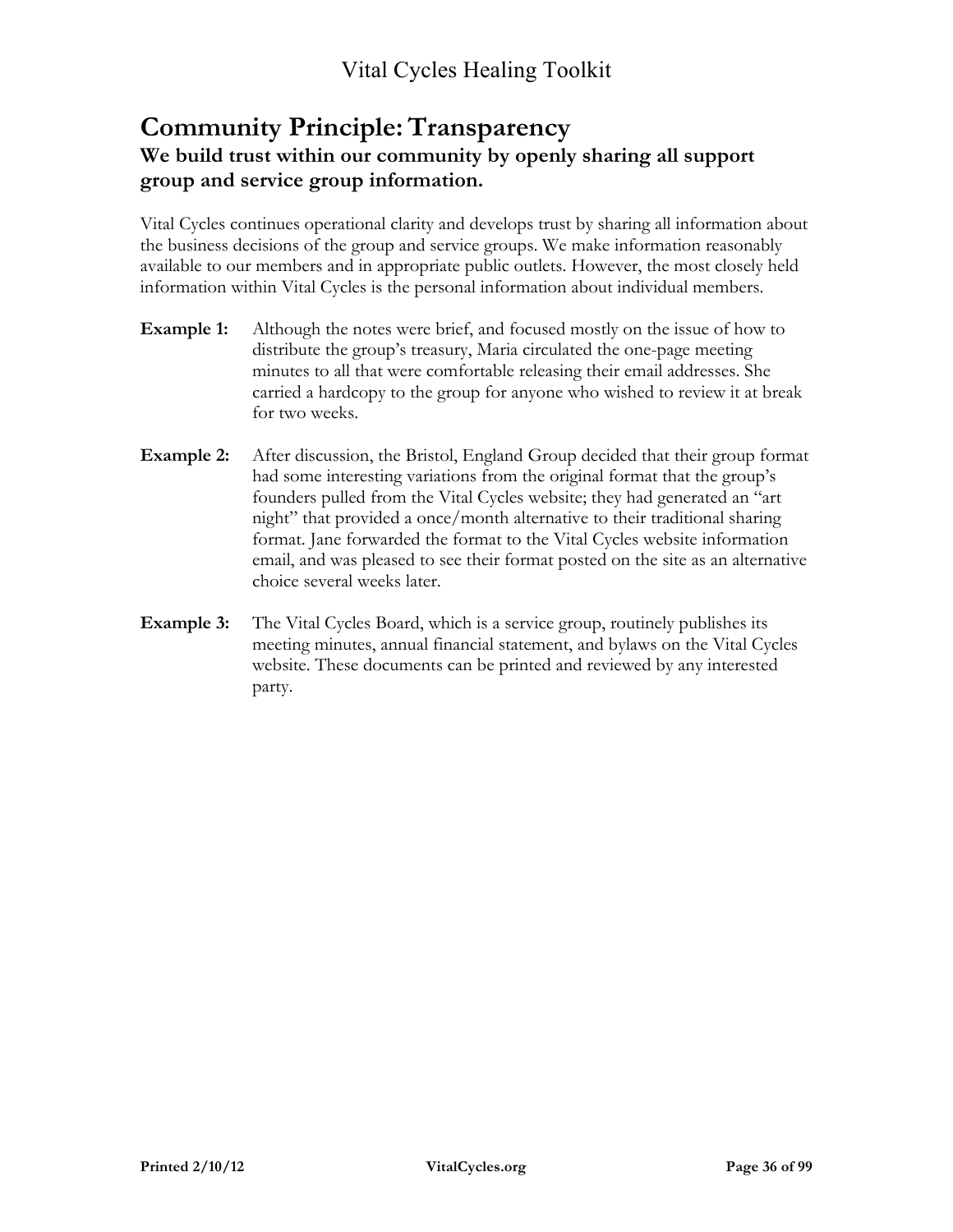# Community Principle: Transparency

## We build trust within our community by openly sharing all support group and service group information.

Vital Cycles continues operational clarity and develops trust by sharing all information about the business decisions of the group and service groups. We make information reasonably available to our members and in appropriate public outlets. However, the most closely held information within Vital Cycles is the personal information about individual members.

**Example 1:** Although the notes were brief, and focused mostly on the issue of how to distribute the group's treasury, Maria circulated the one-page meeting minutes to all that were comfortable releasing their email addresses. She carried a hardcopy to the group for anyone who wished to review it at break for two weeks.

**Example 2:** After discussion, the Bristol, England Group decided that their group format had some interesting variations from the original format that the group's founders pulled from the Vital Cycles website; they had generated an "art night" that provided a once/month alternative to their traditional sharing format. Jane forwarded the format to the Vital Cycles website information email, and was pleased to see their format posted on the site as an alternative choice several weeks later.

**Example 3:** The Vital Cycles Board, which is a service group, routinely publishes its meeting minutes, annual financial statement, and bylaws on the Vital Cycles website. These documents can be printed and reviewed by any interested party.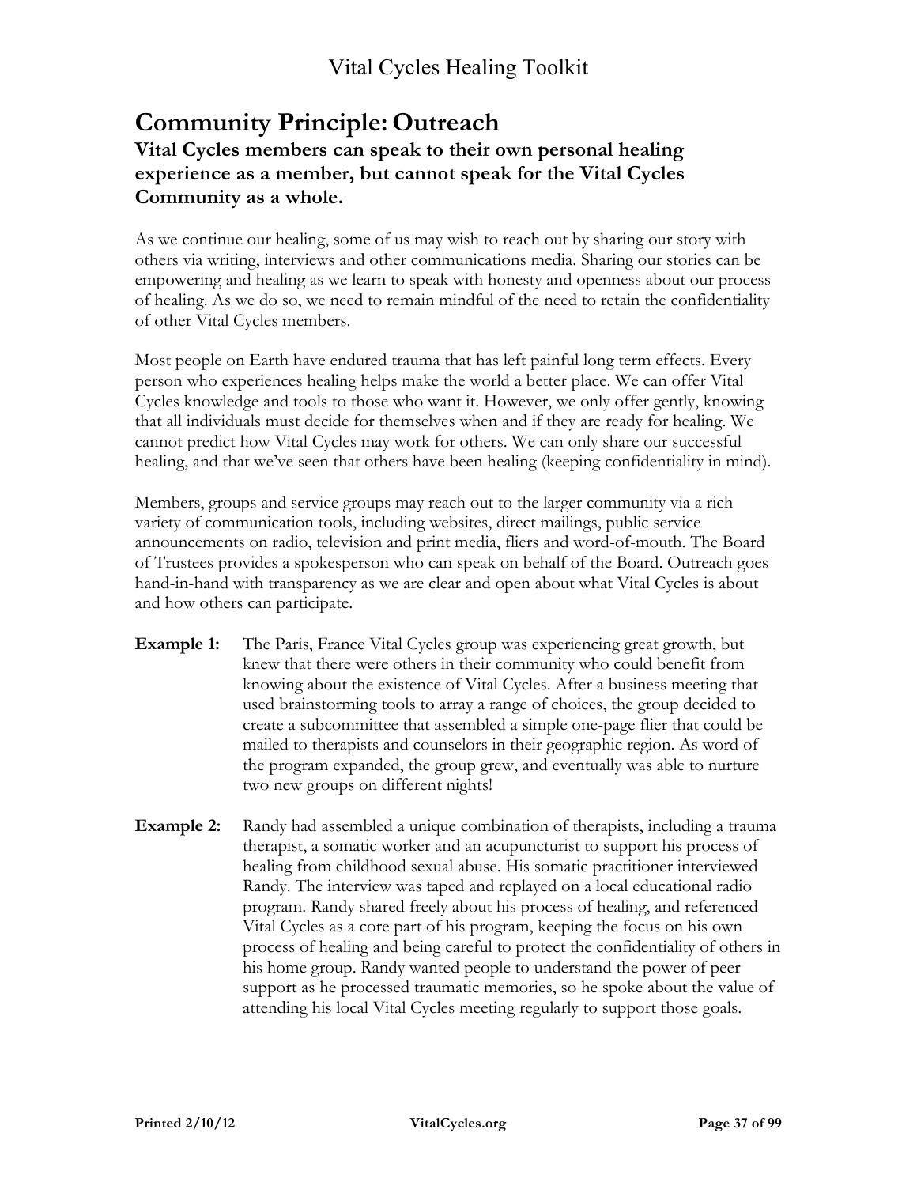## Community Principle: Outreach

### Vital Cycles members can speak to their own personal healing experience as a member, but cannot speak for the Vital Cycles Community as a whole.

As we continue our healing, some of us may wish to reach out by sharing our story with others via writing, interviews and other communications media. Sharing our stories can be empowering and healing as we learn to speak with honesty and openness about our process of healing. As we do so, we need to remain mindful of the need to retain the confidentiality of other Vital Cycles members.

Most people on Earth have endured trauma that has left painful long term effects. Every person who experiences healing helps make the world a better place. We can offer Vital Cycles knowledge and tools to those who want it. However, we only offer gently, knowing that all individuals must decide for themselves when and if they are ready for healing. We cannot predict how Vital Cycles may work for others. We can only share our successful healing, and that we've seen that others have been healing (keeping confidentiality in mind).

Members, groups and service groups may reach out to the larger community via a rich variety of communication tools, including websites, direct mailings, public service announcements on radio, television and print media, fliers and word-of-mouth. The Board of Trustees provides a spokesperson who can speak on behalf of the Board. Outreach goes hand-in-hand with transparency as we are clear and open about what Vital Cycles is about and how others can participate.

**Example 1:** The Paris, France Vital Cycles group was experiencing great growth, but knew that there were others in their community who could benefit from knowing about the existence of Vital Cycles. After a business meeting that used brainstorming tools to array a range of choices, the group decided to create a subcommittee that assembled a simple one-page flier that could be mailed to therapists and counselors in their geographic region. As word of the program expanded, the group grew, and eventually was able to nurture two new groups on different nights!

**Example 2:** Randy had assembled a unique combination of therapists, including a trauma therapist, a somatic worker and an acupuncturist to support his process of healing from childhood sexual abuse. His somatic practitioner interviewed Randy. The interview was taped and replayed on a local educational radio program. Randy shared freely about his process of healing, and referenced Vital Cycles as a core part of his program, keeping the focus on his own process of healing and being careful to protect the confidentiality of others in his home group. Randy wanted people to understand the power of peer support as he processed traumatic memories, so he spoke about the value of attending his local Vital Cycles meeting regularly to support those goals.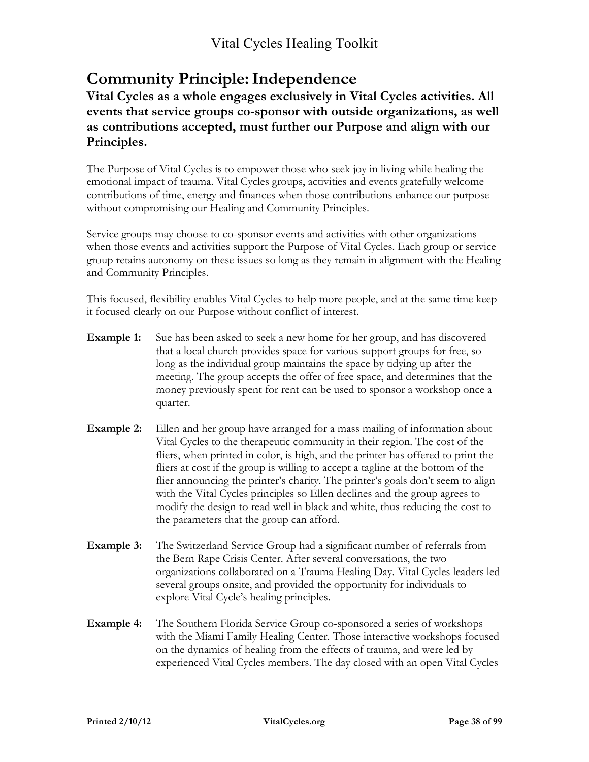## Community Principle: Independence

**Vital Cycles as a whole engages exclusively in Vital Cycles activities. All events that service groups co-sponsor with outside organizations, as well as contributions accepted, must further our Purpose and align with our Principles.**

The Purpose of Vital Cycles is to empower those who seek joy in living while healing the emotional impact of trauma. Vital Cycles groups, activities and events gratefully welcome contributions of time, energy and finances when those contributions enhance our purpose without compromising our Healing and Community Principles.

Service groups may choose to co-sponsor events and activities with other organizations when those events and activities support the Purpose of Vital Cycles. Each group or service group retains autonomy on these issues so long as they remain in alignment with the Healing and Community Principles.

This focused, flexibility enables Vital Cycles to help more people, and at the same time keep it focused clearly on our Purpose without conflict of interest.

**Example 1:** Sue has been asked to seek a new home for her group, and has discovered that a local church provides space for various support groups for free, so long as the individual group maintains the space by tidying up after the meeting. The group accepts the offer of free space, and determines that the money previously spent for rent can be used to sponsor a workshop once a quarter.

**Example 2:** Ellen and her group have arranged for a mass mailing of information about Vital Cycles to the therapeutic community in their region. The cost of the fliers, when printed in color, is high, and the printer has offered to print the fliers at cost if the group is willing to accept a tagline at the bottom of the flier announcing the printer's charity. The printer's goals don't seem to align with the Vital Cycles principles so Ellen declines and the group agrees to modify the design to read well in black and white, thus reducing the cost to the parameters that the group can afford.

**Example 3:** The Switzerland Service Group had a significant number of referrals from the Bern Rape Crisis Center. After several conversations, the two organizations collaborated on a Trauma Healing Day. Vital Cycles leaders led several groups onsite, and provided the opportunity for individuals to explore Vital Cycle's healing principles.

**Example 4:** The Southern Florida Service Group co-sponsored a series of workshops with the Miami Family Healing Center. Those interactive workshops focused on the dynamics of healing from the effects of trauma, and were led by experienced Vital Cycles members. The day closed with an open Vital Cycles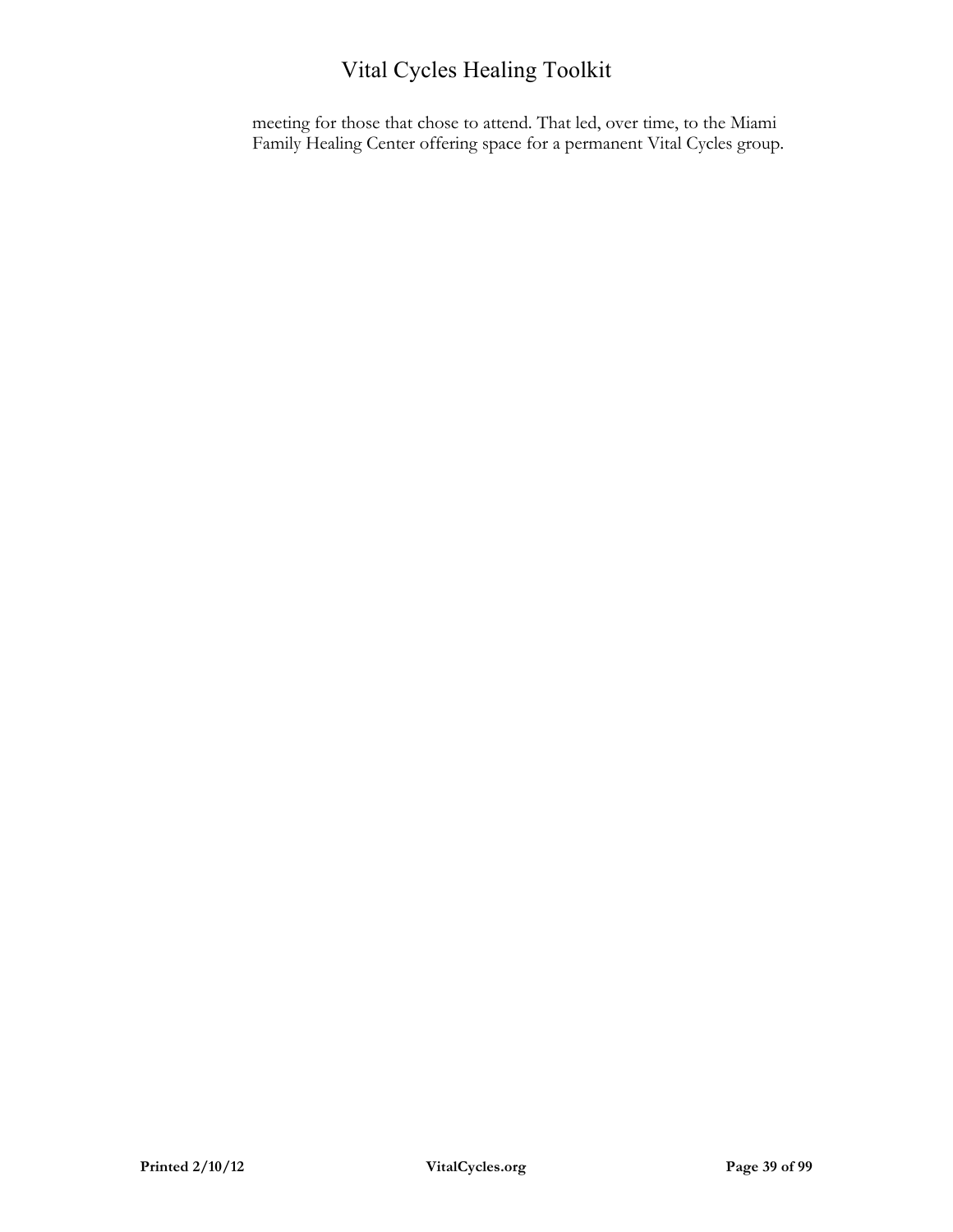meeting for those that chose to attend. That led, over time, to the Miami Family Healing Center offering space for a permanent Vital Cycles group.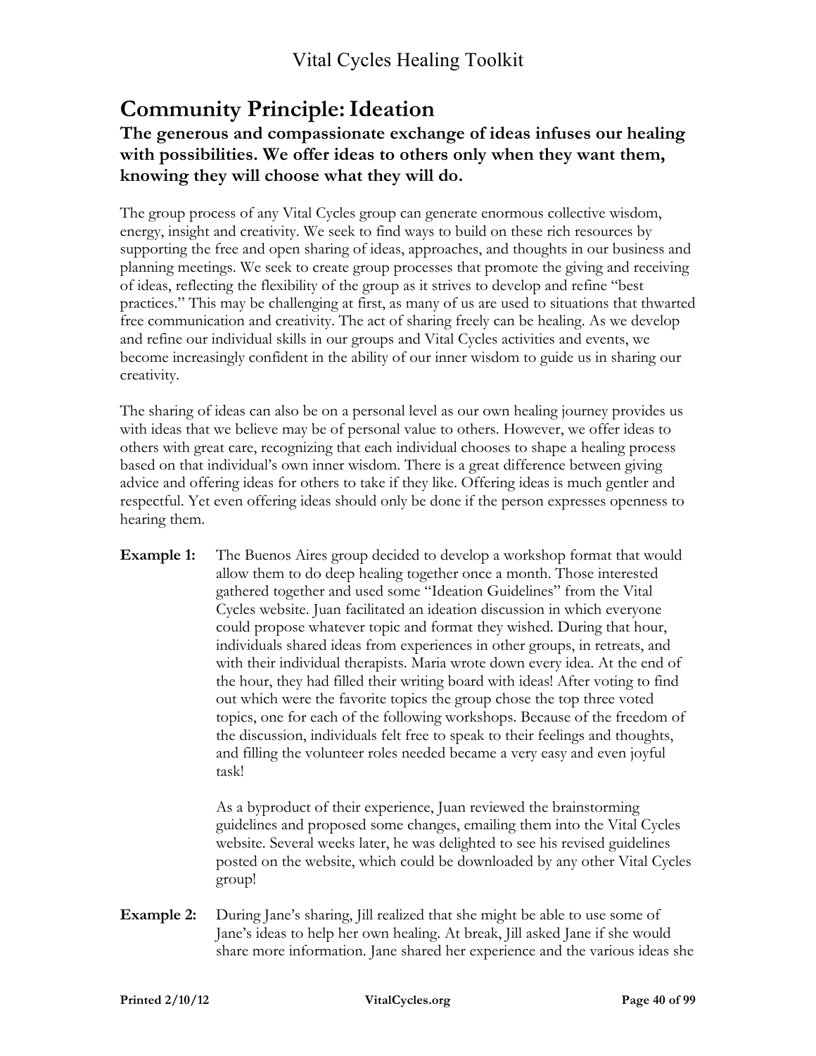# Community Principle: Ideation

### The generous and compassionate exchange of ideas infuses our healing with possibilities. We offer ideas to others only when they want them, knowing they will choose what they will do.

The group process of any Vital Cycles group can generate enormous collective wisdom, energy, insight and creativity. We seek to find ways to build on these rich resources by supporting the free and open sharing of ideas, approaches, and thoughts in our business and planning meetings. We seek to create group processes that promote the giving and receiving of ideas, reflecting the flexibility of the group as it strives to develop and refine "best practices." This may be challenging at first, as many of us are used to situations that thwarted free communication and creativity. The act of sharing freely can be healing. As we develop and refine our individual skills in our groups and Vital Cycles activities and events, we become increasingly confident in the ability of our inner wisdom to guide us in sharing our creativity.

The sharing of ideas can also be on a personal level as our own healing journey provides us with ideas that we believe may be of personal value to others. However, we offer ideas to others with great care, recognizing that each individual chooses to shape a healing process based on that individual's own inner wisdom. There is a great difference between giving advice and offering ideas for others to take if they like. Offering ideas is much gentler and respectful. Yet even offering ideas should only be done if the person expresses openness to hearing them.

**Example 1:** The Buenos Aires group decided to develop a workshop format that would allow them to do deep healing together once a month. Those interested gathered together and used some "Ideation Guidelines" from the Vital Cycles website. Juan facilitated an ideation discussion in which everyone could propose whatever topic and format they wished. During that hour, individuals shared ideas from experiences in other groups, in retreats, and with their individual therapists. Maria wrote down every idea. At the end of the hour, they had filled their writing board with ideas! After voting to find out which were the favorite topics the group chose the top three voted topics, one for each of the following workshops. Because of the freedom of the discussion, individuals felt free to speak to their feelings and thoughts, and filling the volunteer roles needed became a very easy and even joyful task!

As a byproduct of their experience, Juan reviewed the brainstorming guidelines and proposed some changes, emailing them into the Vital Cycles website. Several weeks later, he was delighted to see his revised guidelines posted on the website, which could be downloaded by any other Vital Cycles group!

**Example 2:** During Jane's sharing, Jill realized that she might be able to use some of Jane's ideas to help her own healing. At break, Jill asked Jane if she would share more information. Jane shared her experience and the various ideas she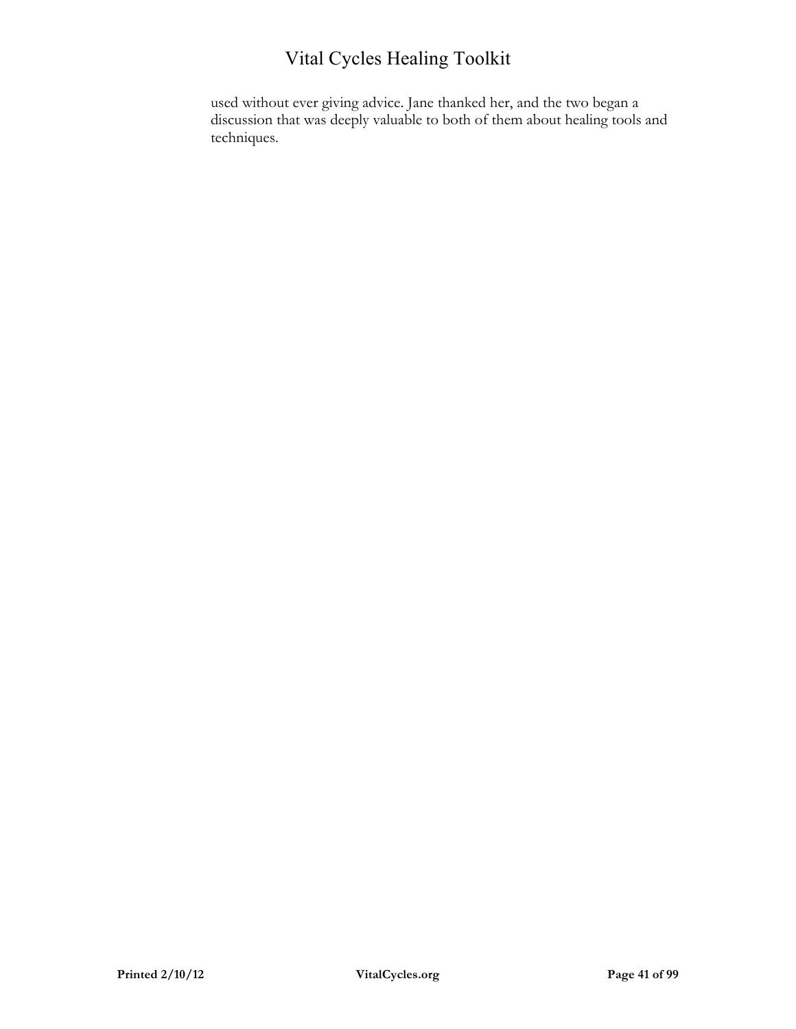used without ever giving advice. Jane thanked her, and the two began a discussion that was deeply valuable to both of them about healing tools and techniques.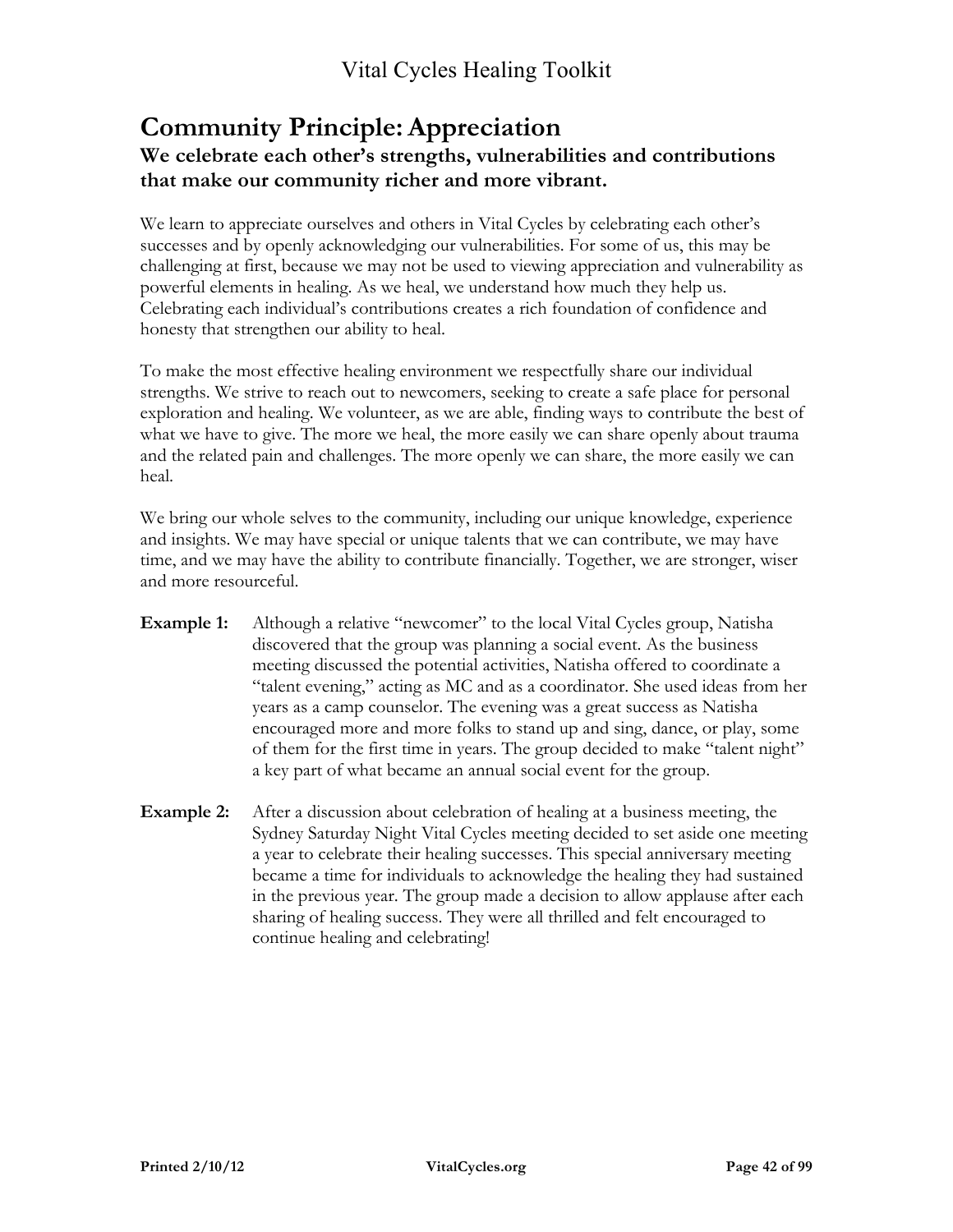## Community Principle: Appreciation

### We celebrate each other's strengths, vulnerabilities and contributions that make our community richer and more vibrant.

We learn to appreciate ourselves and others in Vital Cycles by celebrating each other's successes and by openly acknowledging our vulnerabilities. For some of us, this may be challenging at first, because we may not be used to viewing appreciation and vulnerability as powerful elements in healing. As we heal, we understand how much they help us. Celebrating each individual's contributions creates a rich foundation of confidence and honesty that strengthen our ability to heal.

To make the most effective healing environment we respectfully share our individual strengths. We strive to reach out to newcomers, seeking to create a safe place for personal exploration and healing. We volunteer, as we are able, finding ways to contribute the best of what we have to give. The more we heal, the more easily we can share openly about trauma and the related pain and challenges. The more openly we can share, the more easily we can heal.

We bring our whole selves to the community, including our unique knowledge, experience and insights. We may have special or unique talents that we can contribute, we may have time, and we may have the ability to contribute financially. Together, we are stronger, wiser and more resourceful.

**Example 1:** Although a relative "newcomer" to the local Vital Cycles group, Natisha discovered that the group was planning a social event. As the business meeting discussed the potential activities, Natisha offered to coordinate a "talent evening," acting as MC and as a coordinator. She used ideas from her years as a camp counselor. The evening was a great success as Natisha encouraged more and more folks to stand up and sing, dance, or play, some of them for the first time in years. The group decided to make "talent night" a key part of what became an annual social event for the group.

**Example 2:** After a discussion about celebration of healing at a business meeting, the Sydney Saturday Night Vital Cycles meeting decided to set aside one meeting a year to celebrate their healing successes. This special anniversary meeting became a time for individuals to acknowledge the healing they had sustained in the previous year. The group made a decision to allow applause after each sharing of healing success. They were all thrilled and felt encouraged to continue healing and celebrating!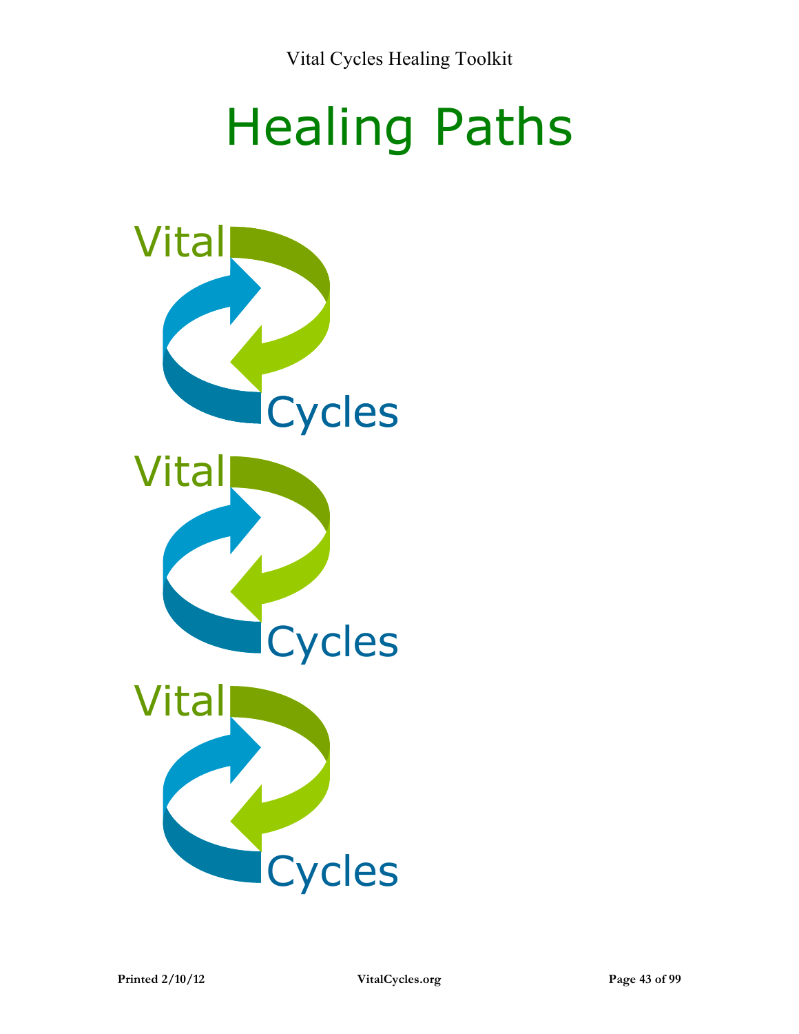# Healing Paths

Vital

Cycles

Vital

Cycles

Vital

Cycles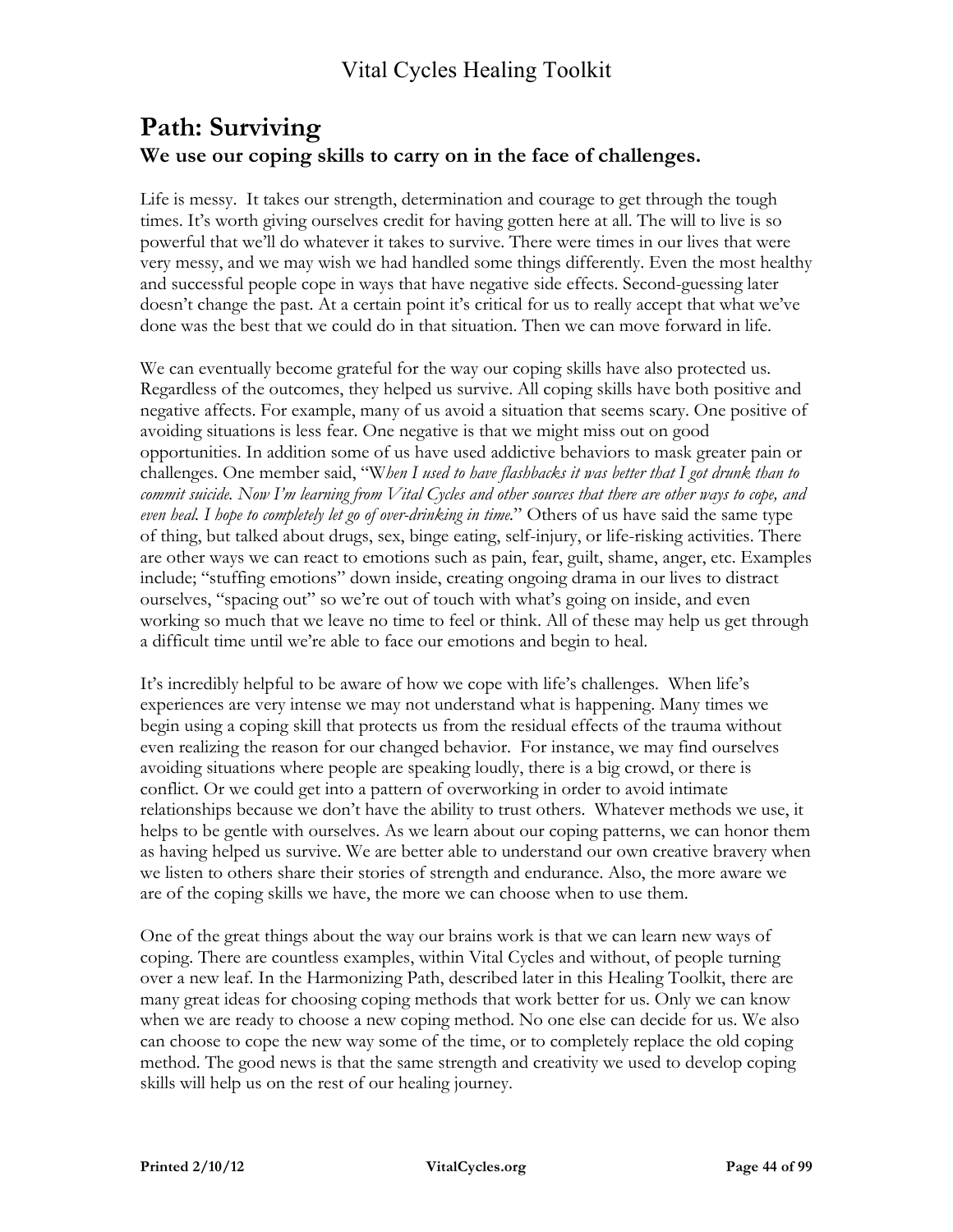# Path: Surviving

## We use our coping skills to carry on in the face of challenges.

Life is messy. It takes our strength, determination and courage to get through the tough times. It's worth giving ourselves credit for having gotten here at all. The will to live is so powerful that we'll do whatever it takes to survive. There were times in our lives that were very messy, and we may wish we had handled some things differently. Even the most healthy and successful people cope in ways that have negative side effects. Second-guessing later doesn't change the past. At a certain point it's critical for us to really accept that what we've done was the best that we could do in that situation. Then we can move forward in life.

We can eventually become grateful for the way our coping skills have also protected us. Regardless of the outcomes, they helped us survive. All coping skills have both positive and negative affects. For example, many of us avoid a situation that seems scary. One positive of avoiding situations is less fear. One negative is that we might miss out on good opportunities. In addition some of us have used addictive behaviors to mask greater pain or challenges. One member said, "*When I used to have flashbacks it was better that I got drunk than to commit suicide. Now I'm learning from Vital Cycles and other sources that there are other ways to cope, and even heal. I hope to completely let go of over-drinking in time.*" Others of us have said the same type of thing, but talked about drugs, sex, binge eating, self-injury, or life-risking activities. There are other ways we can react to emotions such as pain, fear, guilt, shame, anger, etc. Examples include; "stuffing emotions" down inside, creating ongoing drama in our lives to distract ourselves, "spacing out" so we're out of touch with what's going on inside, and even working so much that we leave no time to feel or think. All of these may help us get through a difficult time until we're able to face our emotions and begin to heal.

It's incredibly helpful to be aware of how we cope with life's challenges. When life's experiences are very intense we may not understand what is happening. Many times we begin using a coping skill that protects us from the residual effects of the trauma without even realizing the reason for our changed behavior. For instance, we may find ourselves avoiding situations where people are speaking loudly, there is a big crowd, or there is conflict. Or we could get into a pattern of overworking in order to avoid intimate relationships because we don't have the ability to trust others. Whatever methods we use, it helps to be gentle with ourselves. As we learn about our coping patterns, we can honor them as having helped us survive. We are better able to understand our own creative bravery when we listen to others share their stories of strength and endurance. Also, the more aware we are of the coping skills we have, the more we can choose when to use them.

One of the great things about the way our brains work is that we can learn new ways of coping. There are countless examples, within Vital Cycles and without, of people turning over a new leaf. In the Harmonizing Path, described later in this Healing Toolkit, there are many great ideas for choosing coping methods that work better for us. Only we can know when we are ready to choose a new coping method. No one else can decide for us. We also can choose to cope the new way some of the time, or to completely replace the old coping method. The good news is that the same strength and creativity we used to develop coping skills will help us on the rest of our healing journey.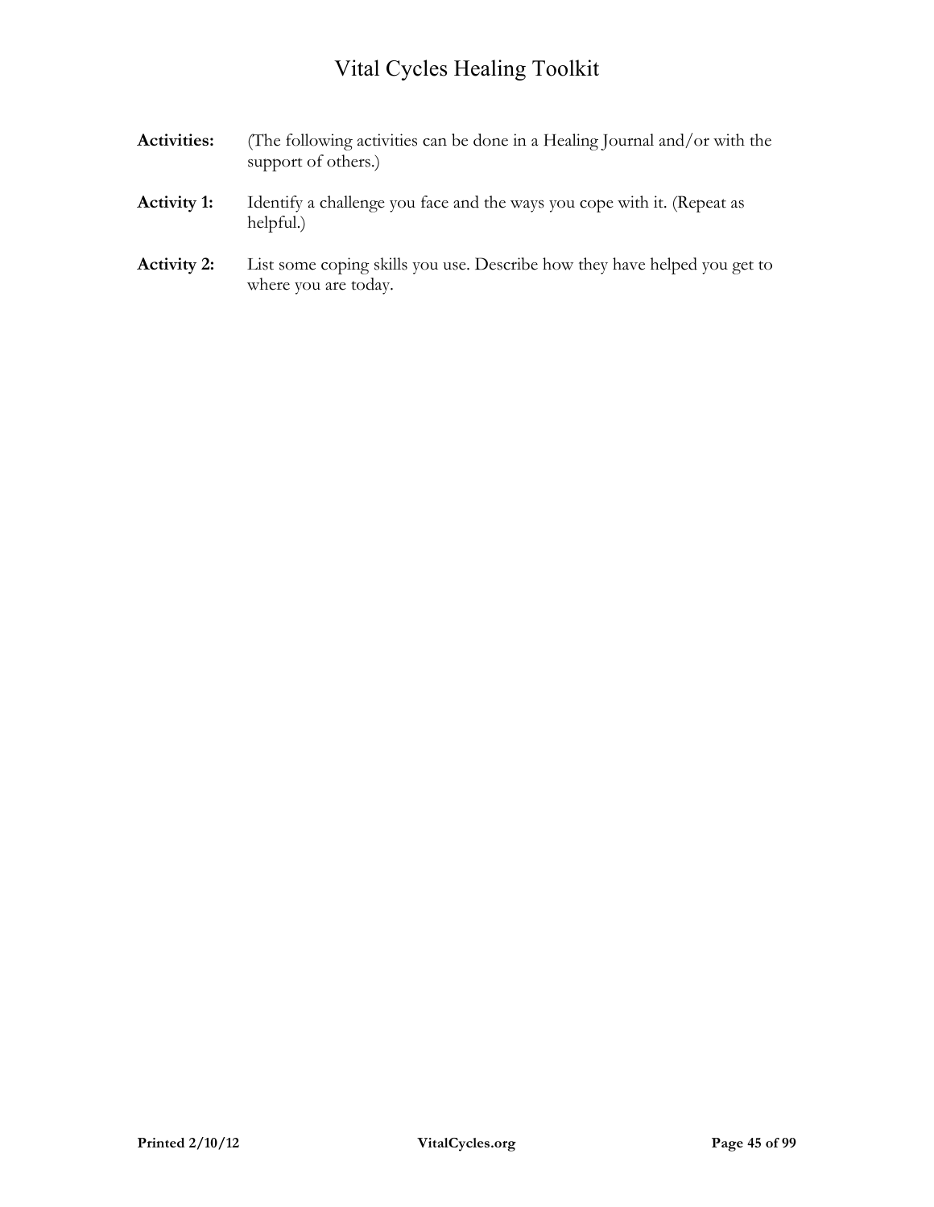**Activities:** (The following activities can be done in a Healing Journal and/or with the support of others.)

**Activity 1:** Identify a challenge you face and the ways you cope with it. (Repeat as helpful.)

**Activity 2:** List some coping skills you use. Describe how they have helped you get to where you are today.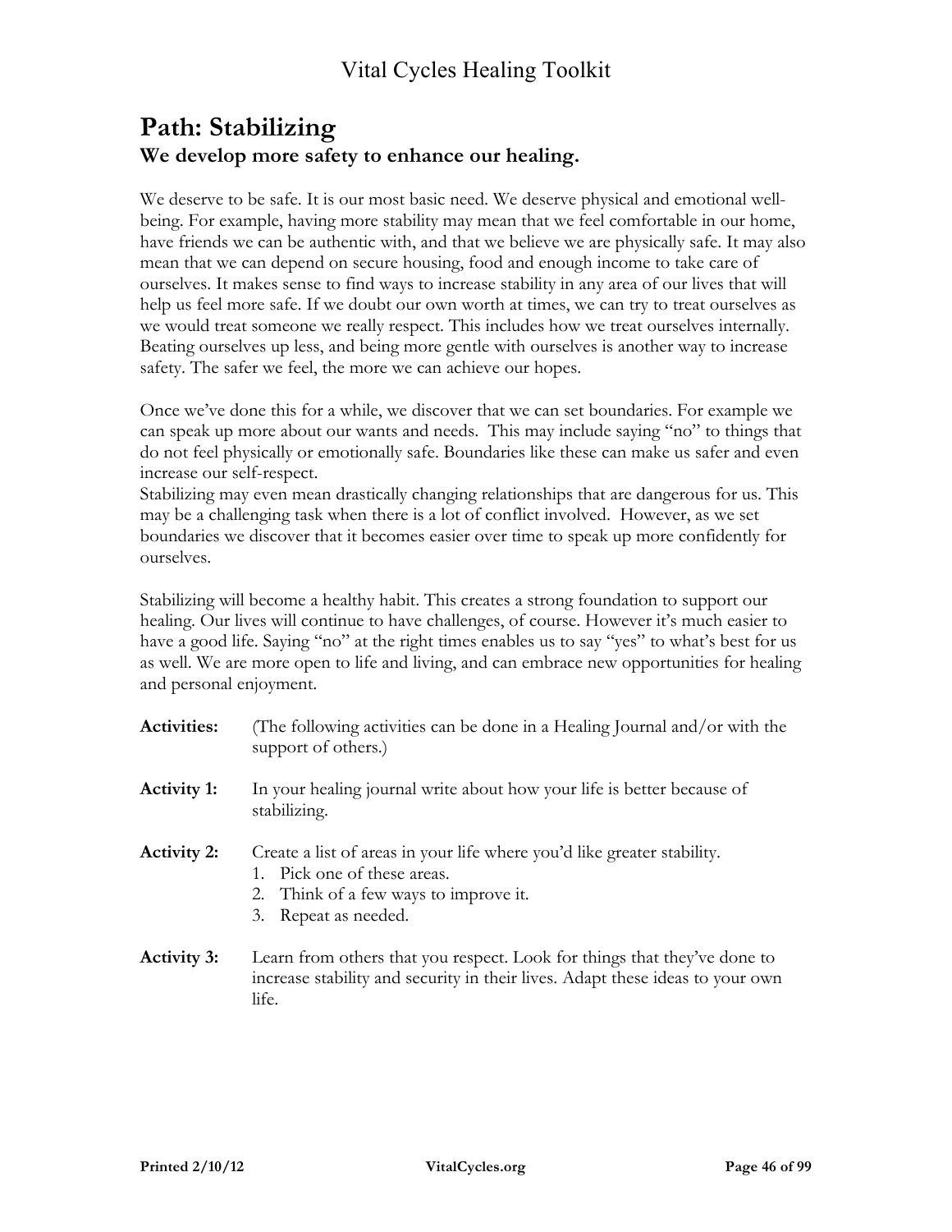## Path: Stabilizing

### We develop more safety to enhance our healing.

We deserve to be safe. It is our most basic need. We deserve physical and emotional well-being. For example, having more stability may mean that we feel comfortable in our home, have friends we can be authentic with, and that we believe we are physically safe. It may also mean that we can depend on secure housing, food and enough income to take care of ourselves. It makes sense to find ways to increase stability in any area of our lives that will help us feel more safe. If we doubt our own worth at times, we can try to treat ourselves as we would treat someone we really respect. This includes how we treat ourselves internally. Beating ourselves up less, and being more gentle with ourselves is another way to increase safety. The safer we feel, the more we can achieve our hopes.

Once we've done this for a while, we discover that we can set boundaries. For example we can speak up more about our wants and needs. This may include saying "no" to things that do not feel physically or emotionally safe. Boundaries like these can make us safer and even increase our self-respect.

Stabilizing may even mean drastically changing relationships that are dangerous for us. This may be a challenging task when there is a lot of conflict involved. However, as we set boundaries we discover that it becomes easier over time to speak up more confidently for ourselves.

Stabilizing will become a healthy habit. This creates a strong foundation to support our healing. Our lives will continue to have challenges, of course. However it's much easier to have a good life. Saying "no" at the right times enables us to say "yes" to what's best for us as well. We are more open to life and living, and can embrace new opportunities for healing and personal enjoyment.

**Activities:** (The following activities can be done in a Healing Journal and/or with the support of others.)

**Activity 1:** In your healing journal write about how your life is better because of stabilizing.

**Activity 2:** Create a list of areas in your life where you'd like greater stability.

1. Pick one of these areas.
2. Think of a few ways to improve it.
3. Repeat as needed.

**Activity 3:** Learn from others that you respect. Look for things that they've done to increase stability and security in their lives. Adapt these ideas to your own life.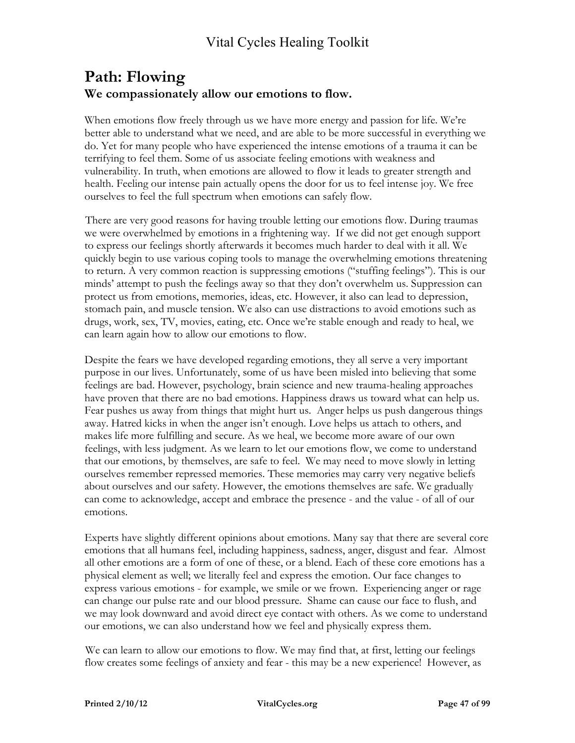# Path: Flowing

### We compassionately allow our emotions to flow.

When emotions flow freely through us we have more energy and passion for life. We're better able to understand what we need, and are able to be more successful in everything we do. Yet for many people who have experienced the intense emotions of a trauma it can be terrifying to feel them. Some of us associate feeling emotions with weakness and vulnerability. In truth, when emotions are allowed to flow it leads to greater strength and health. Feeling our intense pain actually opens the door for us to feel intense joy. We free ourselves to feel the full spectrum when emotions can safely flow.

There are very good reasons for having trouble letting our emotions flow. During traumas we were overwhelmed by emotions in a frightening way. If we did not get enough support to express our feelings shortly afterwards it becomes much harder to deal with it all. We quickly begin to use various coping tools to manage the overwhelming emotions threatening to return. A very common reaction is suppressing emotions ("stuffing feelings"). This is our minds' attempt to push the feelings away so that they don't overwhelm us. Suppression can protect us from emotions, memories, ideas, etc. However, it also can lead to depression, stomach pain, and muscle tension. We also can use distractions to avoid emotions such as drugs, work, sex, TV, movies, eating, etc. Once we're stable enough and ready to heal, we can learn again how to allow our emotions to flow.

Despite the fears we have developed regarding emotions, they all serve a very important purpose in our lives. Unfortunately, some of us have been misled into believing that some feelings are bad. However, psychology, brain science and new trauma-healing approaches have proven that there are no bad emotions. Happiness draws us toward what can help us. Fear pushes us away from things that might hurt us. Anger helps us push dangerous things away. Hatred kicks in when the anger isn't enough. Love helps us attach to others, and makes life more fulfilling and secure. As we heal, we become more aware of our own feelings, with less judgment. As we learn to let our emotions flow, we come to understand that our emotions, by themselves, are safe to feel. We may need to move slowly in letting ourselves remember repressed memories. These memories may carry very negative beliefs about ourselves and our safety. However, the emotions themselves are safe. We gradually can come to acknowledge, accept and embrace the presence - and the value - of all of our emotions.

Experts have slightly different opinions about emotions. Many say that there are several core emotions that all humans feel, including happiness, sadness, anger, disgust and fear. Almost all other emotions are a form of one of these, or a blend. Each of these core emotions has a physical element as well; we literally feel and express the emotion. Our face changes to express various emotions - for example, we smile or we frown. Experiencing anger or rage can change our pulse rate and our blood pressure. Shame can cause our face to flush, and we may look downward and avoid direct eye contact with others. As we come to understand our emotions, we can also understand how we feel and physically express them.

We can learn to allow our emotions to flow. We may find that, at first, letting our feelings flow creates some feelings of anxiety and fear - this may be a new experience! However, as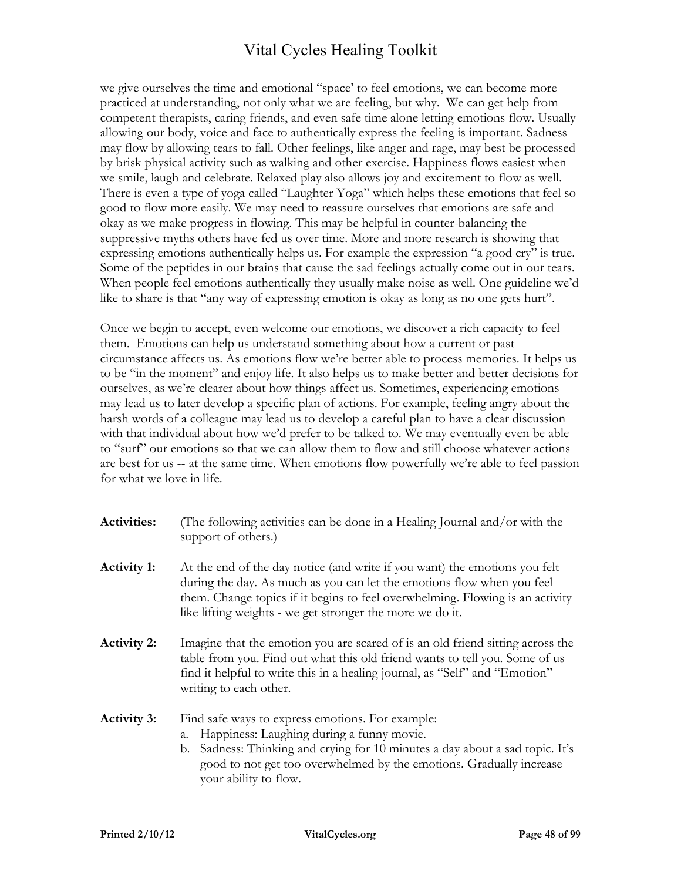we give ourselves the time and emotional "space' to feel emotions, we can become more practiced at understanding, not only what we are feeling, but why. We can get help from competent therapists, caring friends, and even safe time alone letting emotions flow. Usually allowing our body, voice and face to authentically express the feeling is important. Sadness may flow by allowing tears to fall. Other feelings, like anger and rage, may best be processed by brisk physical activity such as walking and other exercise. Happiness flows easiest when we smile, laugh and celebrate. Relaxed play also allows joy and excitement to flow as well. There is even a type of yoga called "Laughter Yoga" which helps these emotions that feel so good to flow more easily. We may need to reassure ourselves that emotions are safe and okay as we make progress in flowing. This may be helpful in counter-balancing the suppressive myths others have fed us over time. More and more research is showing that expressing emotions authentically helps us. For example the expression "a good cry" is true. Some of the peptides in our brains that cause the sad feelings actually come out in our tears. When people feel emotions authentically they usually make noise as well. One guideline we'd like to share is that "any way of expressing emotion is okay as long as no one gets hurt".

Once we begin to accept, even welcome our emotions, we discover a rich capacity to feel them. Emotions can help us understand something about how a current or past circumstance affects us. As emotions flow we're better able to process memories. It helps us to be "in the moment" and enjoy life. It also helps us to make better and better decisions for ourselves, as we're clearer about how things affect us. Sometimes, experiencing emotions may lead us to later develop a specific plan of actions. For example, feeling angry about the harsh words of a colleague may lead us to develop a careful plan to have a clear discussion with that individual about how we'd prefer to be talked to. We may eventually even be able to "surf" our emotions so that we can allow them to flow and still choose whatever actions are best for us -- at the same time. When emotions flow powerfully we're able to feel passion for what we love in life.

**Activities:** (The following activities can be done in a Healing Journal and/or with the support of others.)

**Activity 1:** At the end of the day notice (and write if you want) the emotions you felt during the day. As much as you can let the emotions flow when you feel them. Change topics if it begins to feel overwhelming. Flowing is an activity like lifting weights - we get stronger the more we do it.

**Activity 2:** Imagine that the emotion you are scared of is an old friend sitting across the table from you. Find out what this old friend wants to tell you. Some of us find it helpful to write this in a healing journal, as "Self" and "Emotion" writing to each other.

**Activity 3:** Find safe ways to express emotions. For example:

a. Happiness: Laughing during a funny movie.
b. Sadness: Thinking and crying for 10 minutes a day about a sad topic. It's good to not get too overwhelmed by the emotions. Gradually increase your ability to flow.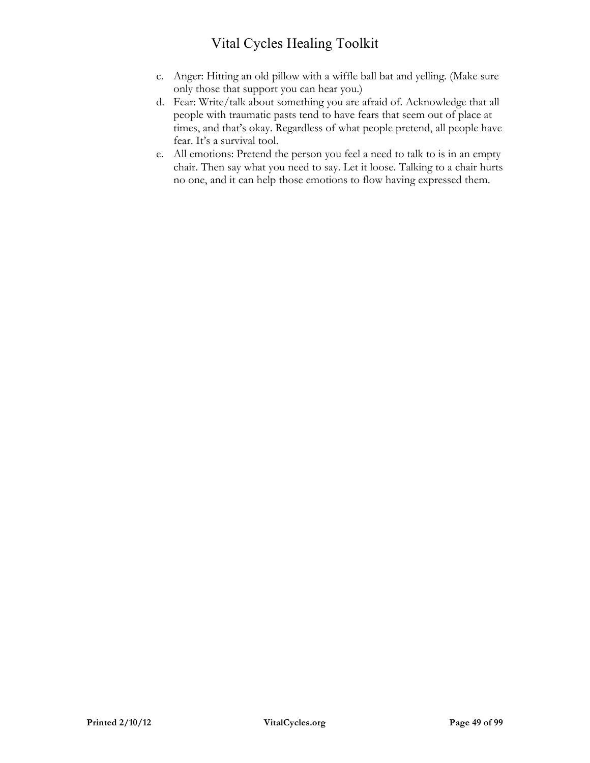c. Anger: Hitting an old pillow with a wiffle ball bat and yelling. (Make sure only those that support you can hear you.)
d. Fear: Write/talk about something you are afraid of. Acknowledge that all people with traumatic pasts tend to have fears that seem out of place at times, and that's okay. Regardless of what people pretend, all people have fear. It's a survival tool.
e. All emotions: Pretend the person you feel a need to talk to is in an empty chair. Then say what you need to say. Let it loose. Talking to a chair hurts no one, and it can help those emotions to flow having expressed them.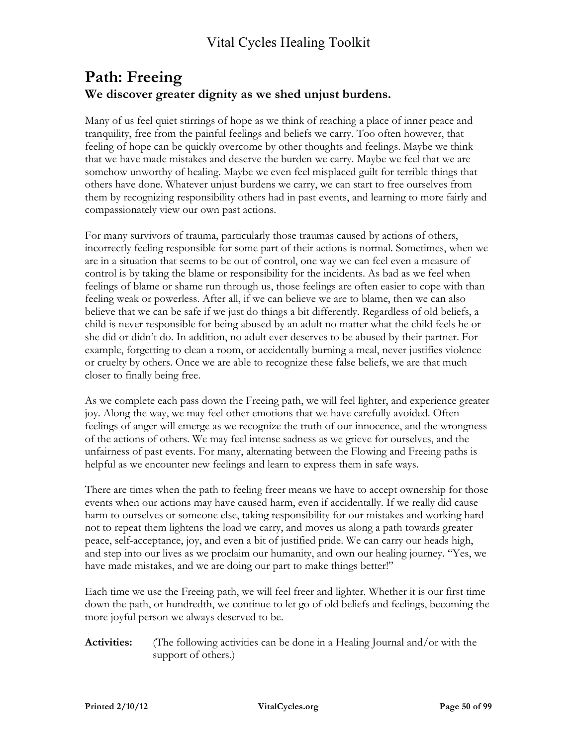# Path: Freeing

### We discover greater dignity as we shed unjust burdens.

Many of us feel quiet stirrings of hope as we think of reaching a place of inner peace and tranquility, free from the painful feelings and beliefs we carry. Too often however, that feeling of hope can be quickly overcome by other thoughts and feelings. Maybe we think that we have made mistakes and deserve the burden we carry. Maybe we feel that we are somehow unworthy of healing. Maybe we even feel misplaced guilt for terrible things that others have done. Whatever unjust burdens we carry, we can start to free ourselves from them by recognizing responsibility others had in past events, and learning to more fairly and compassionately view our own past actions.

For many survivors of trauma, particularly those traumas caused by actions of others, incorrectly feeling responsible for some part of their actions is normal. Sometimes, when we are in a situation that seems to be out of control, one way we can feel even a measure of control is by taking the blame or responsibility for the incidents. As bad as we feel when feelings of blame or shame run through us, those feelings are often easier to cope with than feeling weak or powerless. After all, if we can believe we are to blame, then we can also believe that we can be safe if we just do things a bit differently. Regardless of old beliefs, a child is never responsible for being abused by an adult no matter what the child feels he or she did or didn't do. In addition, no adult ever deserves to be abused by their partner. For example, forgetting to clean a room, or accidentally burning a meal, never justifies violence or cruelty by others. Once we are able to recognize these false beliefs, we are that much closer to finally being free.

As we complete each pass down the Freeing path, we will feel lighter, and experience greater joy. Along the way, we may feel other emotions that we have carefully avoided. Often feelings of anger will emerge as we recognize the truth of our innocence, and the wrongness of the actions of others. We may feel intense sadness as we grieve for ourselves, and the unfairness of past events. For many, alternating between the Flowing and Freeing paths is helpful as we encounter new feelings and learn to express them in safe ways.

There are times when the path to feeling freer means we have to accept ownership for those events when our actions may have caused harm, even if accidentally. If we really did cause harm to ourselves or someone else, taking responsibility for our mistakes and working hard not to repeat them lightens the load we carry, and moves us along a path towards greater peace, self-acceptance, joy, and even a bit of justified pride. We can carry our heads high, and step into our lives as we proclaim our humanity, and own our healing journey. "Yes, we have made mistakes, and we are doing our part to make things better!"

Each time we use the Freeing path, we will feel freer and lighter. Whether it is our first time down the path, or hundredth, we continue to let go of old beliefs and feelings, becoming the more joyful person we always deserved to be.

**Activities:** (The following activities can be done in a Healing Journal and/or with the support of others.)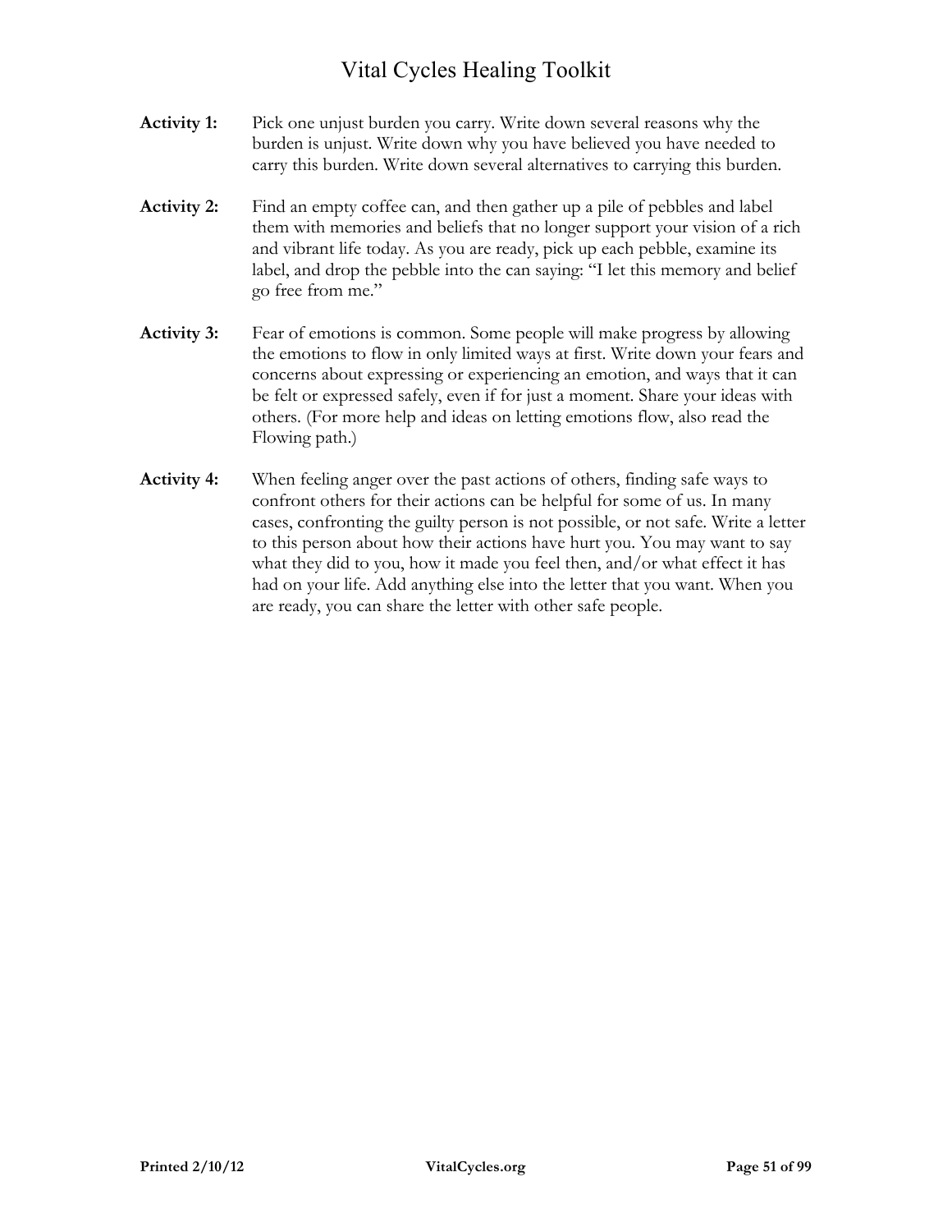**Activity 1:** Pick one unjust burden you carry. Write down several reasons why the burden is unjust. Write down why you have believed you have needed to carry this burden. Write down several alternatives to carrying this burden.

**Activity 2:** Find an empty coffee can, and then gather up a pile of pebbles and label them with memories and beliefs that no longer support your vision of a rich and vibrant life today. As you are ready, pick up each pebble, examine its label, and drop the pebble into the can saying: "I let this memory and belief go free from me."

**Activity 3:** Fear of emotions is common. Some people will make progress by allowing the emotions to flow in only limited ways at first. Write down your fears and concerns about expressing or experiencing an emotion, and ways that it can be felt or expressed safely, even if for just a moment. Share your ideas with others. (For more help and ideas on letting emotions flow, also read the Flowing path.)

**Activity 4:** When feeling anger over the past actions of others, finding safe ways to confront others for their actions can be helpful for some of us. In many cases, confronting the guilty person is not possible, or not safe. Write a letter to this person about how their actions have hurt you. You may want to say what they did to you, how it made you feel then, and/or what effect it has had on your life. Add anything else into the letter that you want. When you are ready, you can share the letter with other safe people.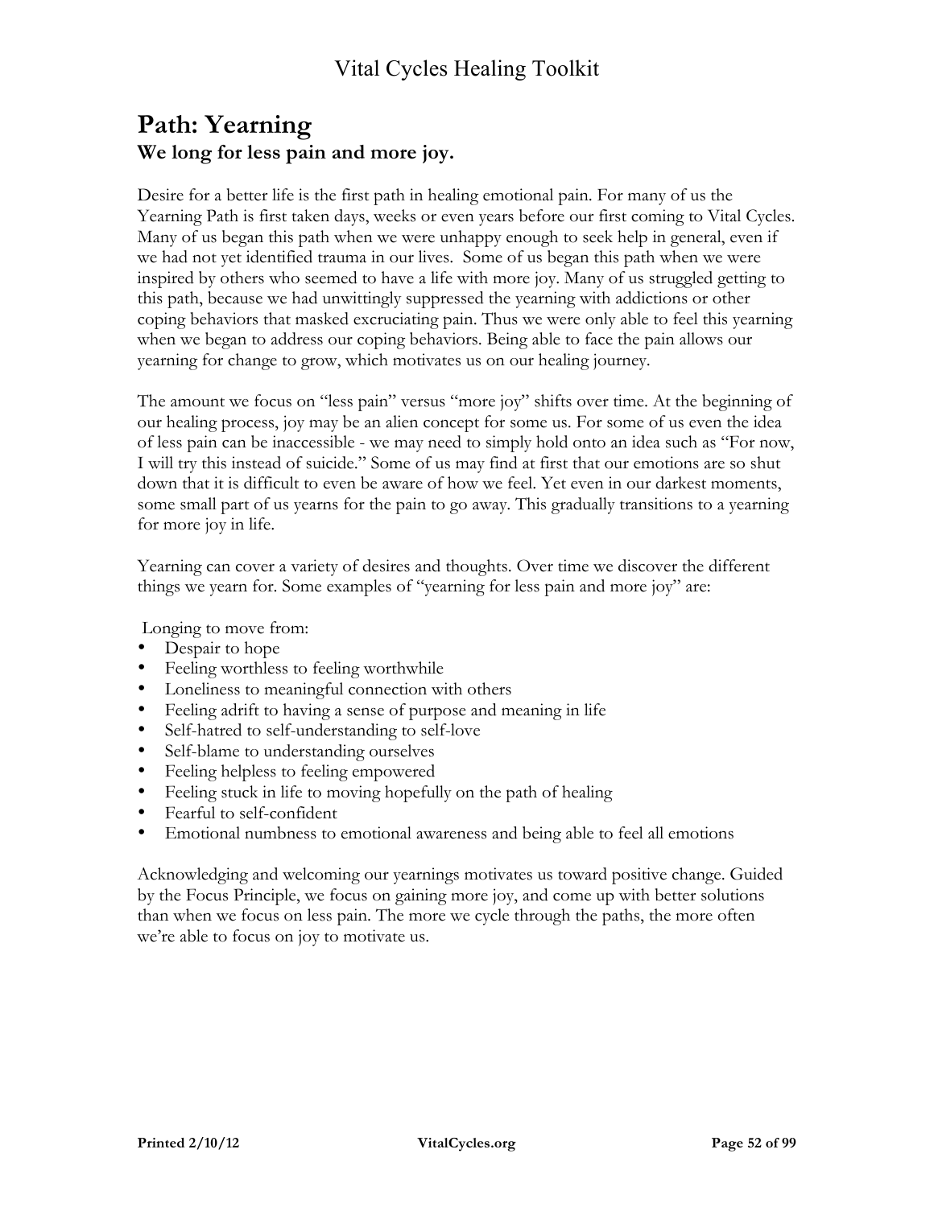# Path: Yearning

## We long for less pain and more joy.

Desire for a better life is the first path in healing emotional pain. For many of us the Yearning Path is first taken days, weeks or even years before our first coming to Vital Cycles. Many of us began this path when we were unhappy enough to seek help in general, even if we had not yet identified trauma in our lives. Some of us began this path when we were inspired by others who seemed to have a life with more joy. Many of us struggled getting to this path, because we had unwittingly suppressed the yearning with addictions or other coping behaviors that masked excruciating pain. Thus we were only able to feel this yearning when we began to address our coping behaviors. Being able to face the pain allows our yearning for change to grow, which motivates us on our healing journey.

The amount we focus on "less pain" versus "more joy" shifts over time. At the beginning of our healing process, joy may be an alien concept for some us. For some of us even the idea of less pain can be inaccessible - we may need to simply hold onto an idea such as "For now, I will try this instead of suicide." Some of us may find at first that our emotions are so shut down that it is difficult to even be aware of how we feel. Yet even in our darkest moments, some small part of us yearns for the pain to go away. This gradually transitions to a yearning for more joy in life.

Yearning can cover a variety of desires and thoughts. Over time we discover the different things we yearn for. Some examples of "yearning for less pain and more joy" are:

Longing to move from:

- Despair to hope
- Feeling worthless to feeling worthwhile
- Loneliness to meaningful connection with others
- Feeling adrift to having a sense of purpose and meaning in life
- Self-hatred to self-understanding to self-love
- Self-blame to understanding ourselves
- Feeling helpless to feeling empowered
- Feeling stuck in life to moving hopefully on the path of healing
- Fearful to self-confident
- Emotional numbness to emotional awareness and being able to feel all emotions

Acknowledging and welcoming our yearnings motivates us toward positive change. Guided by the Focus Principle, we focus on gaining more joy, and come up with better solutions than when we focus on less pain. The more we cycle through the paths, the more often we're able to focus on joy to motivate us.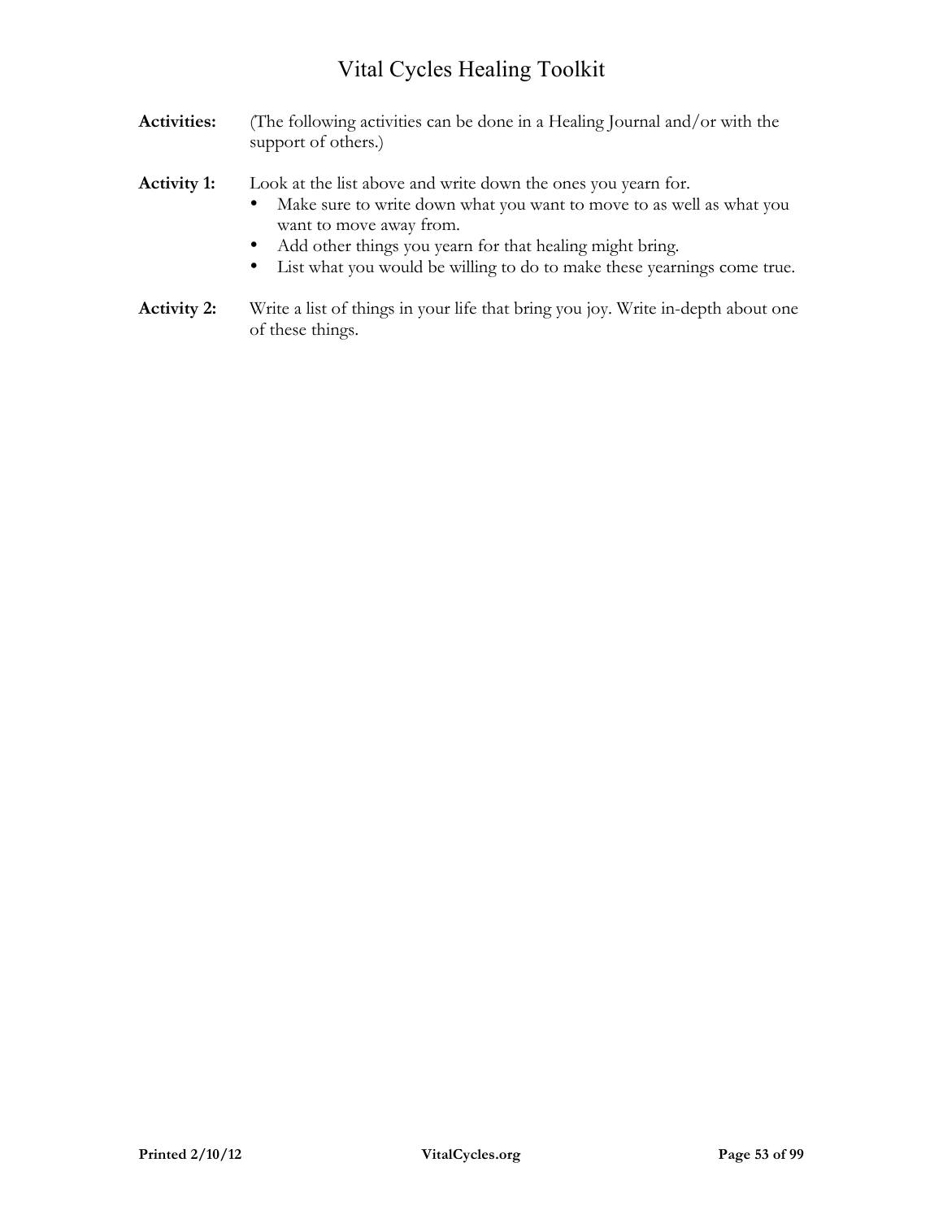**Activities:** (The following activities can be done in a Healing Journal and/or with the support of others.)

**Activity 1:** Look at the list above and write down the ones you yearn for.

- Make sure to write down what you want to move to as well as what you want to move away from.
- Add other things you yearn for that healing might bring.
- List what you would be willing to do to make these yearnings come true.

**Activity 2:** Write a list of things in your life that bring you joy. Write in-depth about one of these things.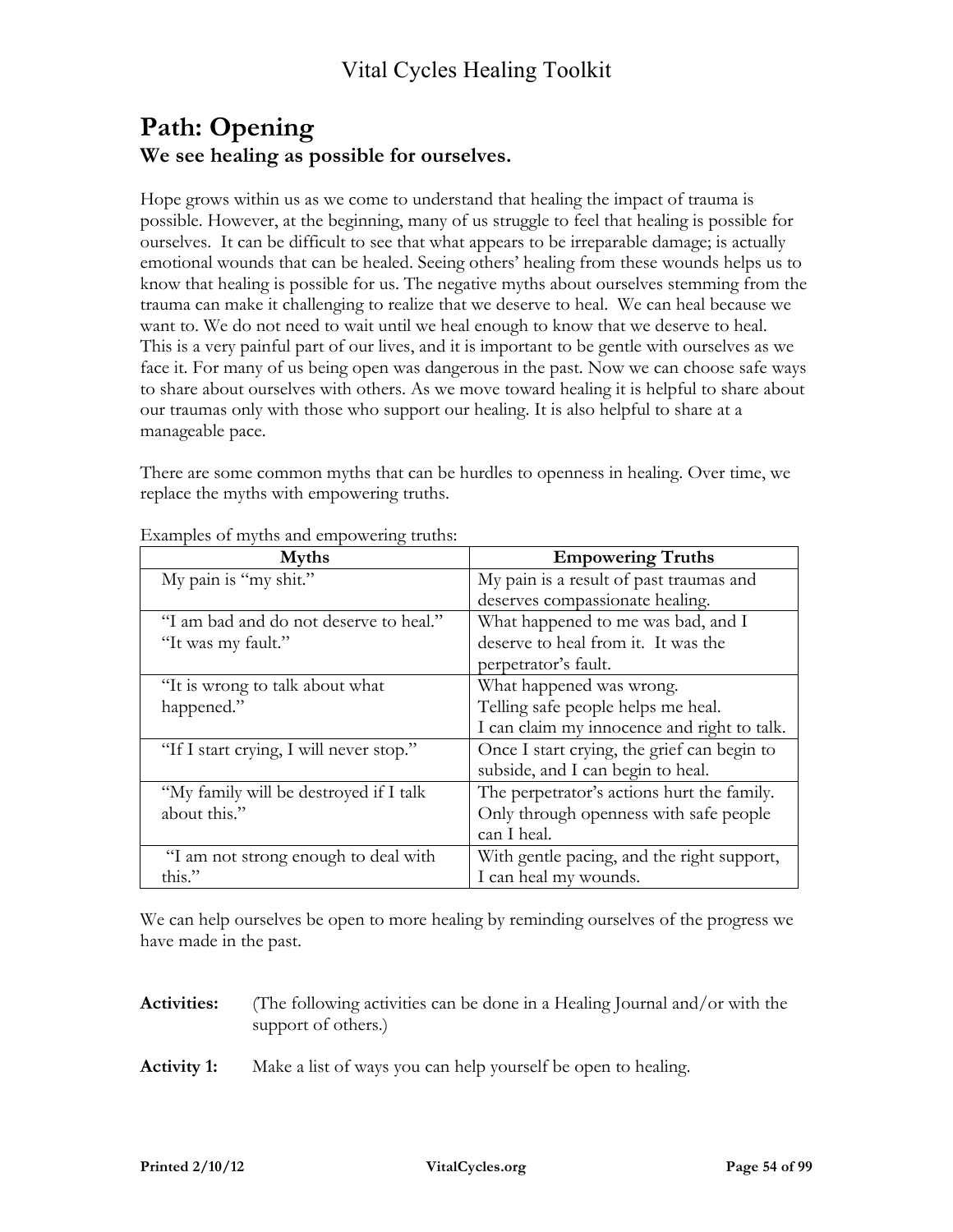# Path: Opening

## We see healing as possible for ourselves.

Hope grows within us as we come to understand that healing the impact of trauma is possible. However, at the beginning, many of us struggle to feel that healing is possible for ourselves. It can be difficult to see that what appears to be irreparable damage; is actually emotional wounds that can be healed. Seeing others' healing from these wounds helps us to know that healing is possible for us. The negative myths about ourselves stemming from the trauma can make it challenging to realize that we deserve to heal. We can heal because we want to. We do not need to wait until we heal enough to know that we deserve to heal. This is a very painful part of our lives, and it is important to be gentle with ourselves as we face it. For many of us being open was dangerous in the past. Now we can choose safe ways to share about ourselves with others. As we move toward healing it is helpful to share about our traumas only with those who support our healing. It is also helpful to share at a manageable pace.

There are some common myths that can be hurdles to openness in healing. Over time, we replace the myths with empowering truths.

Examples of myths and empowering truths:

| Myths | Empowering Truths |
|---|---|
| My pain is "my shit." | My pain is a result of past traumas and deserves compassionate healing. |
| "I am bad and do not deserve to heal." "It was my fault." | What happened to me was bad, and I deserve to heal from it. It was the perpetrator's fault. |
| "It is wrong to talk about what happened." | What happened was wrong. Telling safe people helps me heal. I can claim my innocence and right to talk. |
| "If I start crying, I will never stop." | Once I start crying, the grief can begin to subside, and I can begin to heal. |
| "My family will be destroyed if I talk about this." | The perpetrator's actions hurt the family. Only through openness with safe people can I heal. |
| "I am not strong enough to deal with this." | With gentle pacing, and the right support, I can heal my wounds. |

We can help ourselves be open to more healing by reminding ourselves of the progress we have made in the past.

**Activities:** (The following activities can be done in a Healing Journal and/or with the support of others.)

**Activity 1:** Make a list of ways you can help yourself be open to healing.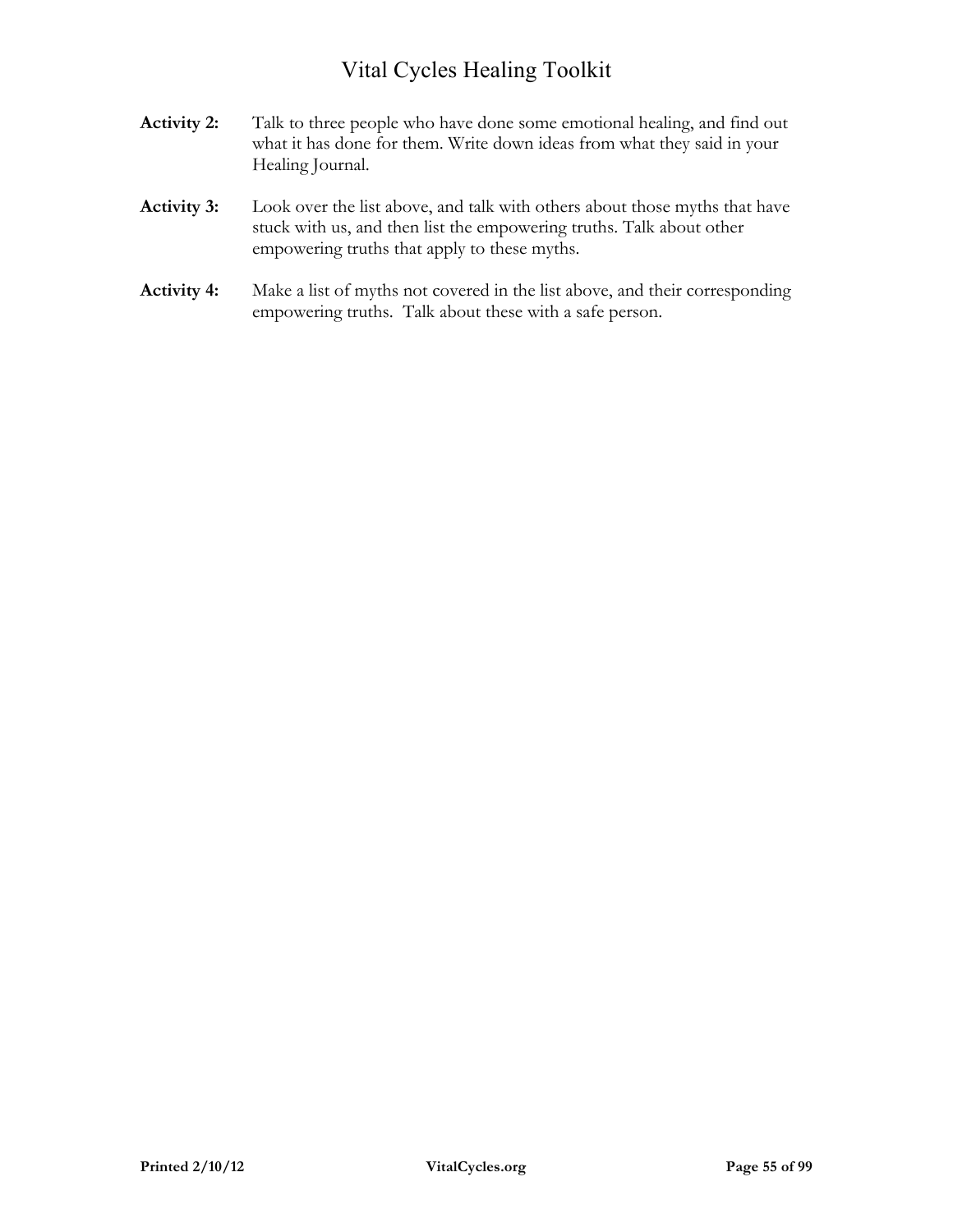**Activity 2:** Talk to three people who have done some emotional healing, and find out what it has done for them. Write down ideas from what they said in your Healing Journal.

**Activity 3:** Look over the list above, and talk with others about those myths that have stuck with us, and then list the empowering truths. Talk about other empowering truths that apply to these myths.

**Activity 4:** Make a list of myths not covered in the list above, and their corresponding empowering truths. Talk about these with a safe person.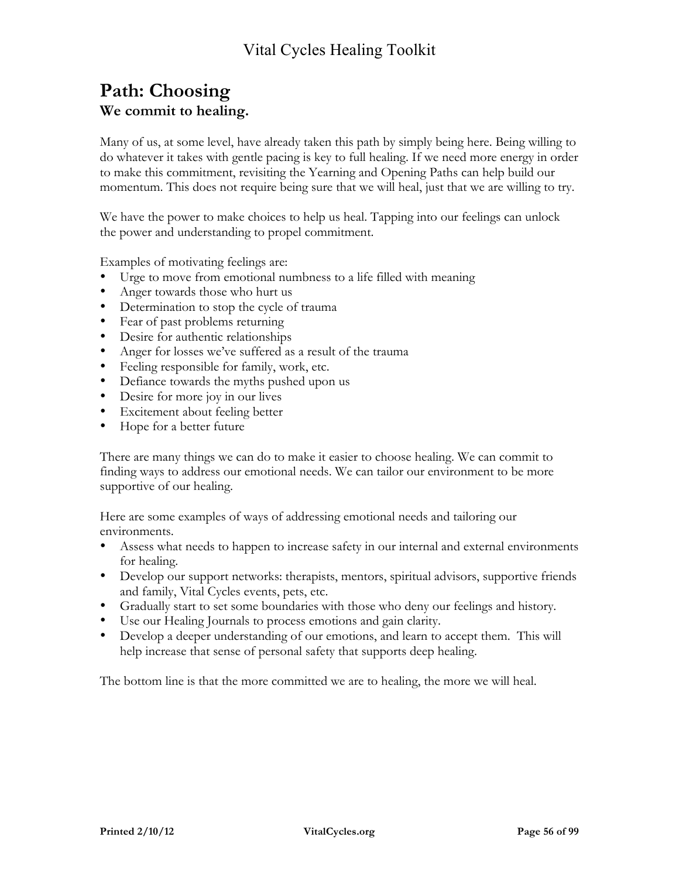## Path: Choosing

### We commit to healing.

Many of us, at some level, have already taken this path by simply being here. Being willing to do whatever it takes with gentle pacing is key to full healing. If we need more energy in order to make this commitment, revisiting the Yearning and Opening Paths can help build our momentum. This does not require being sure that we will heal, just that we are willing to try.

We have the power to make choices to help us heal. Tapping into our feelings can unlock the power and understanding to propel commitment.

Examples of motivating feelings are:

- Urge to move from emotional numbness to a life filled with meaning
- Anger towards those who hurt us
- Determination to stop the cycle of trauma
- Fear of past problems returning
- Desire for authentic relationships
- Anger for losses we've suffered as a result of the trauma
- Feeling responsible for family, work, etc.
- Defiance towards the myths pushed upon us
- Desire for more joy in our lives
- Excitement about feeling better
- Hope for a better future

There are many things we can do to make it easier to choose healing. We can commit to finding ways to address our emotional needs. We can tailor our environment to be more supportive of our healing.

Here are some examples of ways of addressing emotional needs and tailoring our environments.

- Assess what needs to happen to increase safety in our internal and external environments for healing.
- Develop our support networks: therapists, mentors, spiritual advisors, supportive friends and family, Vital Cycles events, pets, etc.
- Gradually start to set some boundaries with those who deny our feelings and history.
- Use our Healing Journals to process emotions and gain clarity.
- Develop a deeper understanding of our emotions, and learn to accept them. This will help increase that sense of personal safety that supports deep healing.

The bottom line is that the more committed we are to healing, the more we will heal.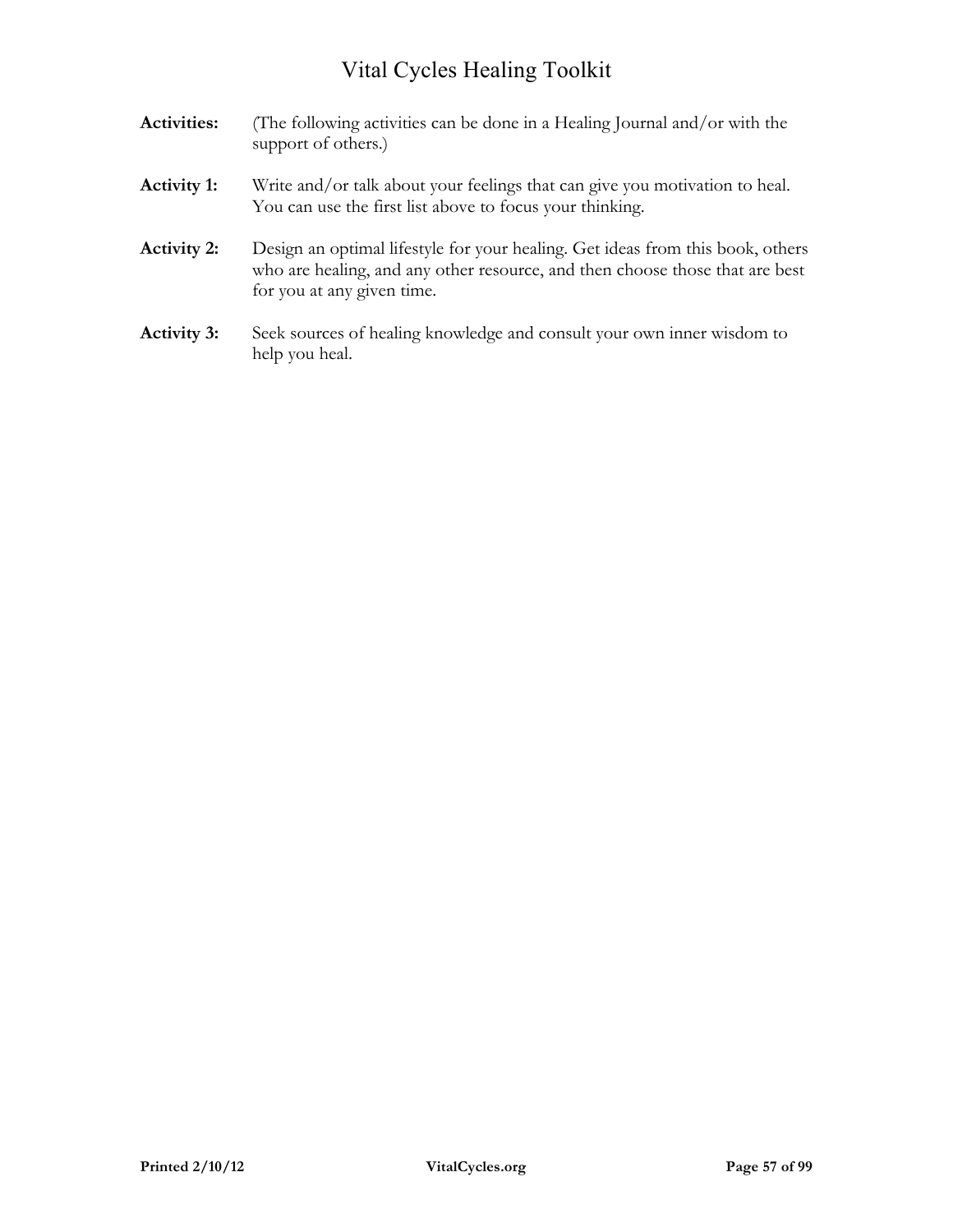**Activities:** (The following activities can be done in a Healing Journal and/or with the support of others.)

**Activity 1:** Write and/or talk about your feelings that can give you motivation to heal. You can use the first list above to focus your thinking.

**Activity 2:** Design an optimal lifestyle for your healing. Get ideas from this book, others who are healing, and any other resource, and then choose those that are best for you at any given time.

**Activity 3:** Seek sources of healing knowledge and consult your own inner wisdom to help you heal.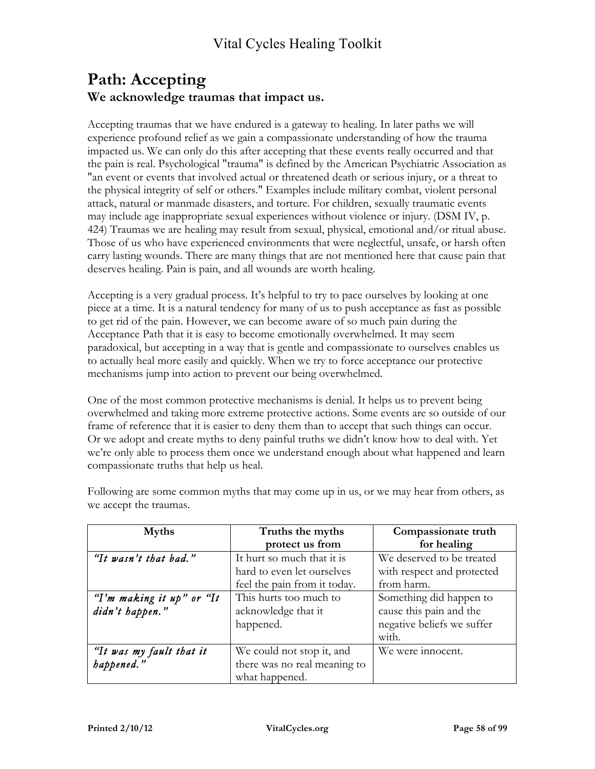# Path: Accepting

## We acknowledge traumas that impact us.

Accepting traumas that we have endured is a gateway to healing. In later paths we will experience profound relief as we gain a compassionate understanding of how the trauma impacted us. We can only do this after accepting that these events really occurred and that the pain is real. Psychological "trauma" is defined by the American Psychiatric Association as "an event or events that involved actual or threatened death or serious injury, or a threat to the physical integrity of self or others." Examples include military combat, violent personal attack, natural or manmade disasters, and torture. For children, sexually traumatic events may include age inappropriate sexual experiences without violence or injury. (DSM IV, p. 424) Traumas we are healing may result from sexual, physical, emotional and/or ritual abuse. Those of us who have experienced environments that were neglectful, unsafe, or harsh often carry lasting wounds. There are many things that are not mentioned here that cause pain that deserves healing. Pain is pain, and all wounds are worth healing.

Accepting is a very gradual process. It's helpful to try to pace ourselves by looking at one piece at a time. It is a natural tendency for many of us to push acceptance as fast as possible to get rid of the pain. However, we can become aware of so much pain during the Acceptance Path that it is easy to become emotionally overwhelmed. It may seem paradoxical, but accepting in a way that is gentle and compassionate to ourselves enables us to actually heal more easily and quickly. When we try to force acceptance our protective mechanisms jump into action to prevent our being overwhelmed.

One of the most common protective mechanisms is denial. It helps us to prevent being overwhelmed and taking more extreme protective actions. Some events are so outside of our frame of reference that it is easier to deny them than to accept that such things can occur. Or we adopt and create myths to deny painful truths we didn't know how to deal with. Yet we're only able to process them once we understand enough about what happened and learn compassionate truths that help us heal.

Following are some common myths that may come up in us, or we may hear from others, as we accept the traumas.

| Myths | Truths the myths protect us from | Compassionate truth for healing |
|---|---|---|
| *"It wasn't that bad."* | It hurt so much that it is hard to even let ourselves feel the pain from it today. | We deserved to be treated with respect and protected from harm. |
| *"I'm making it up" or "It didn't happen."* | This hurts too much to acknowledge that it happened. | Something did happen to cause this pain and the negative beliefs we suffer with. |
| *"It was my fault that it happened."* | We could not stop it, and there was no real meaning to what happened. | We were innocent. |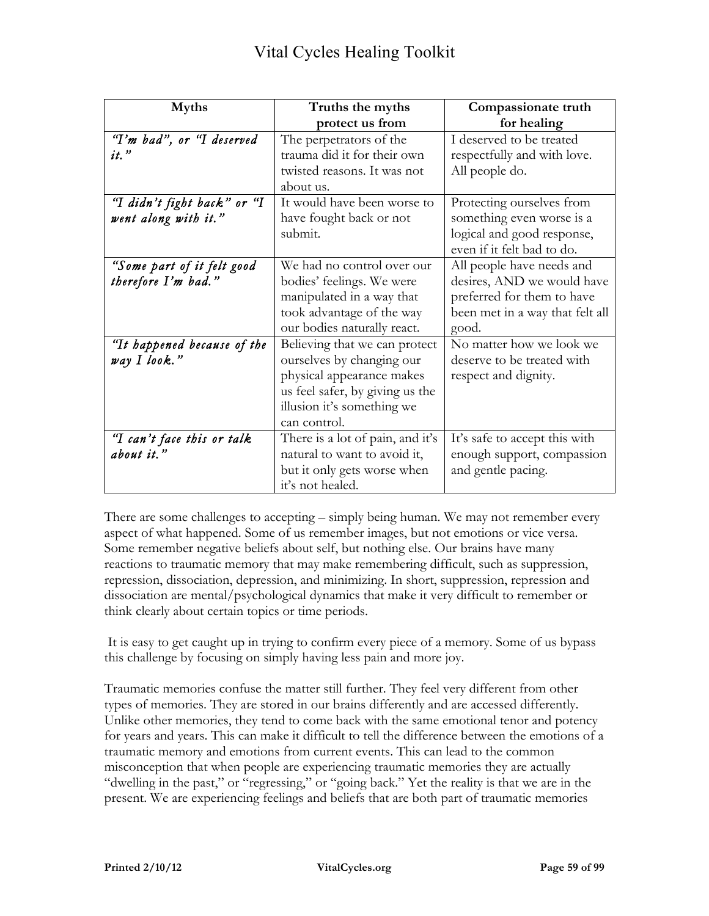| Myths | Truths the myths protect us from | Compassionate truth for healing |
|---|---|---|
| *"I'm bad", or "I deserved it."* | The perpetrators of the trauma did it for their own twisted reasons. It was not about us. | I deserved to be treated respectfully and with love. All people do. |
| *"I didn't fight back" or "I went along with it."* | It would have been worse to have fought back or not submit. | Protecting ourselves from something even worse is a logical and good response, even if it felt bad to do. |
| *"Some part of it felt good therefore I'm bad."* | We had no control over our bodies' feelings. We were manipulated in a way that took advantage of the way our bodies naturally react. | All people have needs and desires, AND we would have preferred for them to have been met in a way that felt all good. |
| *"It happened because of the way I look."* | Believing that we can protect ourselves by changing our physical appearance makes us feel safer, by giving us the illusion it's something we can control. | No matter how we look we deserve to be treated with respect and dignity. |
| *"I can't face this or talk about it."* | There is a lot of pain, and it's natural to want to avoid it, but it only gets worse when it's not healed. | It's safe to accept this with enough support, compassion and gentle pacing. |

There are some challenges to accepting – simply being human. We may not remember every aspect of what happened. Some of us remember images, but not emotions or vice versa. Some remember negative beliefs about self, but nothing else. Our brains have many reactions to traumatic memory that may make remembering difficult, such as suppression, repression, dissociation, depression, and minimizing. In short, suppression, repression and dissociation are mental/psychological dynamics that make it very difficult to remember or think clearly about certain topics or time periods.

It is easy to get caught up in trying to confirm every piece of a memory. Some of us bypass this challenge by focusing on simply having less pain and more joy.

Traumatic memories confuse the matter still further. They feel very different from other types of memories. They are stored in our brains differently and are accessed differently. Unlike other memories, they tend to come back with the same emotional tenor and potency for years and years. This can make it difficult to tell the difference between the emotions of a traumatic memory and emotions from current events. This can lead to the common misconception that when people are experiencing traumatic memories they are actually "dwelling in the past," or "regressing," or "going back." Yet the reality is that we are in the present. We are experiencing feelings and beliefs that are both part of traumatic memories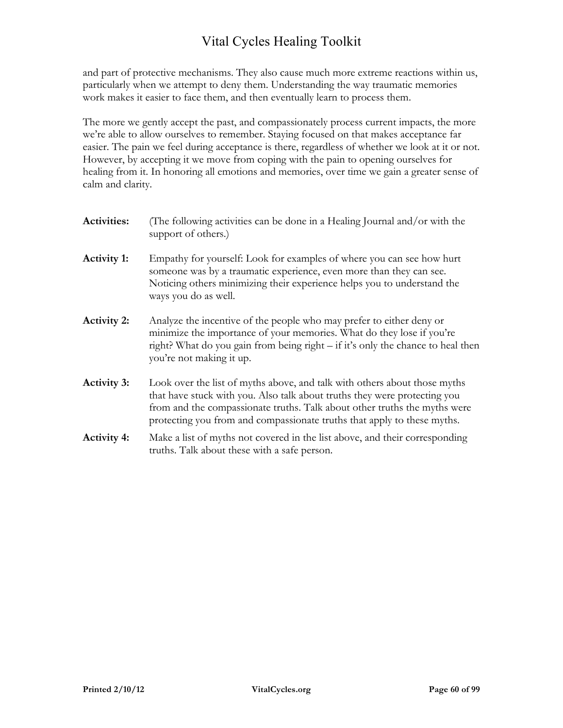and part of protective mechanisms. They also cause much more extreme reactions within us, particularly when we attempt to deny them. Understanding the way traumatic memories work makes it easier to face them, and then eventually learn to process them.

The more we gently accept the past, and compassionately process current impacts, the more we're able to allow ourselves to remember. Staying focused on that makes acceptance far easier. The pain we feel during acceptance is there, regardless of whether we look at it or not. However, by accepting it we move from coping with the pain to opening ourselves for healing from it. In honoring all emotions and memories, over time we gain a greater sense of calm and clarity.

**Activities:** (The following activities can be done in a Healing Journal and/or with the support of others.)

**Activity 1:** Empathy for yourself: Look for examples of where you can see how hurt someone was by a traumatic experience, even more than they can see. Noticing others minimizing their experience helps you to understand the ways you do as well.

**Activity 2:** Analyze the incentive of the people who may prefer to either deny or minimize the importance of your memories. What do they lose if you're right? What do you gain from being right – if it's only the chance to heal then you're not making it up.

**Activity 3:** Look over the list of myths above, and talk with others about those myths that have stuck with you. Also talk about truths they were protecting you from and the compassionate truths. Talk about other truths the myths were protecting you from and compassionate truths that apply to these myths.

**Activity 4:** Make a list of myths not covered in the list above, and their corresponding truths. Talk about these with a safe person.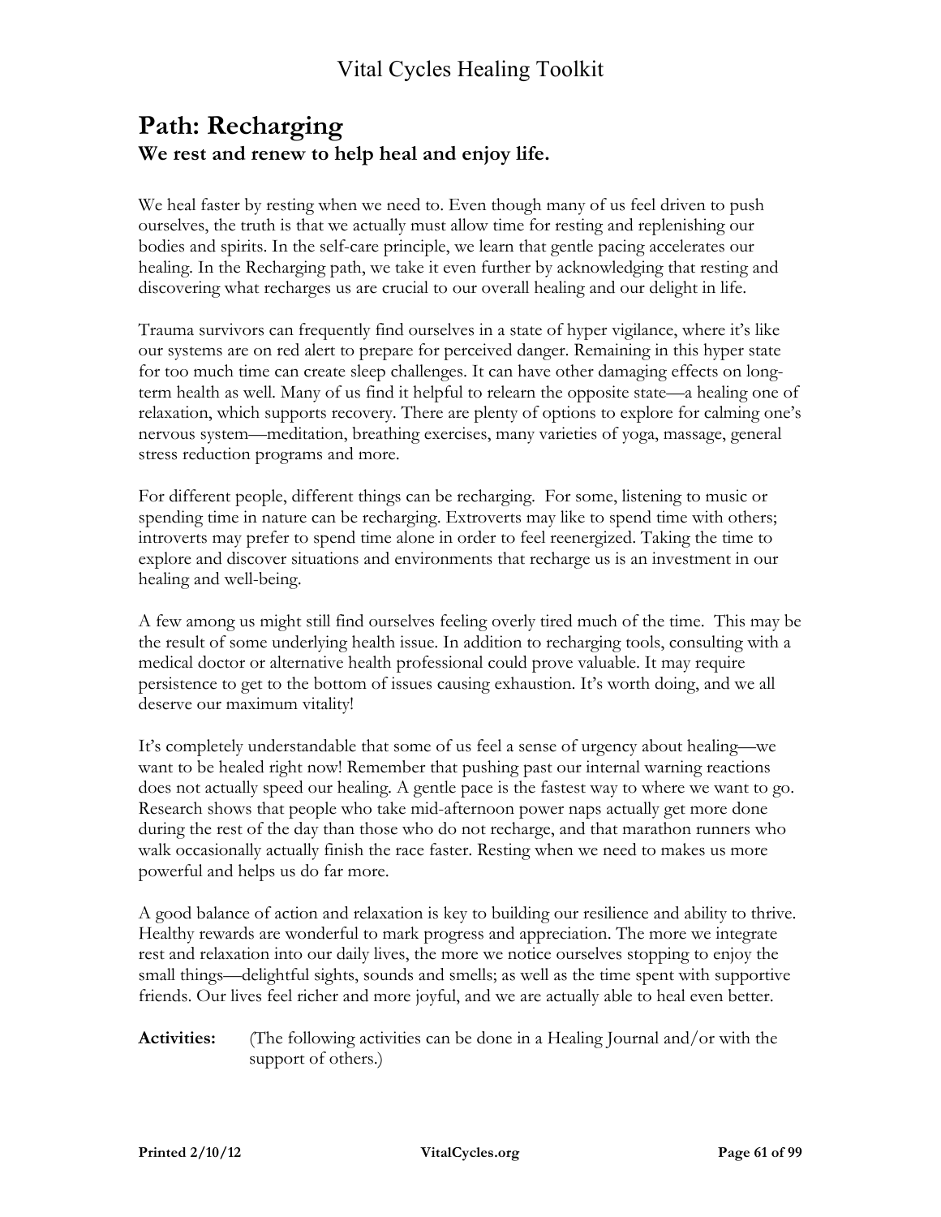## Path: Recharging

### We rest and renew to help heal and enjoy life.

We heal faster by resting when we need to. Even though many of us feel driven to push ourselves, the truth is that we actually must allow time for resting and replenishing our bodies and spirits. In the self-care principle, we learn that gentle pacing accelerates our healing. In the Recharging path, we take it even further by acknowledging that resting and discovering what recharges us are crucial to our overall healing and our delight in life.

Trauma survivors can frequently find ourselves in a state of hyper vigilance, where it's like our systems are on red alert to prepare for perceived danger. Remaining in this hyper state for too much time can create sleep challenges. It can have other damaging effects on long-term health as well. Many of us find it helpful to relearn the opposite state—a healing one of relaxation, which supports recovery. There are plenty of options to explore for calming one's nervous system—meditation, breathing exercises, many varieties of yoga, massage, general stress reduction programs and more.

For different people, different things can be recharging. For some, listening to music or spending time in nature can be recharging. Extroverts may like to spend time with others; introverts may prefer to spend time alone in order to feel reenergized. Taking the time to explore and discover situations and environments that recharge us is an investment in our healing and well-being.

A few among us might still find ourselves feeling overly tired much of the time. This may be the result of some underlying health issue. In addition to recharging tools, consulting with a medical doctor or alternative health professional could prove valuable. It may require persistence to get to the bottom of issues causing exhaustion. It's worth doing, and we all deserve our maximum vitality!

It's completely understandable that some of us feel a sense of urgency about healing—we want to be healed right now! Remember that pushing past our internal warning reactions does not actually speed our healing. A gentle pace is the fastest way to where we want to go. Research shows that people who take mid-afternoon power naps actually get more done during the rest of the day than those who do not recharge, and that marathon runners who walk occasionally actually finish the race faster. Resting when we need to makes us more powerful and helps us do far more.

A good balance of action and relaxation is key to building our resilience and ability to thrive. Healthy rewards are wonderful to mark progress and appreciation. The more we integrate rest and relaxation into our daily lives, the more we notice ourselves stopping to enjoy the small things—delightful sights, sounds and smells; as well as the time spent with supportive friends. Our lives feel richer and more joyful, and we are actually able to heal even better.

**Activities:** (The following activities can be done in a Healing Journal and/or with the support of others.)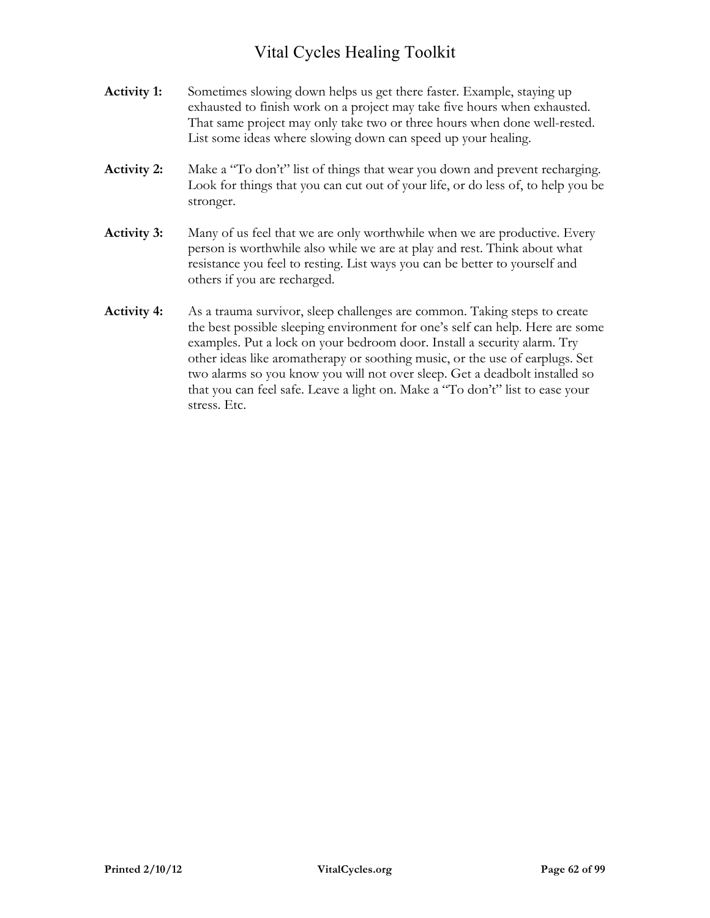**Activity 1:** Sometimes slowing down helps us get there faster. Example, staying up exhausted to finish work on a project may take five hours when exhausted. That same project may only take two or three hours when done well-rested. List some ideas where slowing down can speed up your healing.

**Activity 2:** Make a "To don't" list of things that wear you down and prevent recharging. Look for things that you can cut out of your life, or do less of, to help you be stronger.

**Activity 3:** Many of us feel that we are only worthwhile when we are productive. Every person is worthwhile also while we are at play and rest. Think about what resistance you feel to resting. List ways you can be better to yourself and others if you are recharged.

**Activity 4:** As a trauma survivor, sleep challenges are common. Taking steps to create the best possible sleeping environment for one's self can help. Here are some examples. Put a lock on your bedroom door. Install a security alarm. Try other ideas like aromatherapy or soothing music, or the use of earplugs. Set two alarms so you know you will not over sleep. Get a deadbolt installed so that you can feel safe. Leave a light on. Make a "To don't" list to ease your stress. Etc.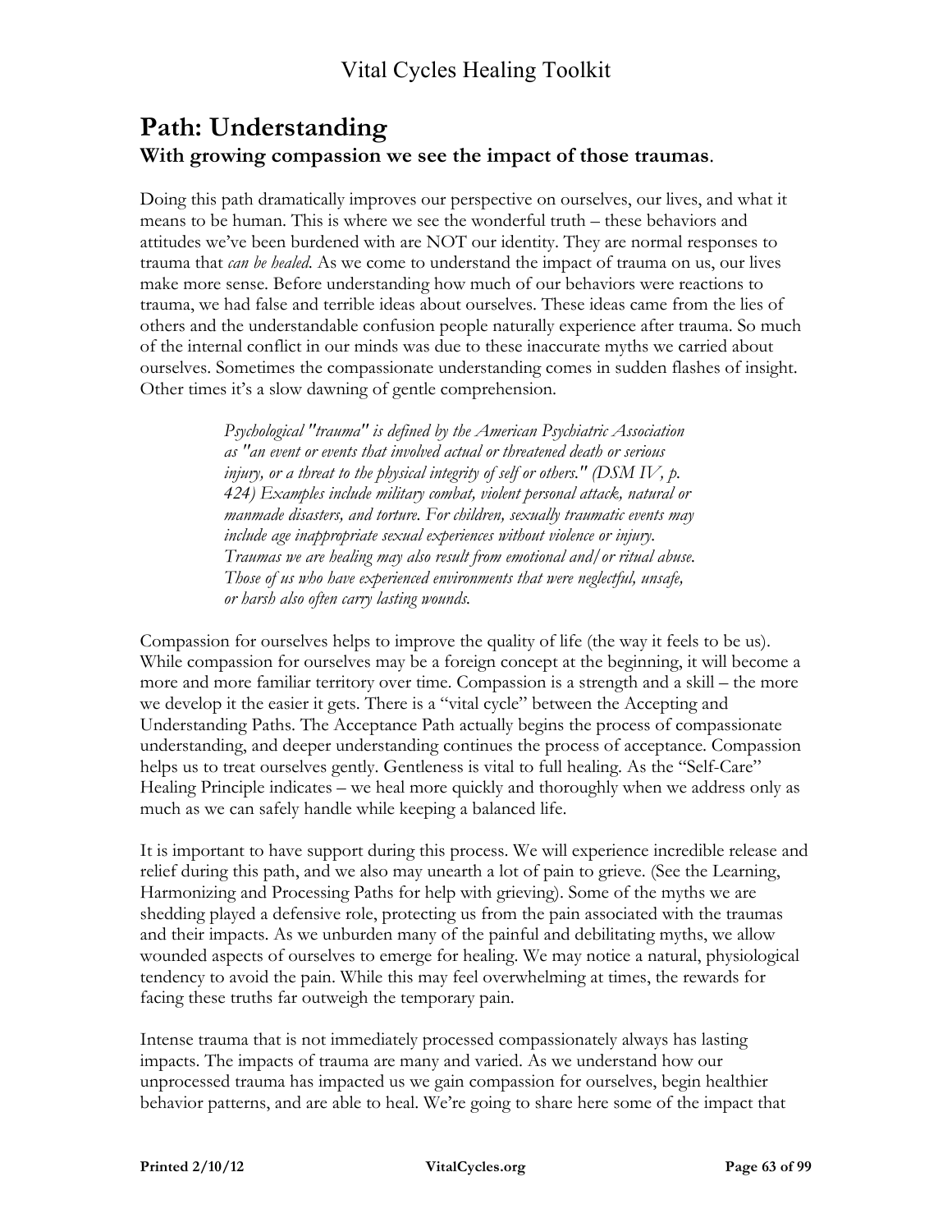# Path: Understanding

**With growing compassion we see the impact of those traumas**.

Doing this path dramatically improves our perspective on ourselves, our lives, and what it means to be human. This is where we see the wonderful truth – these behaviors and attitudes we've been burdened with are NOT our identity. They are normal responses to trauma that *can be healed*. As we come to understand the impact of trauma on us, our lives make more sense. Before understanding how much of our behaviors were reactions to trauma, we had false and terrible ideas about ourselves. These ideas came from the lies of others and the understandable confusion people naturally experience after trauma. So much of the internal conflict in our minds was due to these inaccurate myths we carried about ourselves. Sometimes the compassionate understanding comes in sudden flashes of insight. Other times it's a slow dawning of gentle comprehension.

> *Psychological "trauma" is defined by the American Psychiatric Association as "an event or events that involved actual or threatened death or serious injury, or a threat to the physical integrity of self or others." (DSM IV, p. 424) Examples include military combat, violent personal attack, natural or manmade disasters, and torture. For children, sexually traumatic events may include age inappropriate sexual experiences without violence or injury. Traumas we are healing may also result from emotional and/or ritual abuse. Those of us who have experienced environments that were neglectful, unsafe, or harsh also often carry lasting wounds.*

Compassion for ourselves helps to improve the quality of life (the way it feels to be us). While compassion for ourselves may be a foreign concept at the beginning, it will become a more and more familiar territory over time. Compassion is a strength and a skill – the more we develop it the easier it gets. There is a "vital cycle" between the Accepting and Understanding Paths. The Acceptance Path actually begins the process of compassionate understanding, and deeper understanding continues the process of acceptance. Compassion helps us to treat ourselves gently. Gentleness is vital to full healing. As the "Self-Care" Healing Principle indicates – we heal more quickly and thoroughly when we address only as much as we can safely handle while keeping a balanced life.

It is important to have support during this process. We will experience incredible release and relief during this path, and we also may unearth a lot of pain to grieve. (See the Learning, Harmonizing and Processing Paths for help with grieving). Some of the myths we are shedding played a defensive role, protecting us from the pain associated with the traumas and their impacts. As we unburden many of the painful and debilitating myths, we allow wounded aspects of ourselves to emerge for healing. We may notice a natural, physiological tendency to avoid the pain. While this may feel overwhelming at times, the rewards for facing these truths far outweigh the temporary pain.

Intense trauma that is not immediately processed compassionately always has lasting impacts. The impacts of trauma are many and varied. As we understand how our unprocessed trauma has impacted us we gain compassion for ourselves, begin healthier behavior patterns, and are able to heal. We're going to share here some of the impact that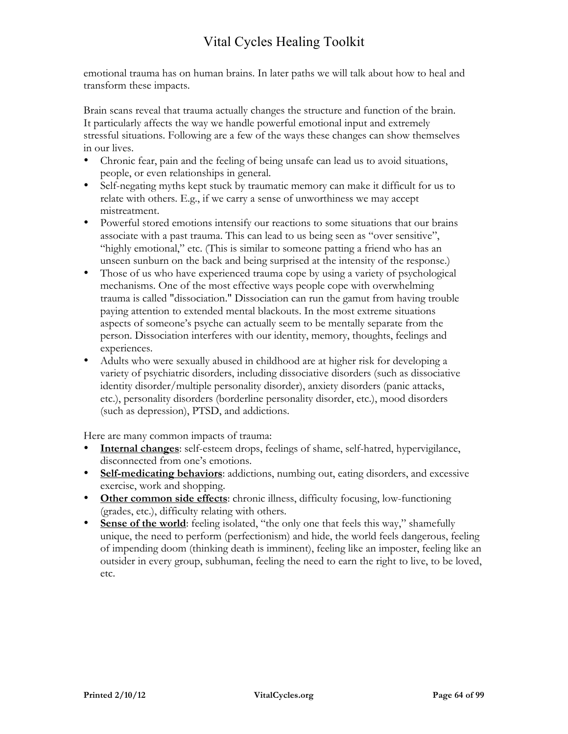emotional trauma has on human brains. In later paths we will talk about how to heal and transform these impacts.

Brain scans reveal that trauma actually changes the structure and function of the brain. It particularly affects the way we handle powerful emotional input and extremely stressful situations. Following are a few of the ways these changes can show themselves in our lives.

- Chronic fear, pain and the feeling of being unsafe can lead us to avoid situations, people, or even relationships in general.
- Self-negating myths kept stuck by traumatic memory can make it difficult for us to relate with others. E.g., if we carry a sense of unworthiness we may accept mistreatment.
- Powerful stored emotions intensify our reactions to some situations that our brains associate with a past trauma. This can lead to us being seen as "over sensitive", "highly emotional," etc. (This is similar to someone patting a friend who has an unseen sunburn on the back and being surprised at the intensity of the response.)
- Those of us who have experienced trauma cope by using a variety of psychological mechanisms. One of the most effective ways people cope with overwhelming trauma is called "dissociation." Dissociation can run the gamut from having trouble paying attention to extended mental blackouts. In the most extreme situations aspects of someone's psyche can actually seem to be mentally separate from the person. Dissociation interferes with our identity, memory, thoughts, feelings and experiences.
- Adults who were sexually abused in childhood are at higher risk for developing a variety of psychiatric disorders, including dissociative disorders (such as dissociative identity disorder/multiple personality disorder), anxiety disorders (panic attacks, etc.), personality disorders (borderline personality disorder, etc.), mood disorders (such as depression), PTSD, and addictions.

Here are many common impacts of trauma:

- **Internal changes**: self-esteem drops, feelings of shame, self-hatred, hypervigilance, disconnected from one's emotions.
- **Self-medicating behaviors**: addictions, numbing out, eating disorders, and excessive exercise, work and shopping.
- **Other common side effects**: chronic illness, difficulty focusing, low-functioning (grades, etc.), difficulty relating with others.
- **Sense of the world**: feeling isolated, "the only one that feels this way," shamefully unique, the need to perform (perfectionism) and hide, the world feels dangerous, feeling of impending doom (thinking death is imminent), feeling like an imposter, feeling like an outsider in every group, subhuman, feeling the need to earn the right to live, to be loved, etc.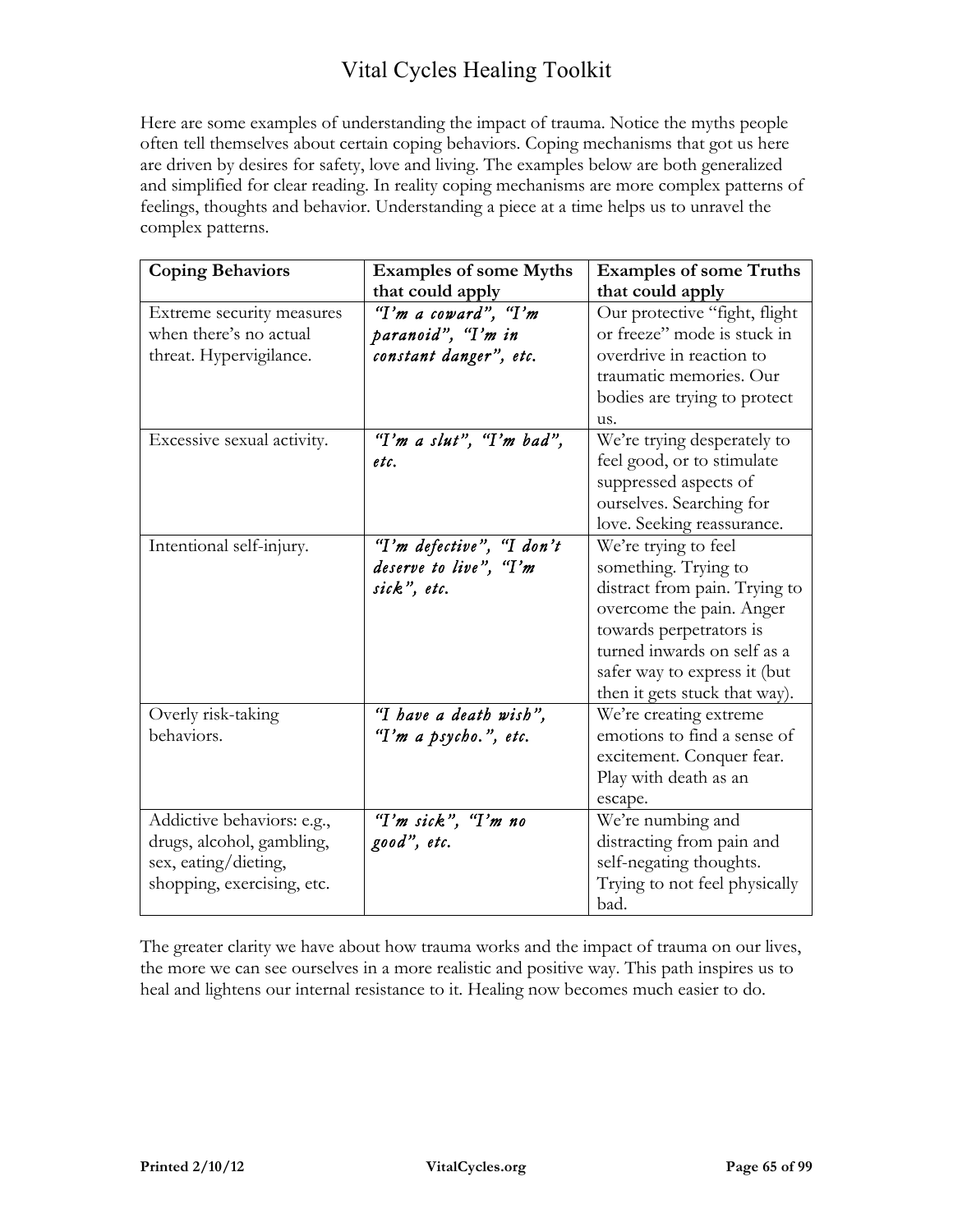Here are some examples of understanding the impact of trauma. Notice the myths people often tell themselves about certain coping behaviors. Coping mechanisms that got us here are driven by desires for safety, love and living. The examples below are both generalized and simplified for clear reading. In reality coping mechanisms are more complex patterns of feelings, thoughts and behavior. Understanding a piece at a time helps us to unravel the complex patterns.

| **Coping Behaviors** | **Examples of some Myths that could apply** | **Examples of some Truths that could apply** |
|---|---|---|
| Extreme security measures when there's no actual threat. Hypervigilance. | *"I'm a coward", "I'm paranoid", "I'm in constant danger", etc.* | Our protective "fight, flight or freeze" mode is stuck in overdrive in reaction to traumatic memories. Our bodies are trying to protect us. |
| Excessive sexual activity. | *"I'm a slut", "I'm bad", etc.* | We're trying desperately to feel good, or to stimulate suppressed aspects of ourselves. Searching for love. Seeking reassurance. |
| Intentional self-injury. | *"I'm defective", "I don't deserve to live", "I'm sick", etc.* | We're trying to feel something. Trying to distract from pain. Trying to overcome the pain. Anger towards perpetrators is turned inwards on self as a safer way to express it (but then it gets stuck that way). |
| Overly risk-taking behaviors. | *"I have a death wish", "I'm a psycho.", etc.* | We're creating extreme emotions to find a sense of excitement. Conquer fear. Play with death as an escape. |
| Addictive behaviors: e.g., drugs, alcohol, gambling, sex, eating/dieting, shopping, exercising, etc. | *"I'm sick", "I'm no good", etc.* | We're numbing and distracting from pain and self-negating thoughts. Trying to not feel physically bad. |

The greater clarity we have about how trauma works and the impact of trauma on our lives, the more we can see ourselves in a more realistic and positive way. This path inspires us to heal and lightens our internal resistance to it. Healing now becomes much easier to do.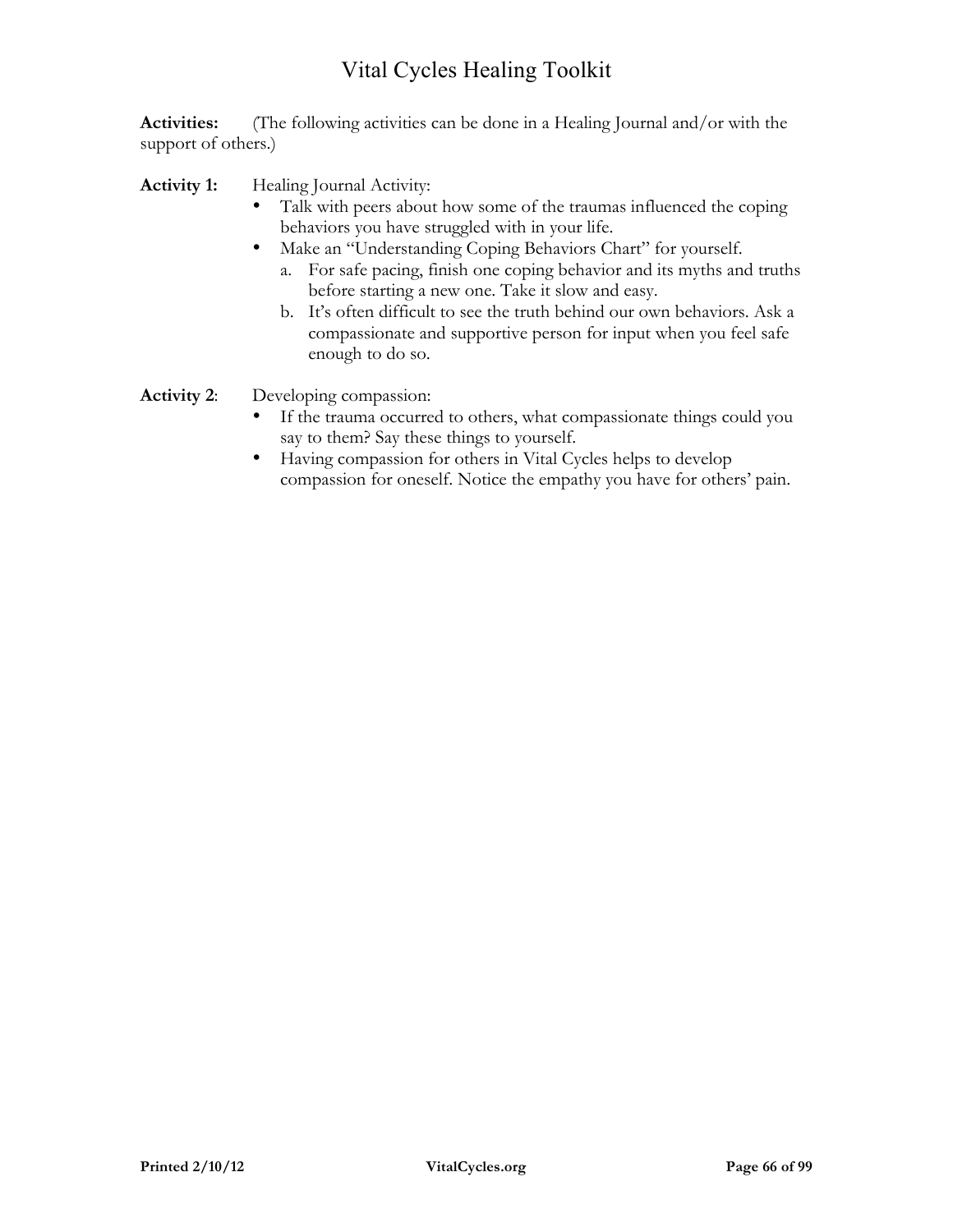**Activities:** (The following activities can be done in a Healing Journal and/or with the support of others.)

**Activity 1:** Healing Journal Activity:

- Talk with peers about how some of the traumas influenced the coping behaviors you have struggled with in your life.
- Make an "Understanding Coping Behaviors Chart" for yourself.
  a. For safe pacing, finish one coping behavior and its myths and truths before starting a new one. Take it slow and easy.
  b. It's often difficult to see the truth behind our own behaviors. Ask a compassionate and supportive person for input when you feel safe enough to do so.

**Activity 2**: Developing compassion:

- If the trauma occurred to others, what compassionate things could you say to them? Say these things to yourself.
- Having compassion for others in Vital Cycles helps to develop compassion for oneself. Notice the empathy you have for others' pain.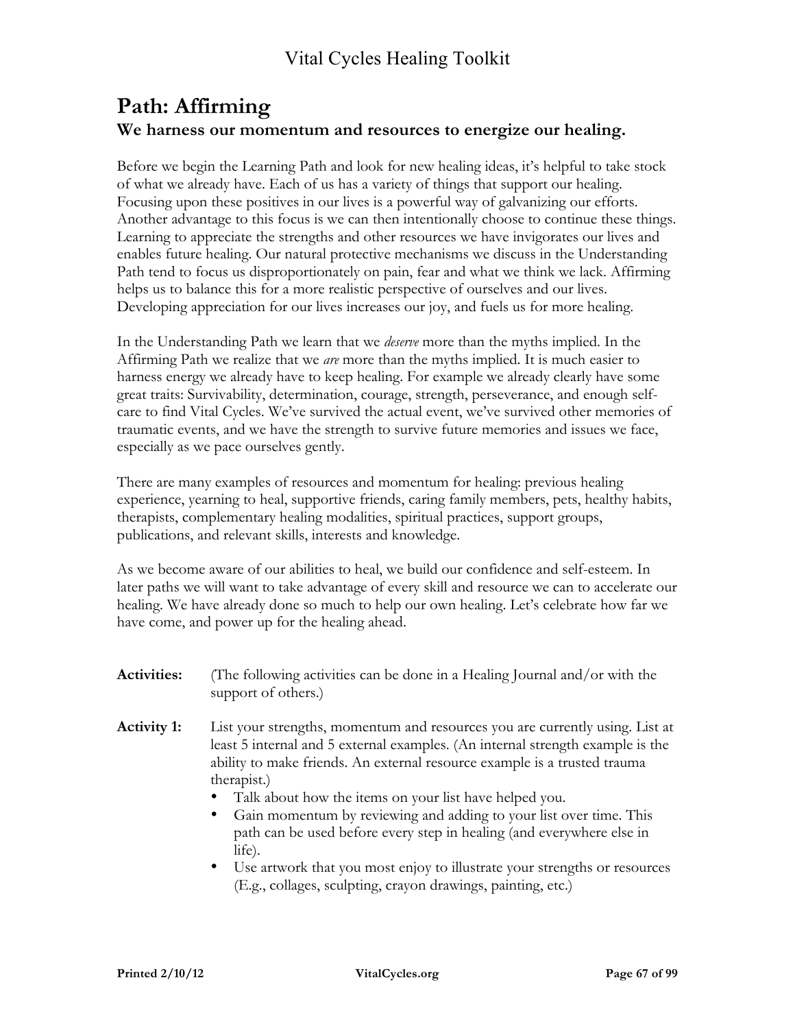# Path: Affirming

## We harness our momentum and resources to energize our healing.

Before we begin the Learning Path and look for new healing ideas, it's helpful to take stock of what we already have. Each of us has a variety of things that support our healing. Focusing upon these positives in our lives is a powerful way of galvanizing our efforts. Another advantage to this focus is we can then intentionally choose to continue these things. Learning to appreciate the strengths and other resources we have invigorates our lives and enables future healing. Our natural protective mechanisms we discuss in the Understanding Path tend to focus us disproportionately on pain, fear and what we think we lack. Affirming helps us to balance this for a more realistic perspective of ourselves and our lives. Developing appreciation for our lives increases our joy, and fuels us for more healing.

In the Understanding Path we learn that we *deserve* more than the myths implied. In the Affirming Path we realize that we *are* more than the myths implied. It is much easier to harness energy we already have to keep healing. For example we already clearly have some great traits: Survivability, determination, courage, strength, perseverance, and enough self-care to find Vital Cycles. We've survived the actual event, we've survived other memories of traumatic events, and we have the strength to survive future memories and issues we face, especially as we pace ourselves gently.

There are many examples of resources and momentum for healing: previous healing experience, yearning to heal, supportive friends, caring family members, pets, healthy habits, therapists, complementary healing modalities, spiritual practices, support groups, publications, and relevant skills, interests and knowledge.

As we become aware of our abilities to heal, we build our confidence and self-esteem. In later paths we will want to take advantage of every skill and resource we can to accelerate our healing. We have already done so much to help our own healing. Let's celebrate how far we have come, and power up for the healing ahead.

**Activities:** (The following activities can be done in a Healing Journal and/or with the support of others.)

**Activity 1:** List your strengths, momentum and resources you are currently using. List at least 5 internal and 5 external examples. (An internal strength example is the ability to make friends. An external resource example is a trusted trauma therapist.)

- Talk about how the items on your list have helped you.
- Gain momentum by reviewing and adding to your list over time. This path can be used before every step in healing (and everywhere else in life).
- Use artwork that you most enjoy to illustrate your strengths or resources (E.g., collages, sculpting, crayon drawings, painting, etc.)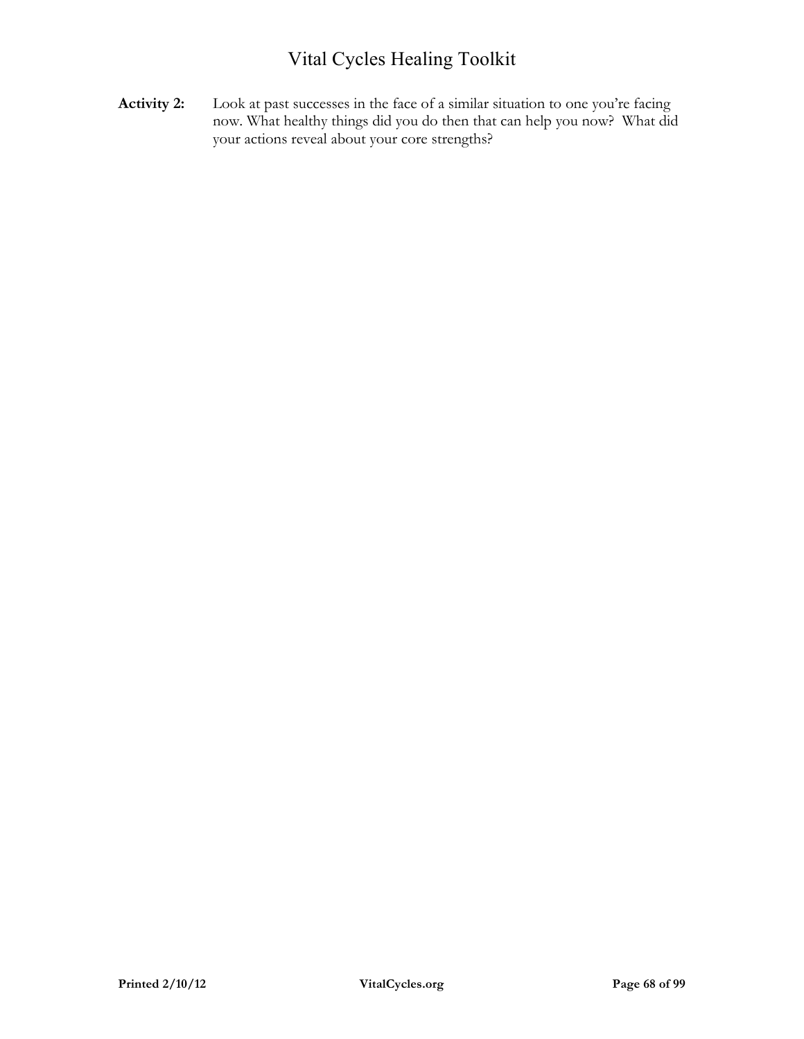**Activity 2:** Look at past successes in the face of a similar situation to one you're facing now. What healthy things did you do then that can help you now? What did your actions reveal about your core strengths?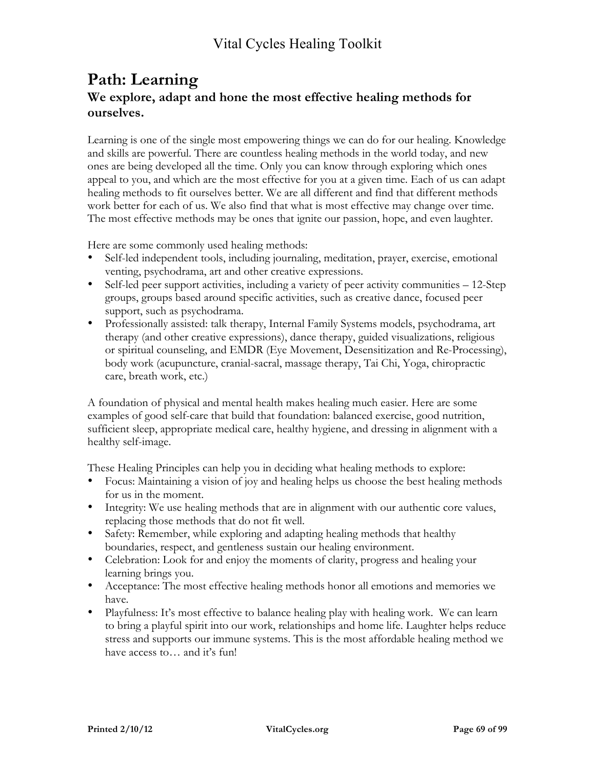# Path: Learning

## We explore, adapt and hone the most effective healing methods for ourselves.

Learning is one of the single most empowering things we can do for our healing. Knowledge and skills are powerful. There are countless healing methods in the world today, and new ones are being developed all the time. Only you can know through exploring which ones appeal to you, and which are the most effective for you at a given time. Each of us can adapt healing methods to fit ourselves better. We are all different and find that different methods work better for each of us. We also find that what is most effective may change over time. The most effective methods may be ones that ignite our passion, hope, and even laughter.

Here are some commonly used healing methods:

- Self-led independent tools, including journaling, meditation, prayer, exercise, emotional venting, psychodrama, art and other creative expressions.
- Self-led peer support activities, including a variety of peer activity communities – 12-Step groups, groups based around specific activities, such as creative dance, focused peer support, such as psychodrama.
- Professionally assisted: talk therapy, Internal Family Systems models, psychodrama, art therapy (and other creative expressions), dance therapy, guided visualizations, religious or spiritual counseling, and EMDR (Eye Movement, Desensitization and Re-Processing), body work (acupuncture, cranial-sacral, massage therapy, Tai Chi, Yoga, chiropractic care, breath work, etc.)

A foundation of physical and mental health makes healing much easier. Here are some examples of good self-care that build that foundation: balanced exercise, good nutrition, sufficient sleep, appropriate medical care, healthy hygiene, and dressing in alignment with a healthy self-image.

These Healing Principles can help you in deciding what healing methods to explore:

- Focus: Maintaining a vision of joy and healing helps us choose the best healing methods for us in the moment.
- Integrity: We use healing methods that are in alignment with our authentic core values, replacing those methods that do not fit well.
- Safety: Remember, while exploring and adapting healing methods that healthy boundaries, respect, and gentleness sustain our healing environment.
- Celebration: Look for and enjoy the moments of clarity, progress and healing your learning brings you.
- Acceptance: The most effective healing methods honor all emotions and memories we have.
- Playfulness: It's most effective to balance healing play with healing work. We can learn to bring a playful spirit into our work, relationships and home life. Laughter helps reduce stress and supports our immune systems. This is the most affordable healing method we have access to… and it's fun!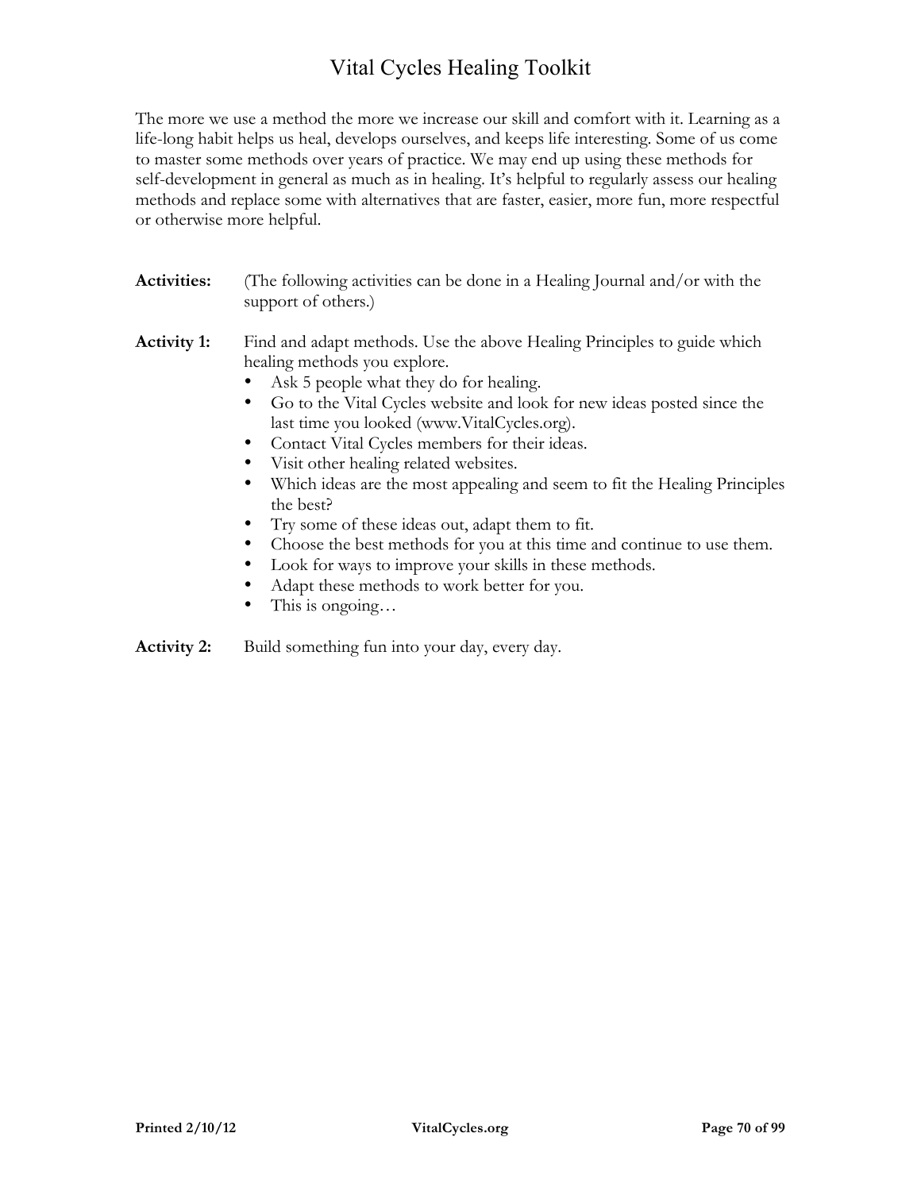The more we use a method the more we increase our skill and comfort with it. Learning as a life-long habit helps us heal, develops ourselves, and keeps life interesting. Some of us come to master some methods over years of practice. We may end up using these methods for self-development in general as much as in healing. It's helpful to regularly assess our healing methods and replace some with alternatives that are faster, easier, more fun, more respectful or otherwise more helpful.

**Activities:** (The following activities can be done in a Healing Journal and/or with the support of others.)

**Activity 1:** Find and adapt methods. Use the above Healing Principles to guide which healing methods you explore.

- Ask 5 people what they do for healing.
- Go to the Vital Cycles website and look for new ideas posted since the last time you looked (www.VitalCycles.org).
- Contact Vital Cycles members for their ideas.
- Visit other healing related websites.
- Which ideas are the most appealing and seem to fit the Healing Principles the best?
- Try some of these ideas out, adapt them to fit.
- Choose the best methods for you at this time and continue to use them.
- Look for ways to improve your skills in these methods.
- Adapt these methods to work better for you.
- This is ongoing…

**Activity 2:** Build something fun into your day, every day.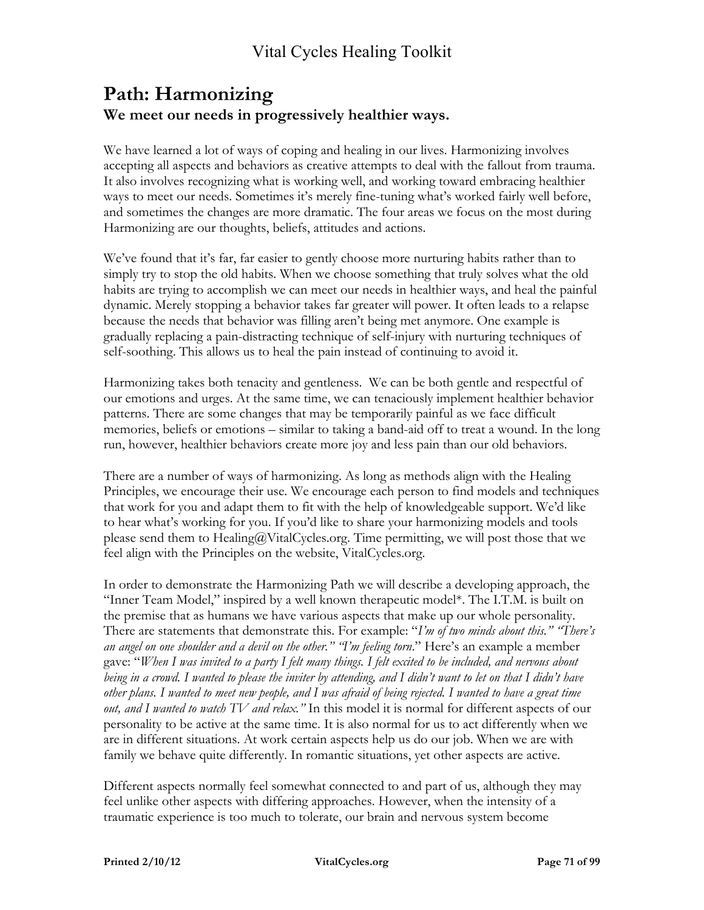# Path: Harmonizing

## We meet our needs in progressively healthier ways.

We have learned a lot of ways of coping and healing in our lives. Harmonizing involves accepting all aspects and behaviors as creative attempts to deal with the fallout from trauma. It also involves recognizing what is working well, and working toward embracing healthier ways to meet our needs. Sometimes it's merely fine-tuning what's worked fairly well before, and sometimes the changes are more dramatic. The four areas we focus on the most during Harmonizing are our thoughts, beliefs, attitudes and actions.

We've found that it's far, far easier to gently choose more nurturing habits rather than to simply try to stop the old habits. When we choose something that truly solves what the old habits are trying to accomplish we can meet our needs in healthier ways, and heal the painful dynamic. Merely stopping a behavior takes far greater will power. It often leads to a relapse because the needs that behavior was filling aren't being met anymore. One example is gradually replacing a pain-distracting technique of self-injury with nurturing techniques of self-soothing. This allows us to heal the pain instead of continuing to avoid it.

Harmonizing takes both tenacity and gentleness. We can be both gentle and respectful of our emotions and urges. At the same time, we can tenaciously implement healthier behavior patterns. There are some changes that may be temporarily painful as we face difficult memories, beliefs or emotions – similar to taking a band-aid off to treat a wound. In the long run, however, healthier behaviors create more joy and less pain than our old behaviors.

There are a number of ways of harmonizing. As long as methods align with the Healing Principles, we encourage their use. We encourage each person to find models and techniques that work for you and adapt them to fit with the help of knowledgeable support. We'd like to hear what's working for you. If you'd like to share your harmonizing models and tools please send them to Healing@VitalCycles.org. Time permitting, we will post those that we feel align with the Principles on the website, VitalCycles.org.

In order to demonstrate the Harmonizing Path we will describe a developing approach, the "Inner Team Model," inspired by a well known therapeutic model*. The I.T.M. is built on the premise that as humans we have various aspects that make up our whole personality. There are statements that demonstrate this. For example: "*I'm of two minds about this." "There's an angel on one shoulder and a devil on the other." "I'm feeling torn*." Here's an example a member gave: "*When I was invited to a party I felt many things. I felt excited to be included, and nervous about being in a crowd. I wanted to please the inviter by attending, and I didn't want to let on that I didn't have other plans. I wanted to meet new people, and I was afraid of being rejected. I wanted to have a great time out, and I wanted to watch TV and relax."* In this model it is normal for different aspects of our personality to be active at the same time. It is also normal for us to act differently when we are in different situations. At work certain aspects help us do our job. When we are with family we behave quite differently. In romantic situations, yet other aspects are active.

Different aspects normally feel somewhat connected to and part of us, although they may feel unlike other aspects with differing approaches. However, when the intensity of a traumatic experience is too much to tolerate, our brain and nervous system become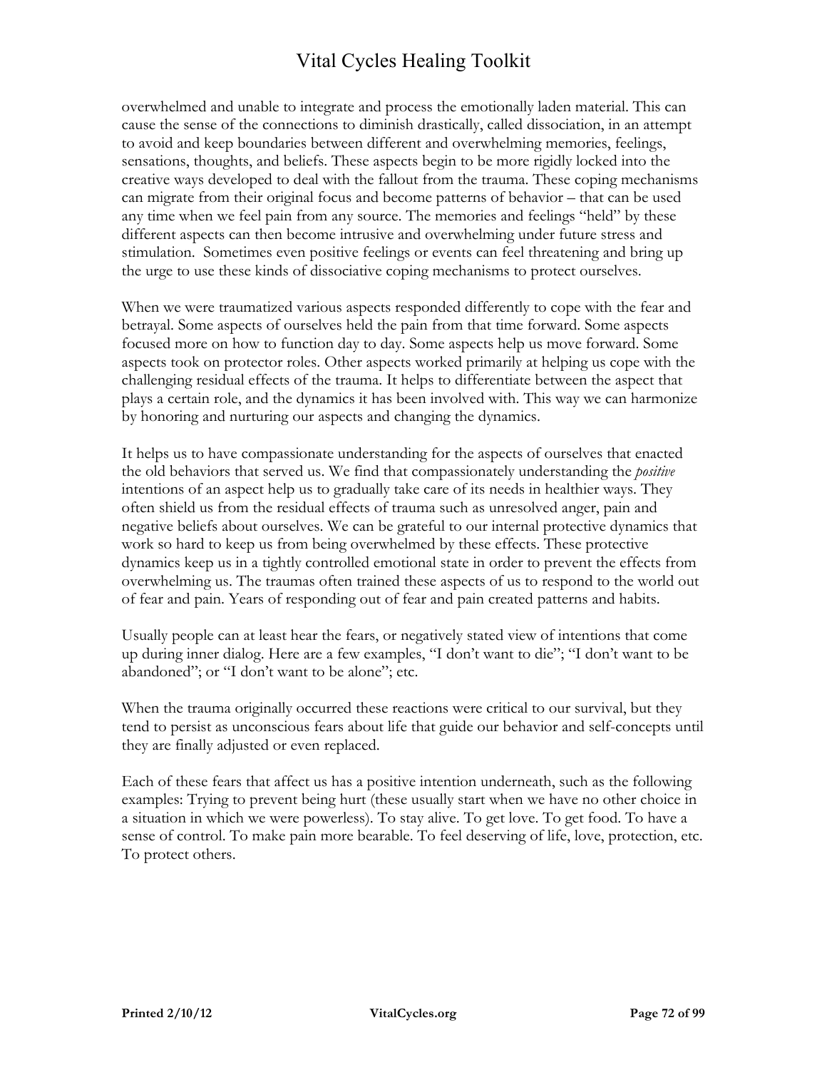overwhelmed and unable to integrate and process the emotionally laden material. This can cause the sense of the connections to diminish drastically, called dissociation, in an attempt to avoid and keep boundaries between different and overwhelming memories, feelings, sensations, thoughts, and beliefs. These aspects begin to be more rigidly locked into the creative ways developed to deal with the fallout from the trauma. These coping mechanisms can migrate from their original focus and become patterns of behavior – that can be used any time when we feel pain from any source. The memories and feelings "held" by these different aspects can then become intrusive and overwhelming under future stress and stimulation. Sometimes even positive feelings or events can feel threatening and bring up the urge to use these kinds of dissociative coping mechanisms to protect ourselves.

When we were traumatized various aspects responded differently to cope with the fear and betrayal. Some aspects of ourselves held the pain from that time forward. Some aspects focused more on how to function day to day. Some aspects help us move forward. Some aspects took on protector roles. Other aspects worked primarily at helping us cope with the challenging residual effects of the trauma. It helps to differentiate between the aspect that plays a certain role, and the dynamics it has been involved with. This way we can harmonize by honoring and nurturing our aspects and changing the dynamics.

It helps us to have compassionate understanding for the aspects of ourselves that enacted the old behaviors that served us. We find that compassionately understanding the *positive* intentions of an aspect help us to gradually take care of its needs in healthier ways. They often shield us from the residual effects of trauma such as unresolved anger, pain and negative beliefs about ourselves. We can be grateful to our internal protective dynamics that work so hard to keep us from being overwhelmed by these effects. These protective dynamics keep us in a tightly controlled emotional state in order to prevent the effects from overwhelming us. The traumas often trained these aspects of us to respond to the world out of fear and pain. Years of responding out of fear and pain created patterns and habits.

Usually people can at least hear the fears, or negatively stated view of intentions that come up during inner dialog. Here are a few examples, "I don't want to die"; "I don't want to be abandoned"; or "I don't want to be alone"; etc.

When the trauma originally occurred these reactions were critical to our survival, but they tend to persist as unconscious fears about life that guide our behavior and self-concepts until they are finally adjusted or even replaced.

Each of these fears that affect us has a positive intention underneath, such as the following examples: Trying to prevent being hurt (these usually start when we have no other choice in a situation in which we were powerless). To stay alive. To get love. To get food. To have a sense of control. To make pain more bearable. To feel deserving of life, love, protection, etc. To protect others.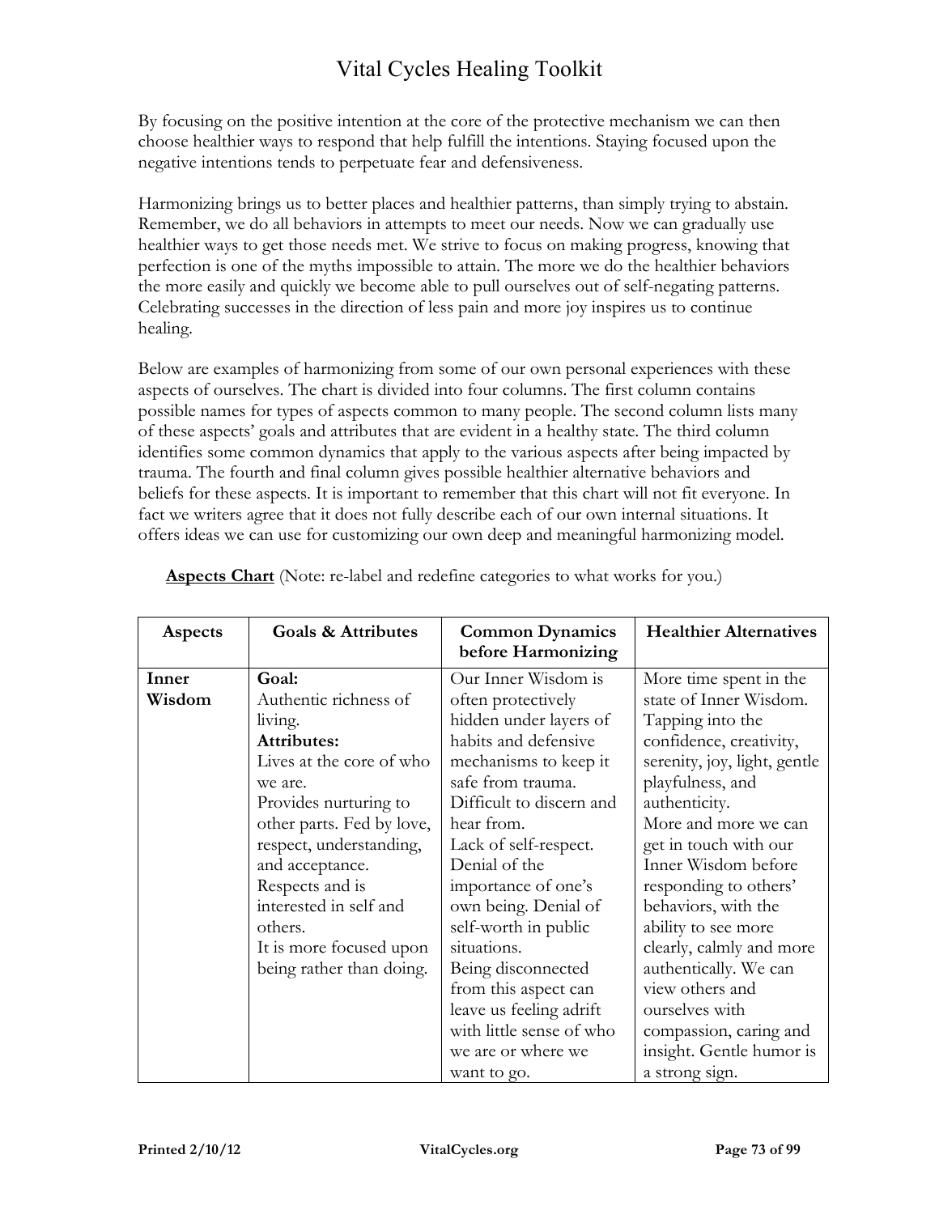By focusing on the positive intention at the core of the protective mechanism we can then choose healthier ways to respond that help fulfill the intentions. Staying focused upon the negative intentions tends to perpetuate fear and defensiveness.

Harmonizing brings us to better places and healthier patterns, than simply trying to abstain. Remember, we do all behaviors in attempts to meet our needs. Now we can gradually use healthier ways to get those needs met. We strive to focus on making progress, knowing that perfection is one of the myths impossible to attain. The more we do the healthier behaviors the more easily and quickly we become able to pull ourselves out of self-negating patterns. Celebrating successes in the direction of less pain and more joy inspires us to continue healing.

Below are examples of harmonizing from some of our own personal experiences with these aspects of ourselves. The chart is divided into four columns. The first column contains possible names for types of aspects common to many people. The second column lists many of these aspects' goals and attributes that are evident in a healthy state. The third column identifies some common dynamics that apply to the various aspects after being impacted by trauma. The fourth and final column gives possible healthier alternative behaviors and beliefs for these aspects. It is important to remember that this chart will not fit everyone. In fact we writers agree that it does not fully describe each of our own internal situations. It offers ideas we can use for customizing our own deep and meaningful harmonizing model.

**Aspects Chart** (Note: re-label and redefine categories to what works for you.)

| Aspects | Goals & Attributes | Common Dynamics before Harmonizing | Healthier Alternatives |
|---|---|---|---|
| **Inner Wisdom** | **Goal:** Authentic richness of living. **Attributes:** Lives at the core of who we are. Provides nurturing to other parts. Fed by love, respect, understanding, and acceptance. Respects and is interested in self and others. It is more focused upon being rather than doing. | Our Inner Wisdom is often protectively hidden under layers of habits and defensive mechanisms to keep it safe from trauma. Difficult to discern and hear from. Lack of self-respect. Denial of the importance of one's own being. Denial of self-worth in public situations. Being disconnected from this aspect can leave us feeling adrift with little sense of who we are or where we want to go. | More time spent in the state of Inner Wisdom. Tapping into the confidence, creativity, serenity, joy, light, gentle playfulness, and authenticity. More and more we can get in touch with our Inner Wisdom before responding to others' behaviors, with the ability to see more clearly, calmly and more authentically. We can view others and ourselves with compassion, caring and insight. Gentle humor is a strong sign. |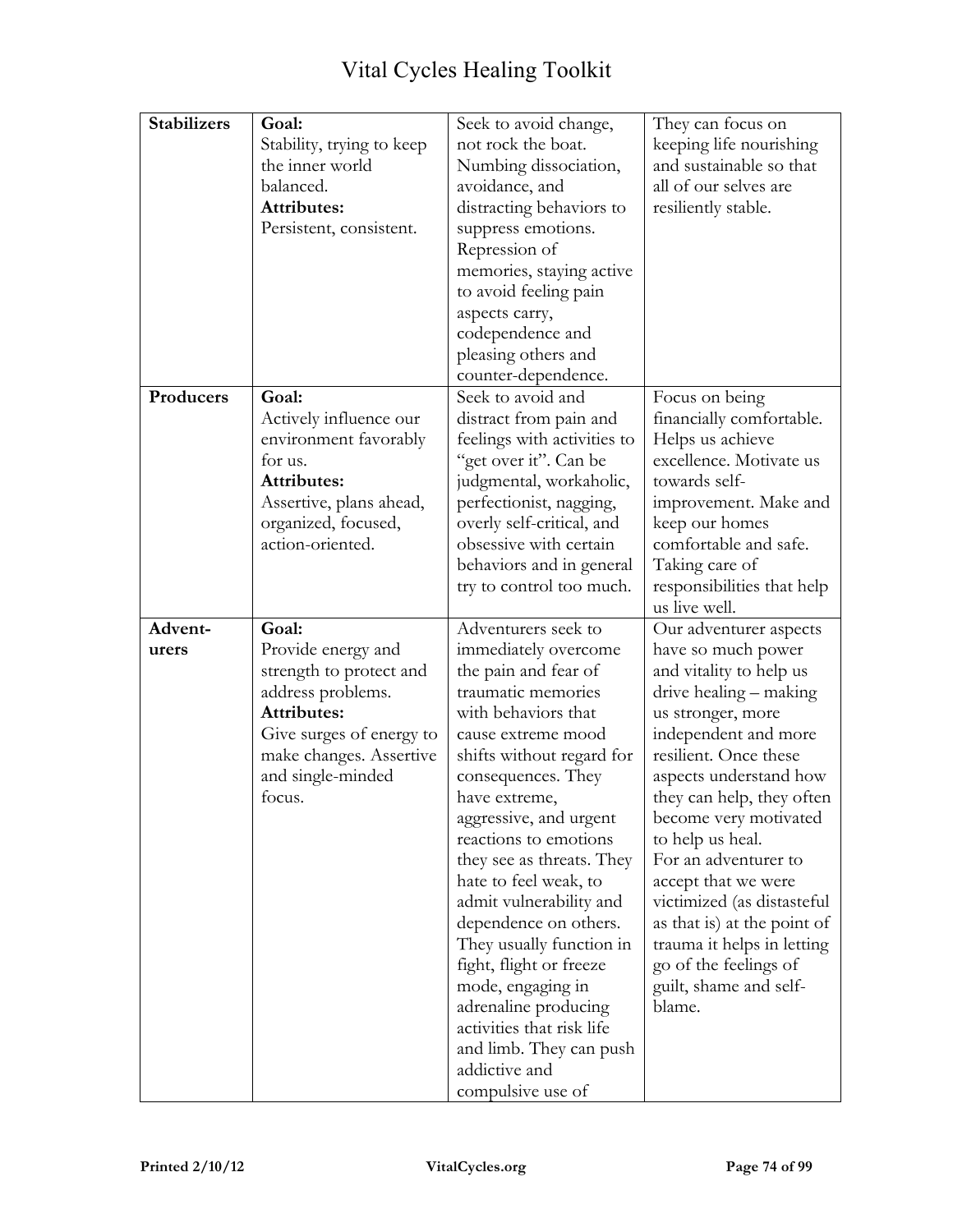| Stabilizers | **Goal:**<br>Stability, trying to keep the inner world balanced.<br>**Attributes:**<br>Persistent, consistent. | Seek to avoid change, not rock the boat. Numbing dissociation, avoidance, and distracting behaviors to suppress emotions. Repression of memories, staying active to avoid feeling pain aspects carry, codependence and pleasing others and counter-dependence. | They can focus on keeping life nourishing and sustainable so that all of our selves are resiliently stable. |
|---|---|---|---|
| **Producers** | **Goal:**<br>Actively influence our environment favorably for us.<br>**Attributes:**<br>Assertive, plans ahead, organized, focused, action-oriented. | Seek to avoid and distract from pain and feelings with activities to "get over it". Can be judgmental, workaholic, perfectionist, nagging, overly self-critical, and obsessive with certain behaviors and in general try to control too much. | Focus on being financially comfortable. Helps us achieve excellence. Motivate us towards self-improvement. Make and keep our homes comfortable and safe. Taking care of responsibilities that help us live well. |
| **Advent-urers** | **Goal:**<br>Provide energy and strength to protect and address problems.<br>**Attributes:**<br>Give surges of energy to make changes. Assertive and single-minded focus. | Adventurers seek to immediately overcome the pain and fear of traumatic memories with behaviors that cause extreme mood shifts without regard for consequences. They have extreme, aggressive, and urgent reactions to emotions they see as threats. They hate to feel weak, to admit vulnerability and dependence on others. They usually function in fight, flight or freeze mode, engaging in adrenaline producing activities that risk life and limb. They can push addictive and compulsive use of | Our adventurer aspects have so much power and vitality to help us drive healing – making us stronger, more independent and more resilient. Once these aspects understand how they can help, they often become very motivated to help us heal.<br>For an adventurer to accept that we were victimized (as distasteful as that is) at the point of trauma it helps in letting go of the feelings of guilt, shame and self-blame. |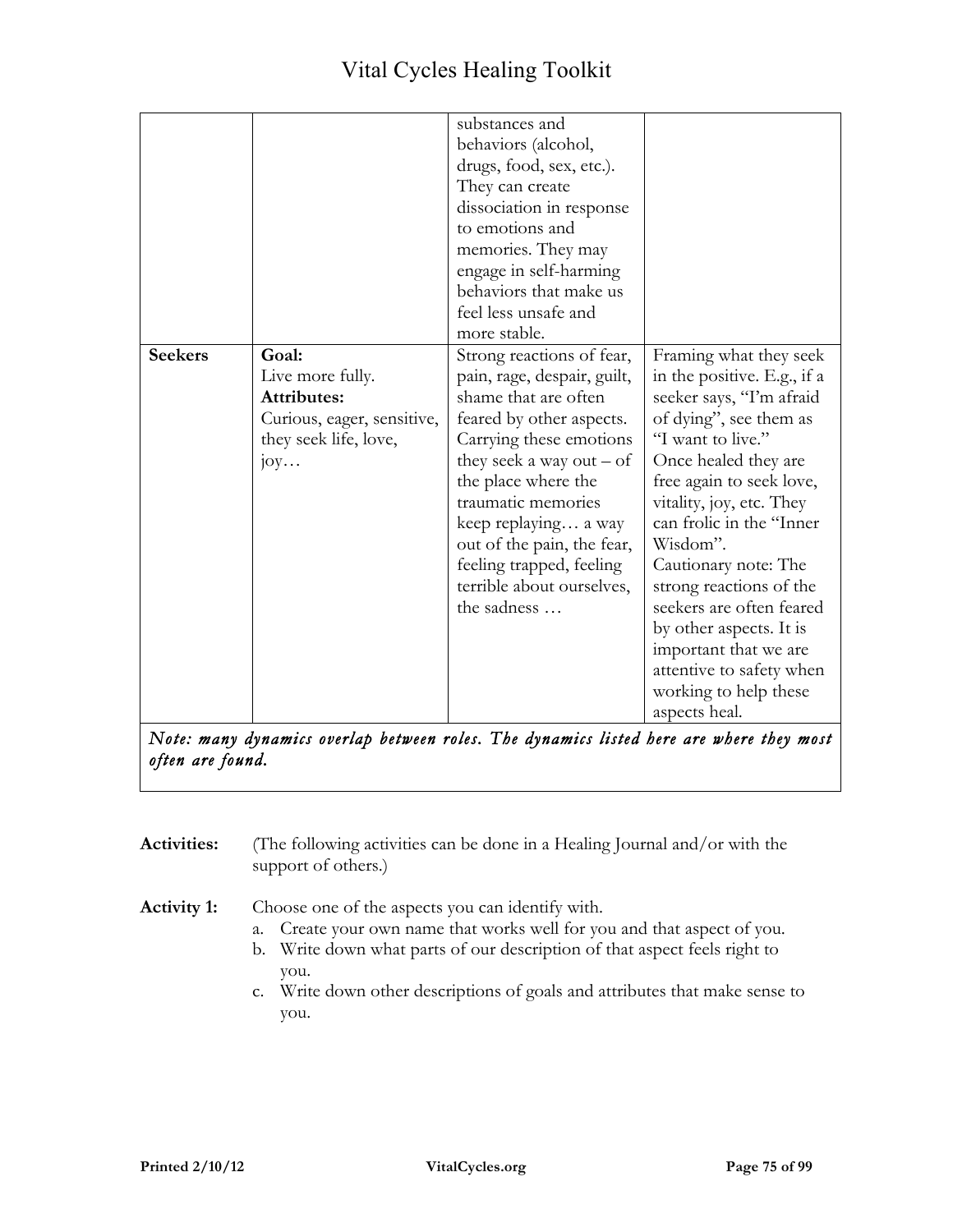| | | | |
|---|---|---|---|
| | | substances and behaviors (alcohol, drugs, food, sex, etc.). They can create dissociation in response to emotions and memories. They may engage in self-harming behaviors that make us feel less unsafe and more stable. | |
| **Seekers** | **Goal:** Live more fully. **Attributes:** Curious, eager, sensitive, they seek life, love, joy… | Strong reactions of fear, pain, rage, despair, guilt, shame that are often feared by other aspects. Carrying these emotions they seek a way out – of the place where the traumatic memories keep replaying… a way out of the pain, the fear, feeling trapped, feeling terrible about ourselves, the sadness … | Framing what they seek in the positive. E.g., if a seeker says, "I'm afraid of dying", see them as "I want to live." Once healed they are free again to seek love, vitality, joy, etc. They can frolic in the "Inner Wisdom". Cautionary note: The strong reactions of the seekers are often feared by other aspects. It is important that we are attentive to safety when working to help these aspects heal. |
| *Note: many dynamics overlap between roles. The dynamics listed here are where they most often are found.* | | | |

**Activities:** (The following activities can be done in a Healing Journal and/or with the support of others.)

**Activity 1:** Choose one of the aspects you can identify with.

a. Create your own name that works well for you and that aspect of you.
b. Write down what parts of our description of that aspect feels right to you.
c. Write down other descriptions of goals and attributes that make sense to you.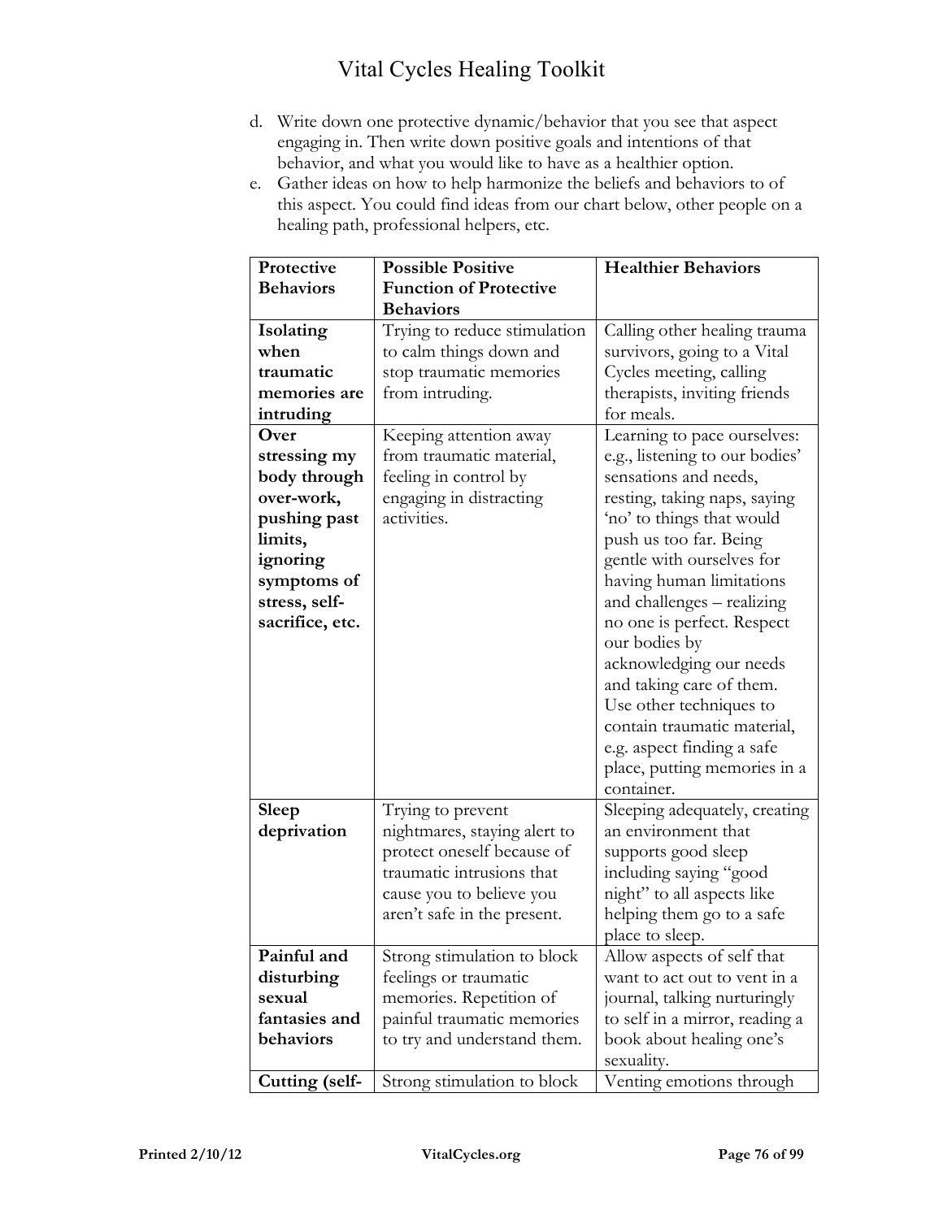d. Write down one protective dynamic/behavior that you see that aspect engaging in. Then write down positive goals and intentions of that behavior, and what you would like to have as a healthier option.
e. Gather ideas on how to help harmonize the beliefs and behaviors to of this aspect. You could find ideas from our chart below, other people on a healing path, professional helpers, etc.

| Protective Behaviors | Possible Positive Function of Protective Behaviors | Healthier Behaviors |
|---|---|---|
| **Isolating when traumatic memories are intruding** | Trying to reduce stimulation to calm things down and stop traumatic memories from intruding. | Calling other healing trauma survivors, going to a Vital Cycles meeting, calling therapists, inviting friends for meals. |
| **Over stressing my body through over-work, pushing past limits, ignoring symptoms of stress, self-sacrifice, etc.** | Keeping attention away from traumatic material, feeling in control by engaging in distracting activities. | Learning to pace ourselves: e.g., listening to our bodies' sensations and needs, resting, taking naps, saying 'no' to things that would push us too far. Being gentle with ourselves for having human limitations and challenges – realizing no one is perfect. Respect our bodies by acknowledging our needs and taking care of them. Use other techniques to contain traumatic material, e.g. aspect finding a safe place, putting memories in a container. |
| **Sleep deprivation** | Trying to prevent nightmares, staying alert to protect oneself because of traumatic intrusions that cause you to believe you aren't safe in the present. | Sleeping adequately, creating an environment that supports good sleep including saying "good night" to all aspects like helping them go to a safe place to sleep. |
| **Painful and disturbing sexual fantasies and behaviors** | Strong stimulation to block feelings or traumatic memories. Repetition of painful traumatic memories to try and understand them. | Allow aspects of self that want to act out to vent in a journal, talking nurturingly to self in a mirror, reading a book about healing one's sexuality. |
| **Cutting (self-** | Strong stimulation to block | Venting emotions through |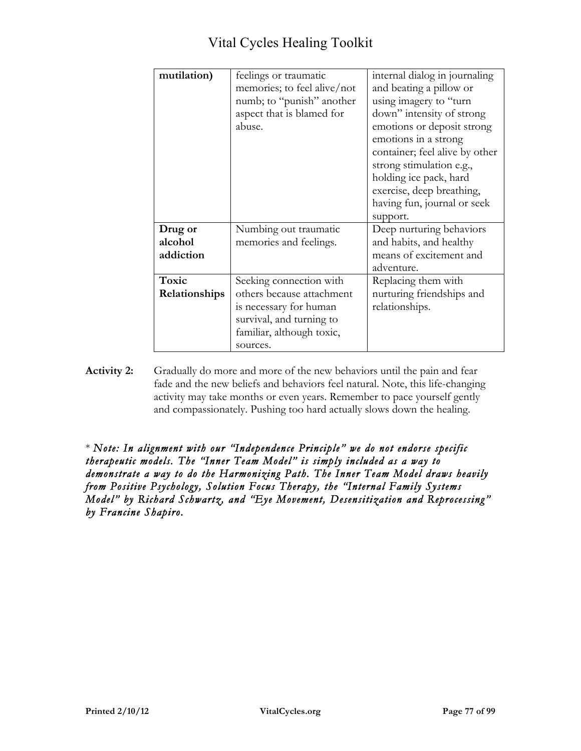| **mutilation)** | feelings or traumatic memories; to feel alive/not numb; to "punish" another aspect that is blamed for abuse. | internal dialog in journaling and beating a pillow or using imagery to "turn down" intensity of strong emotions or deposit strong emotions in a strong container; feel alive by other strong stimulation e.g., holding ice pack, hard exercise, deep breathing, having fun, journal or seek support. |
|---|---|---|
| **Drug or alcohol addiction** | Numbing out traumatic memories and feelings. | Deep nurturing behaviors and habits, and healthy means of excitement and adventure. |
| **Toxic Relationships** | Seeking connection with others because attachment is necessary for human survival, and turning to familiar, although toxic, sources. | Replacing them with nurturing friendships and relationships. |

**Activity 2:** Gradually do more and more of the new behaviors until the pain and fear fade and the new beliefs and behaviors feel natural. Note, this life-changing activity may take months or even years. Remember to pace yourself gently and compassionately. Pushing too hard actually slows down the healing.

* *Note: In alignment with our "Independence Principle" we do not endorse specific therapeutic models. The "Inner Team Model" is simply included as a way to demonstrate a way to do the Harmonizing Path. The Inner Team Model draws heavily from Positive Psychology, Solution Focus Therapy, the "Internal Family Systems Model" by Richard Schwartz, and "Eye Movement, Desensitization and Reprocessing" by Francine Shapiro.*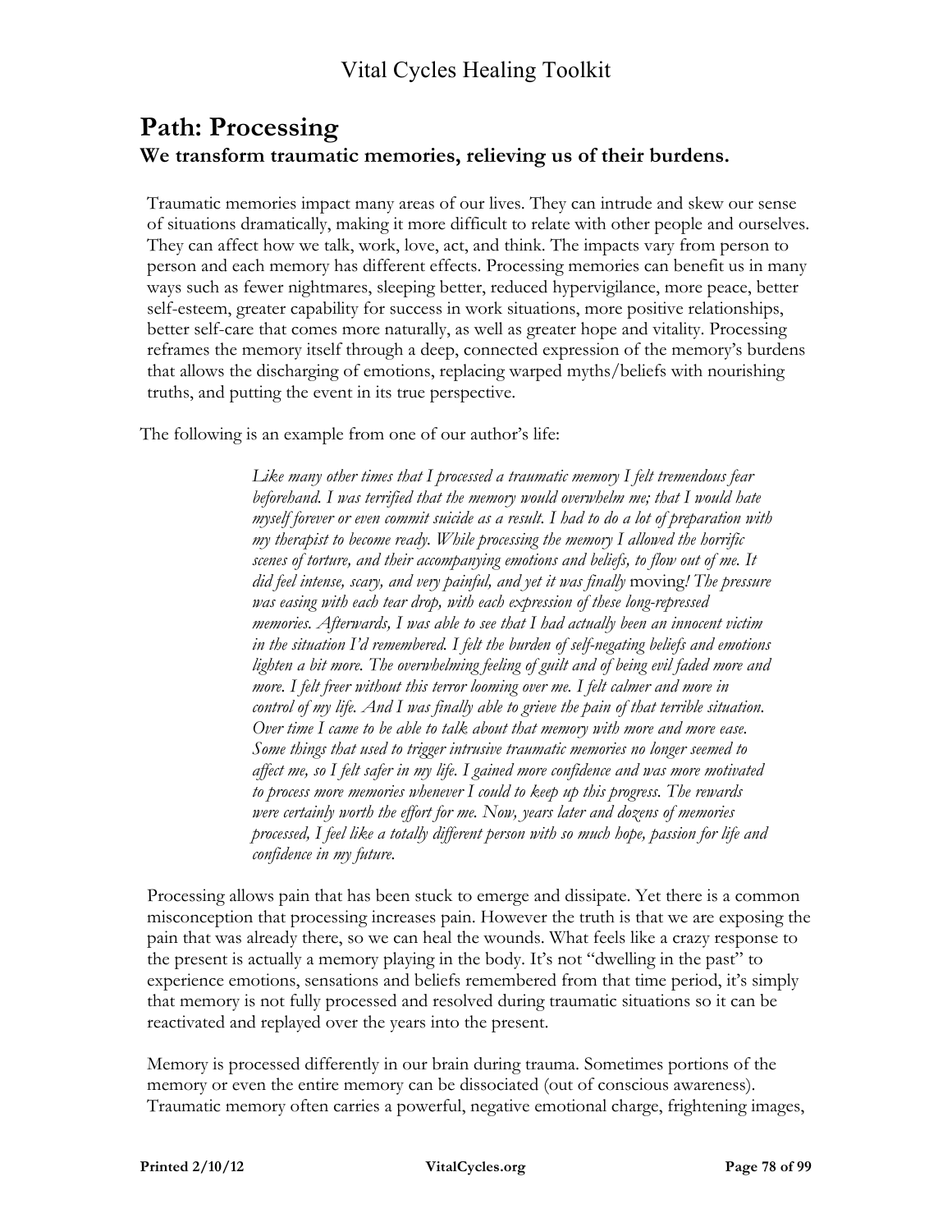## Path: Processing

### We transform traumatic memories, relieving us of their burdens.

Traumatic memories impact many areas of our lives. They can intrude and skew our sense of situations dramatically, making it more difficult to relate with other people and ourselves. They can affect how we talk, work, love, act, and think. The impacts vary from person to person and each memory has different effects. Processing memories can benefit us in many ways such as fewer nightmares, sleeping better, reduced hypervigilance, more peace, better self-esteem, greater capability for success in work situations, more positive relationships, better self-care that comes more naturally, as well as greater hope and vitality. Processing reframes the memory itself through a deep, connected expression of the memory's burdens that allows the discharging of emotions, replacing warped myths/beliefs with nourishing truths, and putting the event in its true perspective.

The following is an example from one of our author's life:

> *Like many other times that I processed a traumatic memory I felt tremendous fear beforehand. I was terrified that the memory would overwhelm me; that I would hate myself forever or even commit suicide as a result. I had to do a lot of preparation with my therapist to become ready. While processing the memory I allowed the horrific scenes of torture, and their accompanying emotions and beliefs, to flow out of me. It did feel intense, scary, and very painful, and yet it was finally* moving*! The pressure was easing with each tear drop, with each expression of these long-repressed memories. Afterwards, I was able to see that I had actually been an innocent victim in the situation I'd remembered. I felt the burden of self-negating beliefs and emotions lighten a bit more. The overwhelming feeling of guilt and of being evil faded more and more. I felt freer without this terror looming over me. I felt calmer and more in control of my life. And I was finally able to grieve the pain of that terrible situation. Over time I came to be able to talk about that memory with more and more ease. Some things that used to trigger intrusive traumatic memories no longer seemed to affect me, so I felt safer in my life. I gained more confidence and was more motivated to process more memories whenever I could to keep up this progress. The rewards were certainly worth the effort for me. Now, years later and dozens of memories processed, I feel like a totally different person with so much hope, passion for life and confidence in my future.*

Processing allows pain that has been stuck to emerge and dissipate. Yet there is a common misconception that processing increases pain. However the truth is that we are exposing the pain that was already there, so we can heal the wounds. What feels like a crazy response to the present is actually a memory playing in the body. It's not "dwelling in the past" to experience emotions, sensations and beliefs remembered from that time period, it's simply that memory is not fully processed and resolved during traumatic situations so it can be reactivated and replayed over the years into the present.

Memory is processed differently in our brain during trauma. Sometimes portions of the memory or even the entire memory can be dissociated (out of conscious awareness). Traumatic memory often carries a powerful, negative emotional charge, frightening images,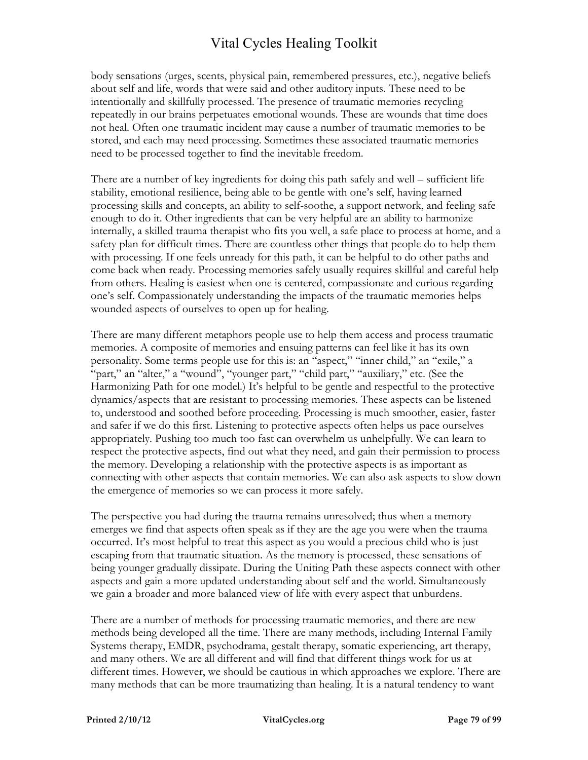body sensations (urges, scents, physical pain, remembered pressures, etc.), negative beliefs about self and life, words that were said and other auditory inputs. These need to be intentionally and skillfully processed. The presence of traumatic memories recycling repeatedly in our brains perpetuates emotional wounds. These are wounds that time does not heal. Often one traumatic incident may cause a number of traumatic memories to be stored, and each may need processing. Sometimes these associated traumatic memories need to be processed together to find the inevitable freedom.

There are a number of key ingredients for doing this path safely and well – sufficient life stability, emotional resilience, being able to be gentle with one's self, having learned processing skills and concepts, an ability to self-soothe, a support network, and feeling safe enough to do it. Other ingredients that can be very helpful are an ability to harmonize internally, a skilled trauma therapist who fits you well, a safe place to process at home, and a safety plan for difficult times. There are countless other things that people do to help them with processing. If one feels unready for this path, it can be helpful to do other paths and come back when ready. Processing memories safely usually requires skillful and careful help from others. Healing is easiest when one is centered, compassionate and curious regarding one's self. Compassionately understanding the impacts of the traumatic memories helps wounded aspects of ourselves to open up for healing.

There are many different metaphors people use to help them access and process traumatic memories. A composite of memories and ensuing patterns can feel like it has its own personality. Some terms people use for this is: an "aspect," "inner child," an "exile," a "part," an "alter," a "wound", "younger part," "child part," "auxiliary," etc. (See the Harmonizing Path for one model.) It's helpful to be gentle and respectful to the protective dynamics/aspects that are resistant to processing memories. These aspects can be listened to, understood and soothed before proceeding. Processing is much smoother, easier, faster and safer if we do this first. Listening to protective aspects often helps us pace ourselves appropriately. Pushing too much too fast can overwhelm us unhelpfully. We can learn to respect the protective aspects, find out what they need, and gain their permission to process the memory. Developing a relationship with the protective aspects is as important as connecting with other aspects that contain memories. We can also ask aspects to slow down the emergence of memories so we can process it more safely.

The perspective you had during the trauma remains unresolved; thus when a memory emerges we find that aspects often speak as if they are the age you were when the trauma occurred. It's most helpful to treat this aspect as you would a precious child who is just escaping from that traumatic situation. As the memory is processed, these sensations of being younger gradually dissipate. During the Uniting Path these aspects connect with other aspects and gain a more updated understanding about self and the world. Simultaneously we gain a broader and more balanced view of life with every aspect that unburdens.

There are a number of methods for processing traumatic memories, and there are new methods being developed all the time. There are many methods, including Internal Family Systems therapy, EMDR, psychodrama, gestalt therapy, somatic experiencing, art therapy, and many others. We are all different and will find that different things work for us at different times. However, we should be cautious in which approaches we explore. There are many methods that can be more traumatizing than healing. It is a natural tendency to want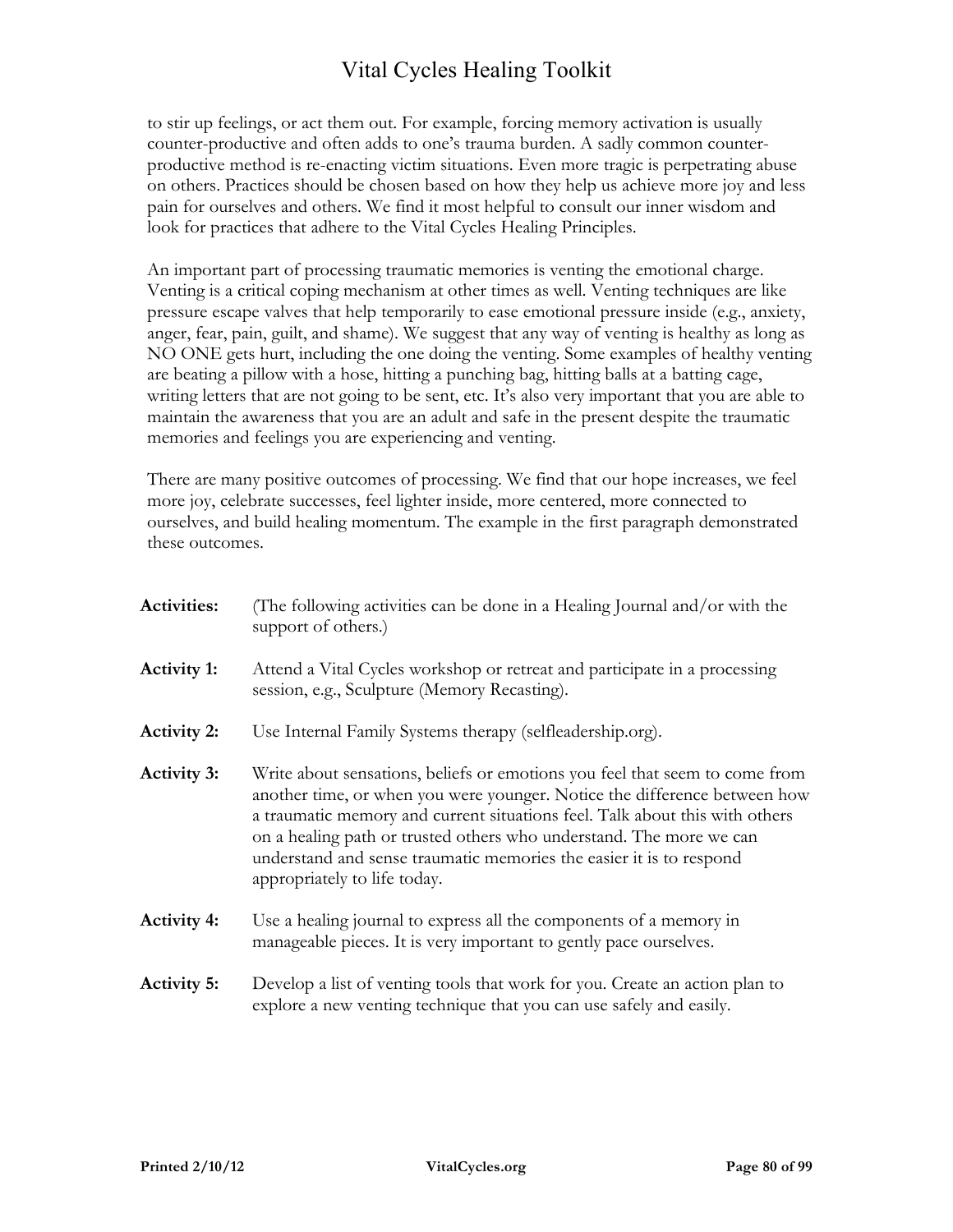to stir up feelings, or act them out. For example, forcing memory activation is usually counter-productive and often adds to one's trauma burden. A sadly common counter-productive method is re-enacting victim situations. Even more tragic is perpetrating abuse on others. Practices should be chosen based on how they help us achieve more joy and less pain for ourselves and others. We find it most helpful to consult our inner wisdom and look for practices that adhere to the Vital Cycles Healing Principles.

An important part of processing traumatic memories is venting the emotional charge. Venting is a critical coping mechanism at other times as well. Venting techniques are like pressure escape valves that help temporarily to ease emotional pressure inside (e.g., anxiety, anger, fear, pain, guilt, and shame). We suggest that any way of venting is healthy as long as NO ONE gets hurt, including the one doing the venting. Some examples of healthy venting are beating a pillow with a hose, hitting a punching bag, hitting balls at a batting cage, writing letters that are not going to be sent, etc. It's also very important that you are able to maintain the awareness that you are an adult and safe in the present despite the traumatic memories and feelings you are experiencing and venting.

There are many positive outcomes of processing. We find that our hope increases, we feel more joy, celebrate successes, feel lighter inside, more centered, more connected to ourselves, and build healing momentum. The example in the first paragraph demonstrated these outcomes.

**Activities:** (The following activities can be done in a Healing Journal and/or with the support of others.)

**Activity 1:** Attend a Vital Cycles workshop or retreat and participate in a processing session, e.g., Sculpture (Memory Recasting).

**Activity 2:** Use Internal Family Systems therapy (selfleadership.org).

**Activity 3:** Write about sensations, beliefs or emotions you feel that seem to come from another time, or when you were younger. Notice the difference between how a traumatic memory and current situations feel. Talk about this with others on a healing path or trusted others who understand. The more we can understand and sense traumatic memories the easier it is to respond appropriately to life today.

**Activity 4:** Use a healing journal to express all the components of a memory in manageable pieces. It is very important to gently pace ourselves.

**Activity 5:** Develop a list of venting tools that work for you. Create an action plan to explore a new venting technique that you can use safely and easily.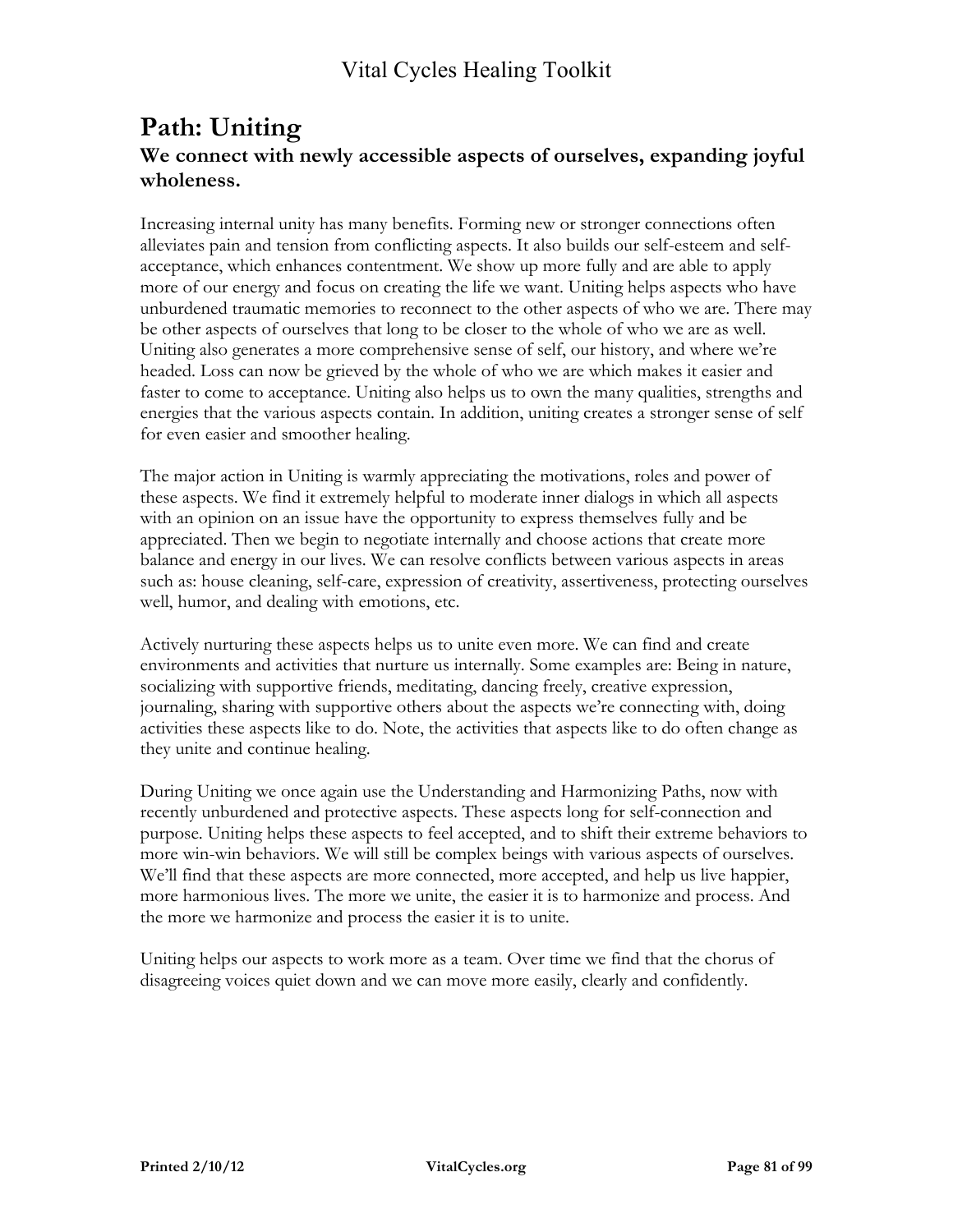# Path: Uniting

## We connect with newly accessible aspects of ourselves, expanding joyful wholeness.

Increasing internal unity has many benefits. Forming new or stronger connections often alleviates pain and tension from conflicting aspects. It also builds our self-esteem and self-acceptance, which enhances contentment. We show up more fully and are able to apply more of our energy and focus on creating the life we want. Uniting helps aspects who have unburdened traumatic memories to reconnect to the other aspects of who we are. There may be other aspects of ourselves that long to be closer to the whole of who we are as well. Uniting also generates a more comprehensive sense of self, our history, and where we're headed. Loss can now be grieved by the whole of who we are which makes it easier and faster to come to acceptance. Uniting also helps us to own the many qualities, strengths and energies that the various aspects contain. In addition, uniting creates a stronger sense of self for even easier and smoother healing.

The major action in Uniting is warmly appreciating the motivations, roles and power of these aspects. We find it extremely helpful to moderate inner dialogs in which all aspects with an opinion on an issue have the opportunity to express themselves fully and be appreciated. Then we begin to negotiate internally and choose actions that create more balance and energy in our lives. We can resolve conflicts between various aspects in areas such as: house cleaning, self-care, expression of creativity, assertiveness, protecting ourselves well, humor, and dealing with emotions, etc.

Actively nurturing these aspects helps us to unite even more. We can find and create environments and activities that nurture us internally. Some examples are: Being in nature, socializing with supportive friends, meditating, dancing freely, creative expression, journaling, sharing with supportive others about the aspects we're connecting with, doing activities these aspects like to do. Note, the activities that aspects like to do often change as they unite and continue healing.

During Uniting we once again use the Understanding and Harmonizing Paths, now with recently unburdened and protective aspects. These aspects long for self-connection and purpose. Uniting helps these aspects to feel accepted, and to shift their extreme behaviors to more win-win behaviors. We will still be complex beings with various aspects of ourselves. We'll find that these aspects are more connected, more accepted, and help us live happier, more harmonious lives. The more we unite, the easier it is to harmonize and process. And the more we harmonize and process the easier it is to unite.

Uniting helps our aspects to work more as a team. Over time we find that the chorus of disagreeing voices quiet down and we can move more easily, clearly and confidently.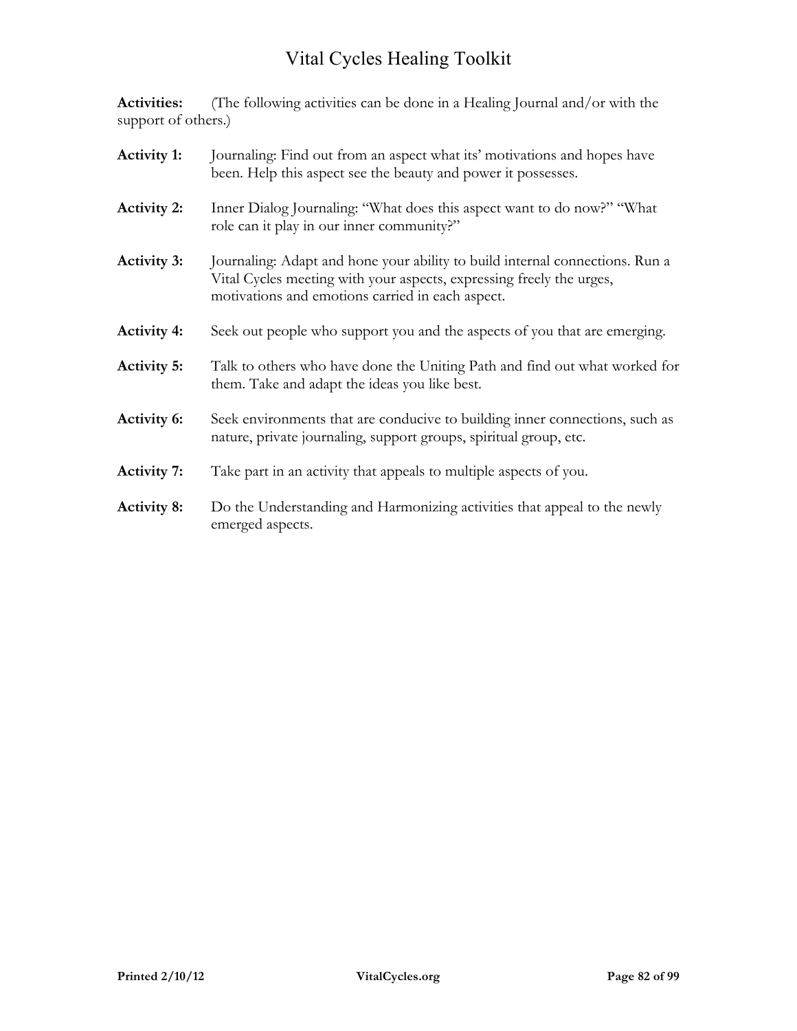**Activities:** (The following activities can be done in a Healing Journal and/or with the support of others.)

**Activity 1:** Journaling: Find out from an aspect what its' motivations and hopes have been. Help this aspect see the beauty and power it possesses.

**Activity 2:** Inner Dialog Journaling: "What does this aspect want to do now?" "What role can it play in our inner community?"

**Activity 3:** Journaling: Adapt and hone your ability to build internal connections. Run a Vital Cycles meeting with your aspects, expressing freely the urges, motivations and emotions carried in each aspect.

**Activity 4:** Seek out people who support you and the aspects of you that are emerging.

**Activity 5:** Talk to others who have done the Uniting Path and find out what worked for them. Take and adapt the ideas you like best.

**Activity 6:** Seek environments that are conducive to building inner connections, such as nature, private journaling, support groups, spiritual group, etc.

**Activity 7:** Take part in an activity that appeals to multiple aspects of you.

**Activity 8:** Do the Understanding and Harmonizing activities that appeal to the newly emerged aspects.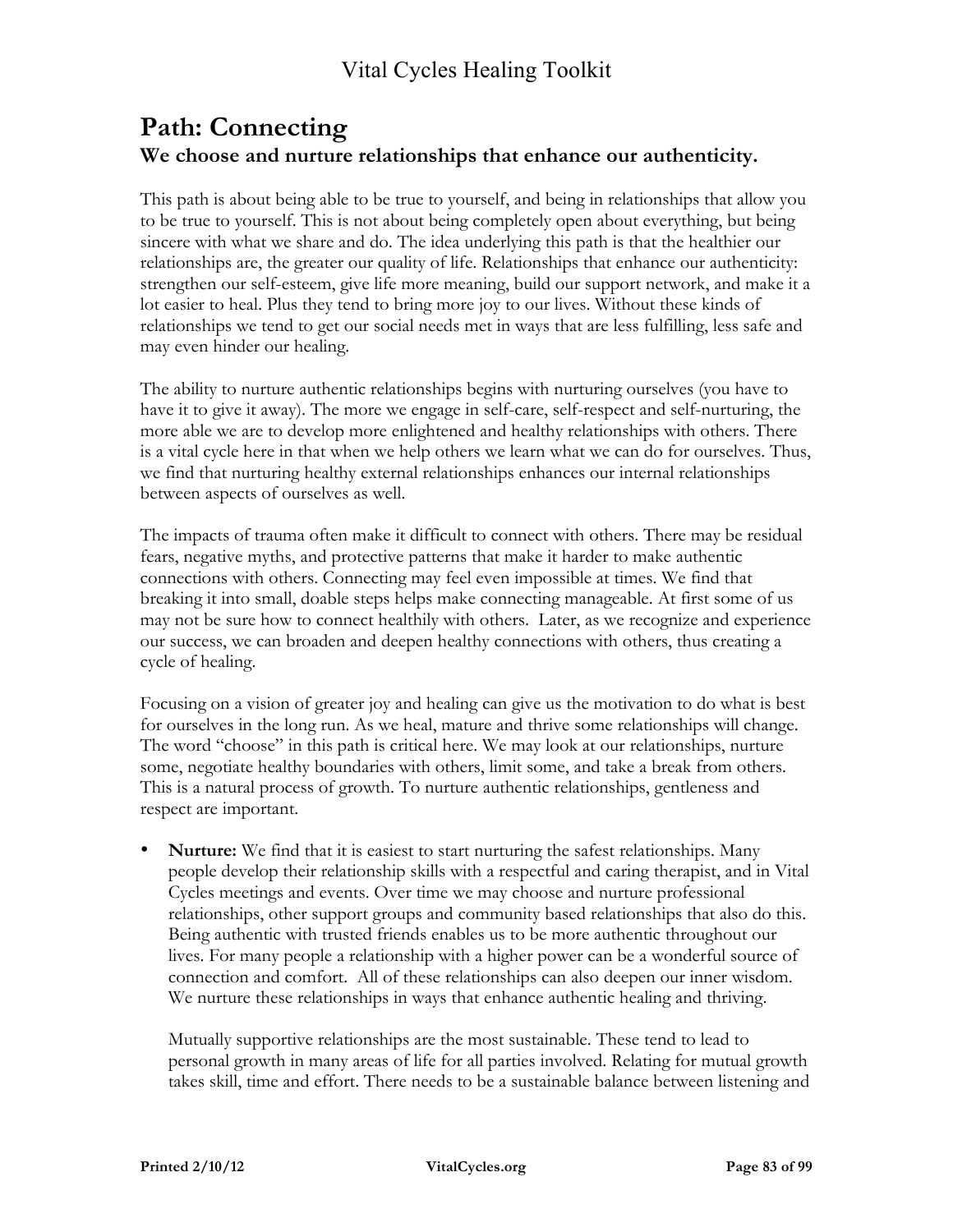## Path: Connecting

### We choose and nurture relationships that enhance our authenticity.

This path is about being able to be true to yourself, and being in relationships that allow you to be true to yourself. This is not about being completely open about everything, but being sincere with what we share and do. The idea underlying this path is that the healthier our relationships are, the greater our quality of life. Relationships that enhance our authenticity: strengthen our self-esteem, give life more meaning, build our support network, and make it a lot easier to heal. Plus they tend to bring more joy to our lives. Without these kinds of relationships we tend to get our social needs met in ways that are less fulfilling, less safe and may even hinder our healing.

The ability to nurture authentic relationships begins with nurturing ourselves (you have to have it to give it away). The more we engage in self-care, self-respect and self-nurturing, the more able we are to develop more enlightened and healthy relationships with others. There is a vital cycle here in that when we help others we learn what we can do for ourselves. Thus, we find that nurturing healthy external relationships enhances our internal relationships between aspects of ourselves as well.

The impacts of trauma often make it difficult to connect with others. There may be residual fears, negative myths, and protective patterns that make it harder to make authentic connections with others. Connecting may feel even impossible at times. We find that breaking it into small, doable steps helps make connecting manageable. At first some of us may not be sure how to connect healthily with others. Later, as we recognize and experience our success, we can broaden and deepen healthy connections with others, thus creating a cycle of healing.

Focusing on a vision of greater joy and healing can give us the motivation to do what is best for ourselves in the long run. As we heal, mature and thrive some relationships will change. The word "choose" in this path is critical here. We may look at our relationships, nurture some, negotiate healthy boundaries with others, limit some, and take a break from others. This is a natural process of growth. To nurture authentic relationships, gentleness and respect are important.

- **Nurture:** We find that it is easiest to start nurturing the safest relationships. Many people develop their relationship skills with a respectful and caring therapist, and in Vital Cycles meetings and events. Over time we may choose and nurture professional relationships, other support groups and community based relationships that also do this. Being authentic with trusted friends enables us to be more authentic throughout our lives. For many people a relationship with a higher power can be a wonderful source of connection and comfort. All of these relationships can also deepen our inner wisdom. We nurture these relationships in ways that enhance authentic healing and thriving.

  Mutually supportive relationships are the most sustainable. These tend to lead to personal growth in many areas of life for all parties involved. Relating for mutual growth takes skill, time and effort. There needs to be a sustainable balance between listening and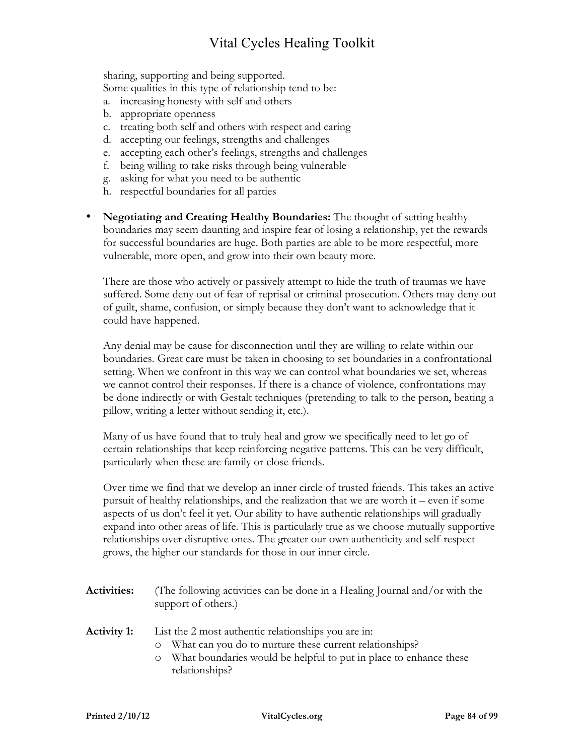sharing, supporting and being supported.
Some qualities in this type of relationship tend to be:

a. increasing honesty with self and others
b. appropriate openness
c. treating both self and others with respect and caring
d. accepting our feelings, strengths and challenges
e. accepting each other's feelings, strengths and challenges
f. being willing to take risks through being vulnerable
g. asking for what you need to be authentic
h. respectful boundaries for all parties

- **Negotiating and Creating Healthy Boundaries:** The thought of setting healthy boundaries may seem daunting and inspire fear of losing a relationship, yet the rewards for successful boundaries are huge. Both parties are able to be more respectful, more vulnerable, more open, and grow into their own beauty more.

  There are those who actively or passively attempt to hide the truth of traumas we have suffered. Some deny out of fear of reprisal or criminal prosecution. Others may deny out of guilt, shame, confusion, or simply because they don't want to acknowledge that it could have happened.

  Any denial may be cause for disconnection until they are willing to relate within our boundaries. Great care must be taken in choosing to set boundaries in a confrontational setting. When we confront in this way we can control what boundaries we set, whereas we cannot control their responses. If there is a chance of violence, confrontations may be done indirectly or with Gestalt techniques (pretending to talk to the person, beating a pillow, writing a letter without sending it, etc.).

  Many of us have found that to truly heal and grow we specifically need to let go of certain relationships that keep reinforcing negative patterns. This can be very difficult, particularly when these are family or close friends.

  Over time we find that we develop an inner circle of trusted friends. This takes an active pursuit of healthy relationships, and the realization that we are worth it – even if some aspects of us don't feel it yet. Our ability to have authentic relationships will gradually expand into other areas of life. This is particularly true as we choose mutually supportive relationships over disruptive ones. The greater our own authenticity and self-respect grows, the higher our standards for those in our inner circle.

**Activities:** (The following activities can be done in a Healing Journal and/or with the support of others.)

**Activity 1:** List the 2 most authentic relationships you are in:

- What can you do to nurture these current relationships?
- What boundaries would be helpful to put in place to enhance these relationships?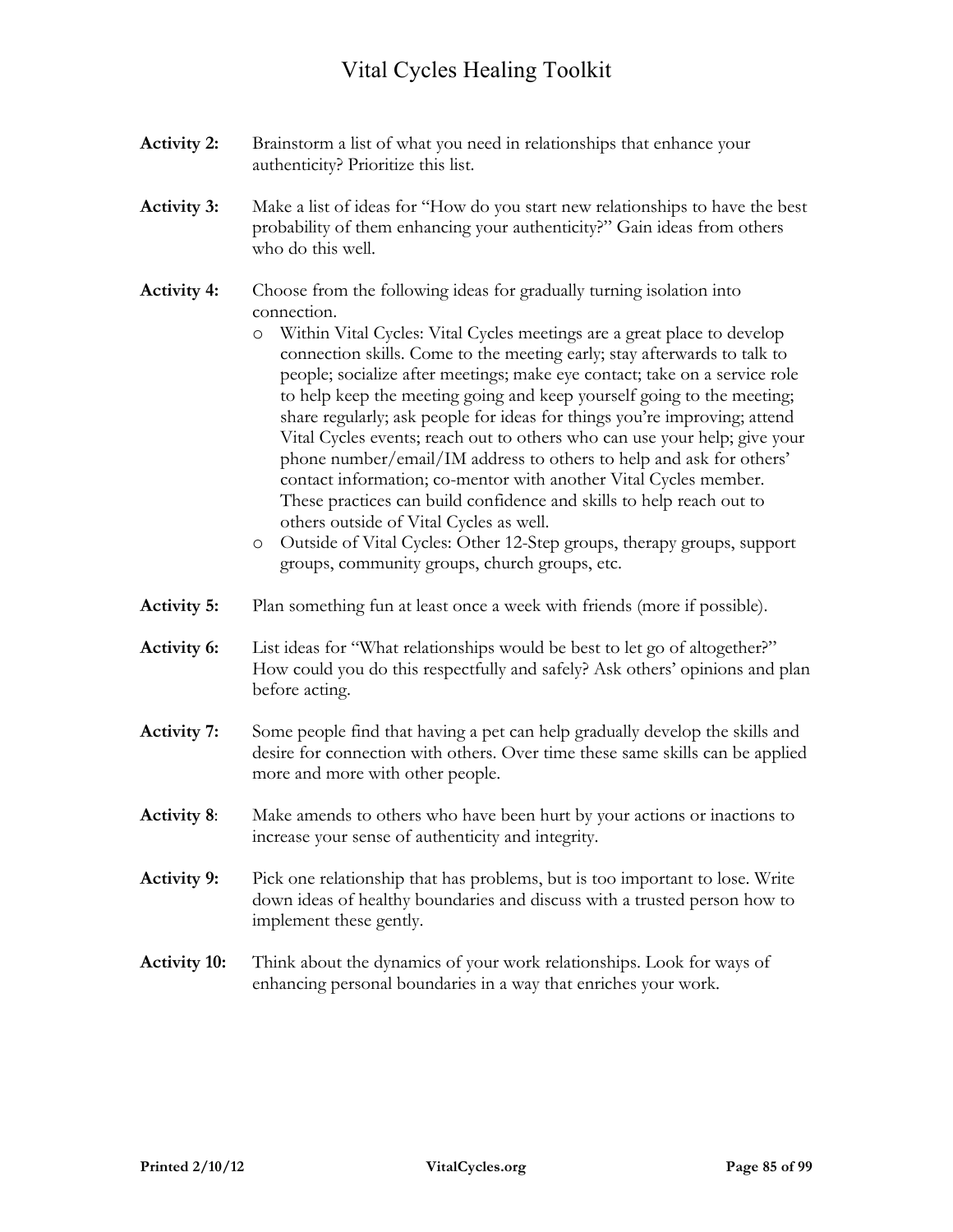**Activity 2:** Brainstorm a list of what you need in relationships that enhance your authenticity? Prioritize this list.

**Activity 3:** Make a list of ideas for "How do you start new relationships to have the best probability of them enhancing your authenticity?" Gain ideas from others who do this well.

**Activity 4:** Choose from the following ideas for gradually turning isolation into connection.

- Within Vital Cycles: Vital Cycles meetings are a great place to develop connection skills. Come to the meeting early; stay afterwards to talk to people; socialize after meetings; make eye contact; take on a service role to help keep the meeting going and keep yourself going to the meeting; share regularly; ask people for ideas for things you're improving; attend Vital Cycles events; reach out to others who can use your help; give your phone number/email/IM address to others to help and ask for others' contact information; co-mentor with another Vital Cycles member. These practices can build confidence and skills to help reach out to others outside of Vital Cycles as well.
- Outside of Vital Cycles: Other 12-Step groups, therapy groups, support groups, community groups, church groups, etc.

**Activity 5:** Plan something fun at least once a week with friends (more if possible).

**Activity 6:** List ideas for "What relationships would be best to let go of altogether?" How could you do this respectfully and safely? Ask others' opinions and plan before acting.

**Activity 7:** Some people find that having a pet can help gradually develop the skills and desire for connection with others. Over time these same skills can be applied more and more with other people.

**Activity 8**: Make amends to others who have been hurt by your actions or inactions to increase your sense of authenticity and integrity.

**Activity 9:** Pick one relationship that has problems, but is too important to lose. Write down ideas of healthy boundaries and discuss with a trusted person how to implement these gently.

**Activity 10:** Think about the dynamics of your work relationships. Look for ways of enhancing personal boundaries in a way that enriches your work.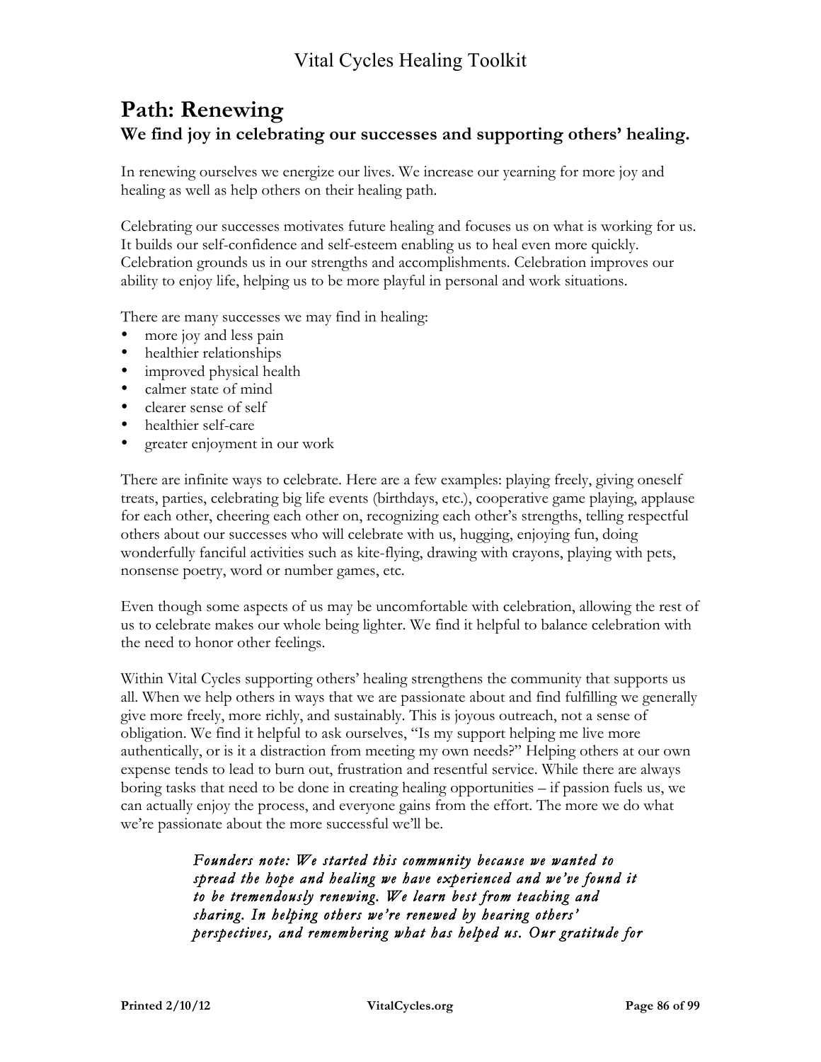# Path: Renewing

## We find joy in celebrating our successes and supporting others' healing.

In renewing ourselves we energize our lives. We increase our yearning for more joy and healing as well as help others on their healing path.

Celebrating our successes motivates future healing and focuses us on what is working for us. It builds our self-confidence and self-esteem enabling us to heal even more quickly. Celebration grounds us in our strengths and accomplishments. Celebration improves our ability to enjoy life, helping us to be more playful in personal and work situations.

There are many successes we may find in healing:

- more joy and less pain
- healthier relationships
- improved physical health
- calmer state of mind
- clearer sense of self
- healthier self-care
- greater enjoyment in our work

There are infinite ways to celebrate. Here are a few examples: playing freely, giving oneself treats, parties, celebrating big life events (birthdays, etc.), cooperative game playing, applause for each other, cheering each other on, recognizing each other's strengths, telling respectful others about our successes who will celebrate with us, hugging, enjoying fun, doing wonderfully fanciful activities such as kite-flying, drawing with crayons, playing with pets, nonsense poetry, word or number games, etc.

Even though some aspects of us may be uncomfortable with celebration, allowing the rest of us to celebrate makes our whole being lighter. We find it helpful to balance celebration with the need to honor other feelings.

Within Vital Cycles supporting others' healing strengthens the community that supports us all. When we help others in ways that we are passionate about and find fulfilling we generally give more freely, more richly, and sustainably. This is joyous outreach, not a sense of obligation. We find it helpful to ask ourselves, "Is my support helping me live more authentically, or is it a distraction from meeting my own needs?" Helping others at our own expense tends to lead to burn out, frustration and resentful service. While there are always boring tasks that need to be done in creating healing opportunities – if passion fuels us, we can actually enjoy the process, and everyone gains from the effort. The more we do what we're passionate about the more successful we'll be.

> *Founders note: We started this community because we wanted to spread the hope and healing we have experienced and we've found it to be tremendously renewing. We learn best from teaching and sharing. In helping others we're renewed by hearing others' perspectives, and remembering what has helped us. Our gratitude for*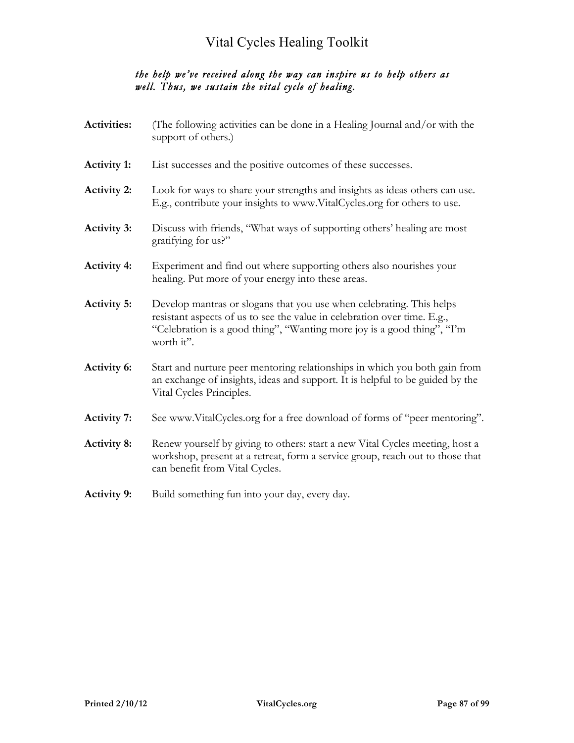*the help we've received along the way can inspire us to help others as well. Thus, we sustain the vital cycle of healing.*

**Activities:** (The following activities can be done in a Healing Journal and/or with the support of others.)

**Activity 1:** List successes and the positive outcomes of these successes.

**Activity 2:** Look for ways to share your strengths and insights as ideas others can use. E.g., contribute your insights to www.VitalCycles.org for others to use.

**Activity 3:** Discuss with friends, "What ways of supporting others' healing are most gratifying for us?"

**Activity 4:** Experiment and find out where supporting others also nourishes your healing. Put more of your energy into these areas.

**Activity 5:** Develop mantras or slogans that you use when celebrating. This helps resistant aspects of us to see the value in celebration over time. E.g., "Celebration is a good thing", "Wanting more joy is a good thing", "I'm worth it".

**Activity 6:** Start and nurture peer mentoring relationships in which you both gain from an exchange of insights, ideas and support. It is helpful to be guided by the Vital Cycles Principles.

**Activity 7:** See www.VitalCycles.org for a free download of forms of "peer mentoring".

**Activity 8:** Renew yourself by giving to others: start a new Vital Cycles meeting, host a workshop, present at a retreat, form a service group, reach out to those that can benefit from Vital Cycles.

**Activity 9:** Build something fun into your day, every day.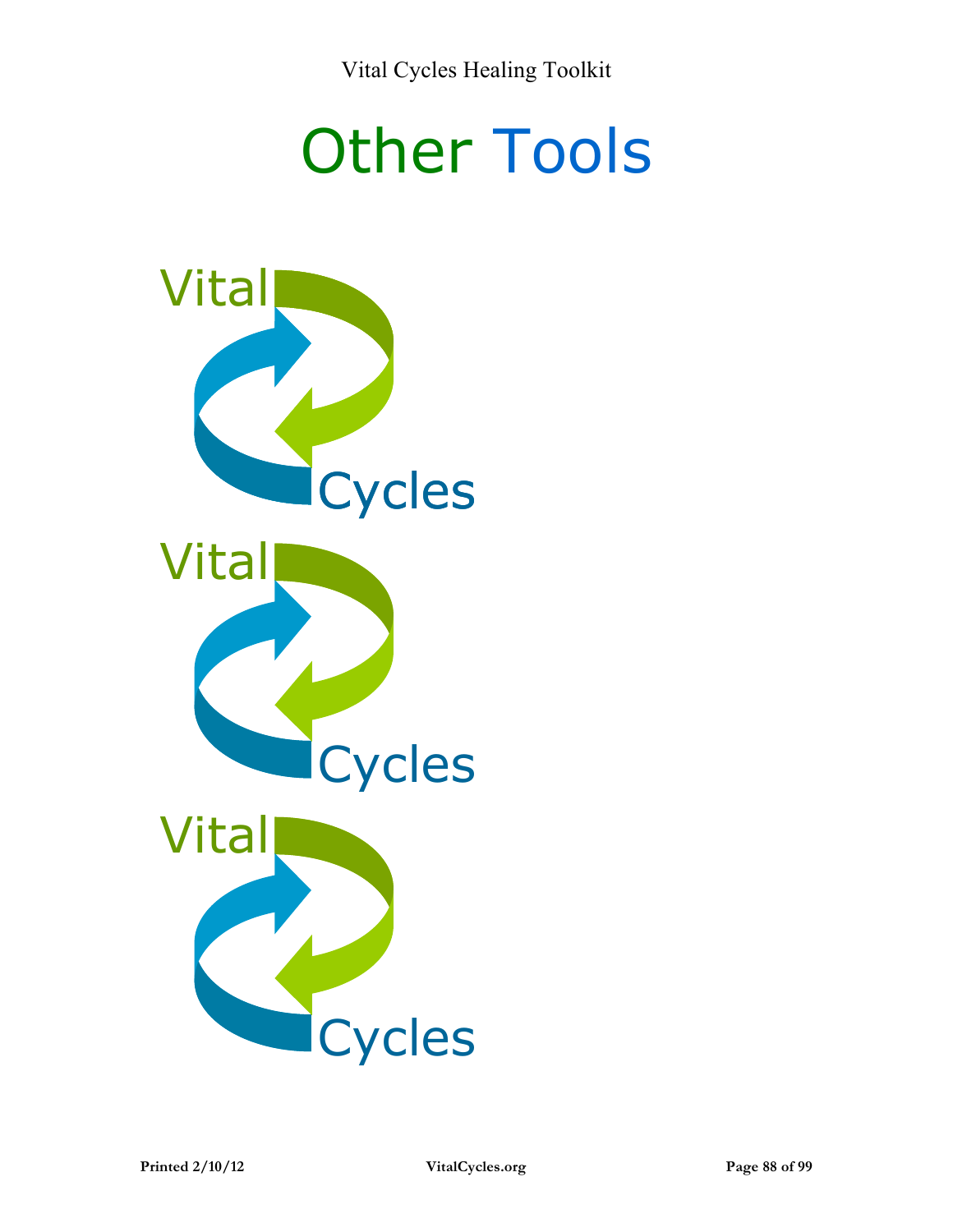# Other Tools

Vital

Cycles

Vital

Cycles

Vital

Cycles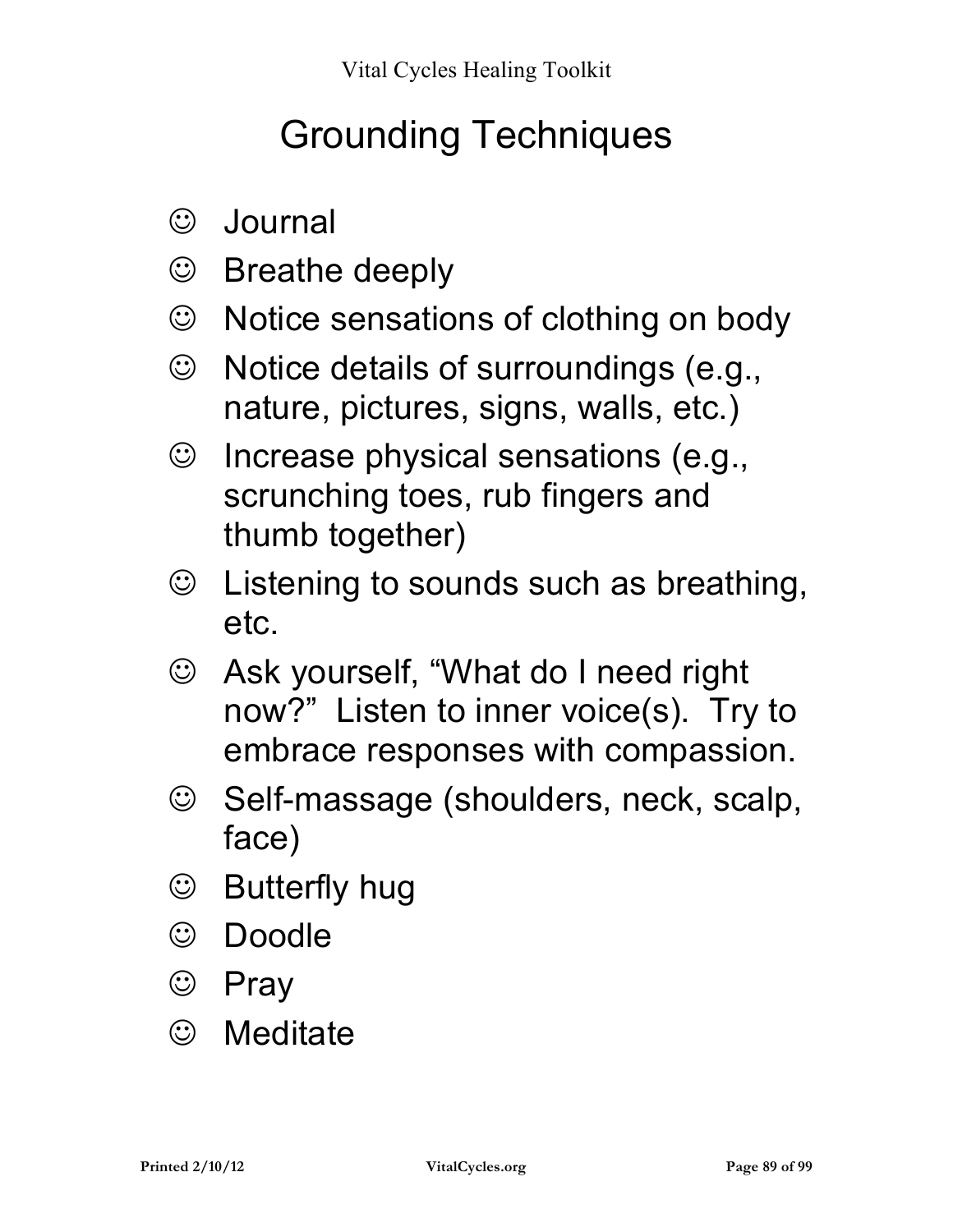# Grounding Techniques

- ☺ Journal
- ☺ Breathe deeply
- ☺ Notice sensations of clothing on body
- ☺ Notice details of surroundings (e.g., nature, pictures, signs, walls, etc.)
- ☺ Increase physical sensations (e.g., scrunching toes, rub fingers and thumb together)
- ☺ Listening to sounds such as breathing, etc.
- ☺ Ask yourself, "What do I need right now?" Listen to inner voice(s). Try to embrace responses with compassion.
- ☺ Self-massage (shoulders, neck, scalp, face)
- ☺ Butterfly hug
- ☺ Doodle
- ☺ Pray
- ☺ Meditate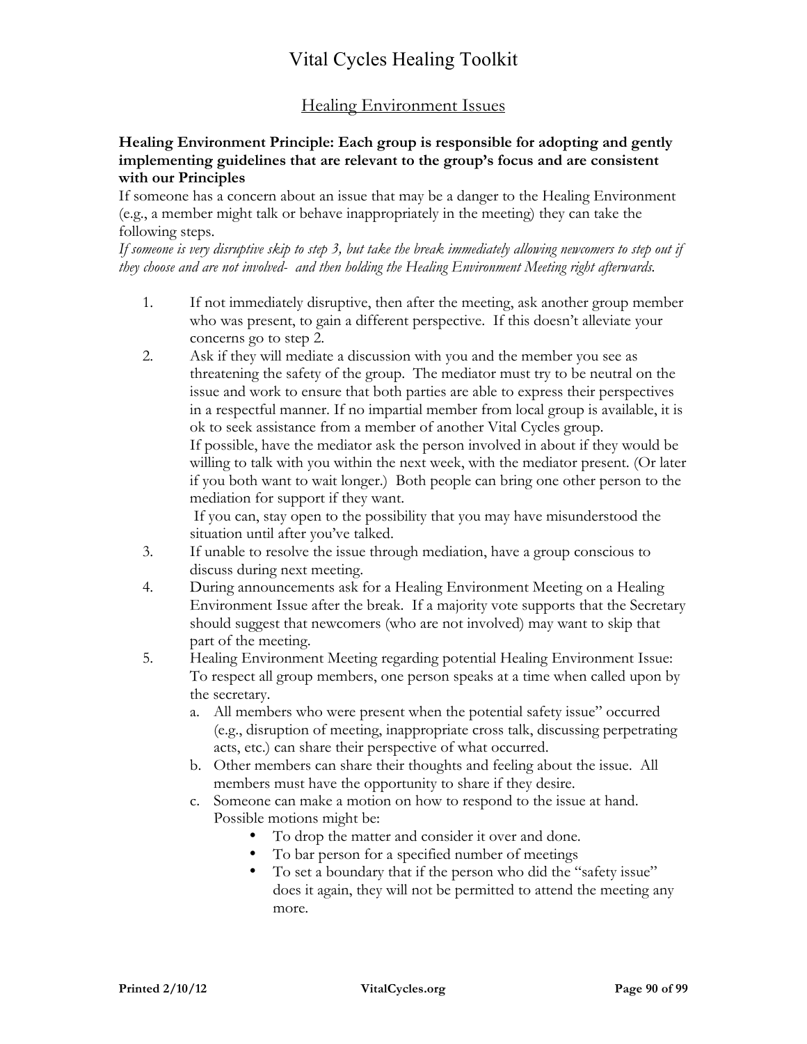## Healing Environment Issues

**Healing Environment Principle: Each group is responsible for adopting and gently implementing guidelines that are relevant to the group's focus and are consistent with our Principles**

If someone has a concern about an issue that may be a danger to the Healing Environment (e.g., a member might talk or behave inappropriately in the meeting) they can take the following steps.

*If someone is very disruptive skip to step 3, but take the break immediately allowing newcomers to step out if they choose and are not involved- and then holding the Healing Environment Meeting right afterwards.*

1. If not immediately disruptive, then after the meeting, ask another group member who was present, to gain a different perspective. If this doesn't alleviate your concerns go to step 2.
2. Ask if they will mediate a discussion with you and the member you see as threatening the safety of the group. The mediator must try to be neutral on the issue and work to ensure that both parties are able to express their perspectives in a respectful manner. If no impartial member from local group is available, it is ok to seek assistance from a member of another Vital Cycles group.
   If possible, have the mediator ask the person involved in about if they would be willing to talk with you within the next week, with the mediator present. (Or later if you both want to wait longer.) Both people can bring one other person to the mediation for support if they want.
   If you can, stay open to the possibility that you may have misunderstood the situation until after you've talked.
3. If unable to resolve the issue through mediation, have a group conscious to discuss during next meeting.
4. During announcements ask for a Healing Environment Meeting on a Healing Environment Issue after the break. If a majority vote supports that the Secretary should suggest that newcomers (who are not involved) may want to skip that part of the meeting.
5. Healing Environment Meeting regarding potential Healing Environment Issue: To respect all group members, one person speaks at a time when called upon by the secretary.
   a. All members who were present when the potential safety issue" occurred (e.g., disruption of meeting, inappropriate cross talk, discussing perpetrating acts, etc.) can share their perspective of what occurred.
   b. Other members can share their thoughts and feeling about the issue. All members must have the opportunity to share if they desire.
   c. Someone can make a motion on how to respond to the issue at hand. Possible motions might be:
      - To drop the matter and consider it over and done.
      - To bar person for a specified number of meetings
      - To set a boundary that if the person who did the "safety issue" does it again, they will not be permitted to attend the meeting any more.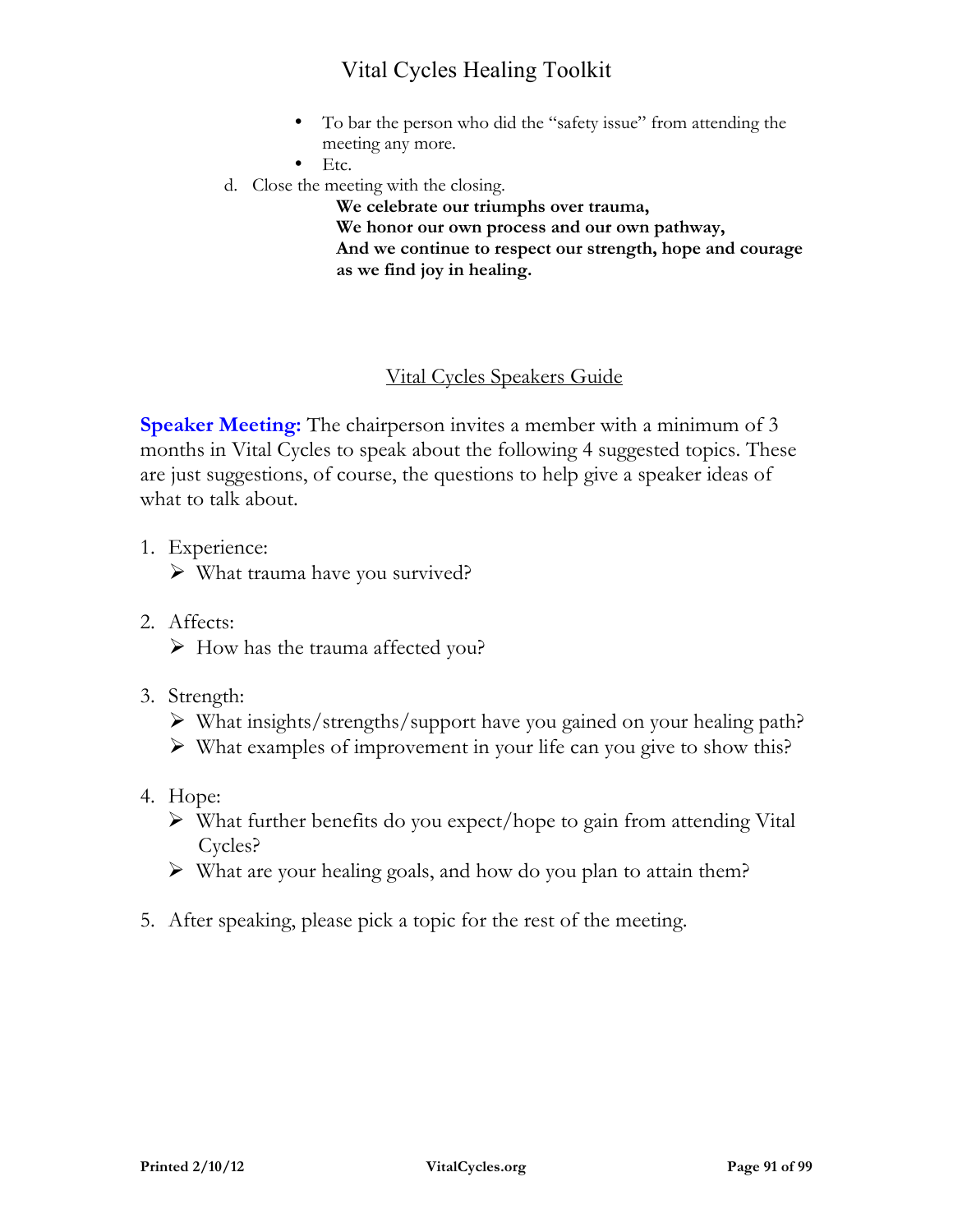- To bar the person who did the "safety issue" from attending the meeting any more.
- Etc.

d. Close the meeting with the closing.

**We celebrate our triumphs over trauma,**
**We honor our own process and our own pathway,**
**And we continue to respect our strength, hope and courage as we find joy in healing.**

## Vital Cycles Speakers Guide

**Speaker Meeting:** The chairperson invites a member with a minimum of 3 months in Vital Cycles to speak about the following 4 suggested topics. These are just suggestions, of course, the questions to help give a speaker ideas of what to talk about.

1. Experience:
   - What trauma have you survived?

2. Affects:
   - How has the trauma affected you?

3. Strength:
   - What insights/strengths/support have you gained on your healing path?
   - What examples of improvement in your life can you give to show this?

4. Hope:
   - What further benefits do you expect/hope to gain from attending Vital Cycles?
   - What are your healing goals, and how do you plan to attain them?

5. After speaking, please pick a topic for the rest of the meeting.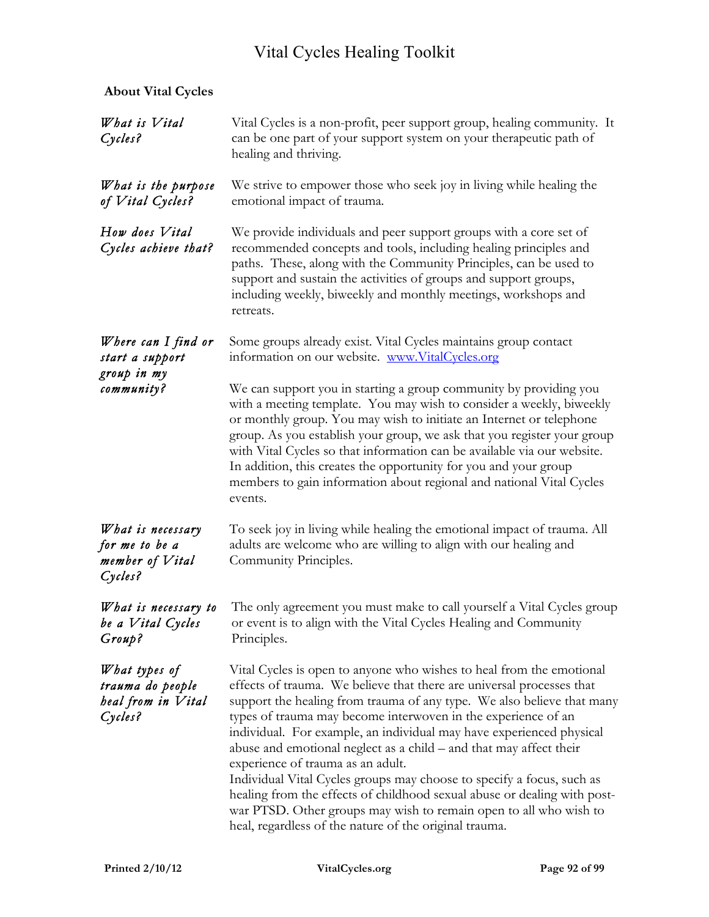## About Vital Cycles

| | |
|---|---|
| *What is Vital Cycles?* | Vital Cycles is a non-profit, peer support group, healing community. It can be one part of your support system on your therapeutic path of healing and thriving. |
| *What is the purpose of Vital Cycles?* | We strive to empower those who seek joy in living while healing the emotional impact of trauma. |
| *How does Vital Cycles achieve that?* | We provide individuals and peer support groups with a core set of recommended concepts and tools, including healing principles and paths. These, along with the Community Principles, can be used to support and sustain the activities of groups and support groups, including weekly, biweekly and monthly meetings, workshops and retreats. |
| *Where can I find or start a support group in my community?* | Some groups already exist. Vital Cycles maintains group contact information on our website. [www.VitalCycles.org](http://www.VitalCycles.org)<br><br>We can support you in starting a group community by providing you with a meeting template. You may wish to consider a weekly, biweekly or monthly group. You may wish to initiate an Internet or telephone group. As you establish your group, we ask that you register your group with Vital Cycles so that information can be available via our website. In addition, this creates the opportunity for you and your group members to gain information about regional and national Vital Cycles events. |
| *What is necessary for me to be a member of Vital Cycles?* | To seek joy in living while healing the emotional impact of trauma. All adults are welcome who are willing to align with our healing and Community Principles. |
| *What is necessary to be a Vital Cycles Group?* | The only agreement you must make to call yourself a Vital Cycles group or event is to align with the Vital Cycles Healing and Community Principles. |
| *What types of trauma do people heal from in Vital Cycles?* | Vital Cycles is open to anyone who wishes to heal from the emotional effects of trauma. We believe that there are universal processes that support the healing from trauma of any type. We also believe that many types of trauma may become interwoven in the experience of an individual. For example, an individual may have experienced physical abuse and emotional neglect as a child – and that may affect their experience of trauma as an adult.<br>Individual Vital Cycles groups may choose to specify a focus, such as healing from the effects of childhood sexual abuse or dealing with post-war PTSD. Other groups may wish to remain open to all who wish to heal, regardless of the nature of the original trauma. |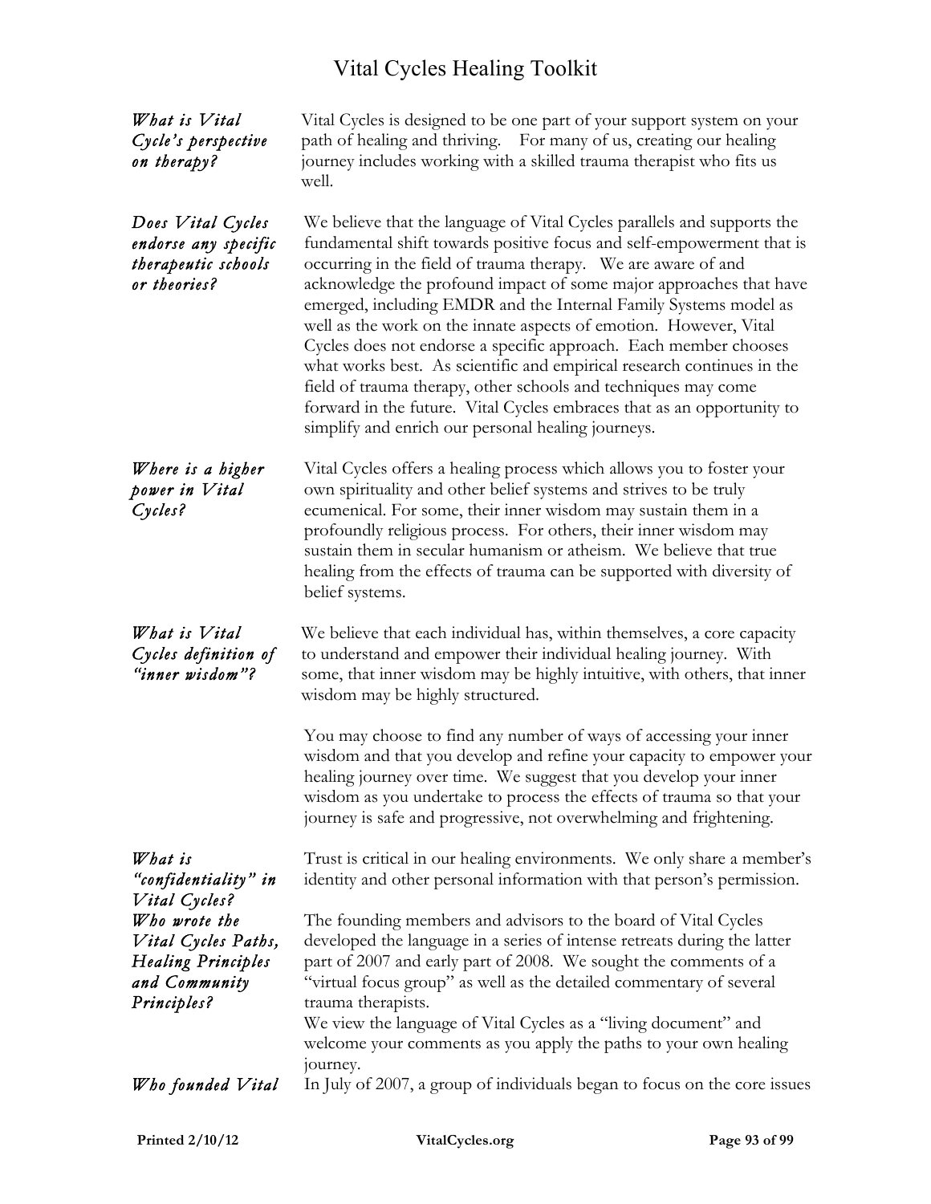***What is Vital Cycle's perspective on therapy?***

Vital Cycles is designed to be one part of your support system on your path of healing and thriving. For many of us, creating our healing journey includes working with a skilled trauma therapist who fits us well.

***Does Vital Cycles endorse any specific therapeutic schools or theories?***

We believe that the language of Vital Cycles parallels and supports the fundamental shift towards positive focus and self-empowerment that is occurring in the field of trauma therapy. We are aware of and acknowledge the profound impact of some major approaches that have emerged, including EMDR and the Internal Family Systems model as well as the work on the innate aspects of emotion. However, Vital Cycles does not endorse a specific approach. Each member chooses what works best. As scientific and empirical research continues in the field of trauma therapy, other schools and techniques may come forward in the future. Vital Cycles embraces that as an opportunity to simplify and enrich our personal healing journeys.

***Where is a higher power in Vital Cycles?***

Vital Cycles offers a healing process which allows you to foster your own spirituality and other belief systems and strives to be truly ecumenical. For some, their inner wisdom may sustain them in a profoundly religious process. For others, their inner wisdom may sustain them in secular humanism or atheism. We believe that true healing from the effects of trauma can be supported with diversity of belief systems.

***What is Vital Cycles definition of "inner wisdom"?***

We believe that each individual has, within themselves, a core capacity to understand and empower their individual healing journey. With some, that inner wisdom may be highly intuitive, with others, that inner wisdom may be highly structured.

You may choose to find any number of ways of accessing your inner wisdom and that you develop and refine your capacity to empower your healing journey over time. We suggest that you develop your inner wisdom as you undertake to process the effects of trauma so that your journey is safe and progressive, not overwhelming and frightening.

***What is "confidentiality" in Vital Cycles?***

Trust is critical in our healing environments. We only share a member's identity and other personal information with that person's permission.

***Who wrote the Vital Cycles Paths, Healing Principles and Community Principles?***

The founding members and advisors to the board of Vital Cycles developed the language in a series of intense retreats during the latter part of 2007 and early part of 2008. We sought the comments of a "virtual focus group" as well as the detailed commentary of several trauma therapists.

We view the language of Vital Cycles as a "living document" and welcome your comments as you apply the paths to your own healing journey.

***Who founded Vital***

In July of 2007, a group of individuals began to focus on the core issues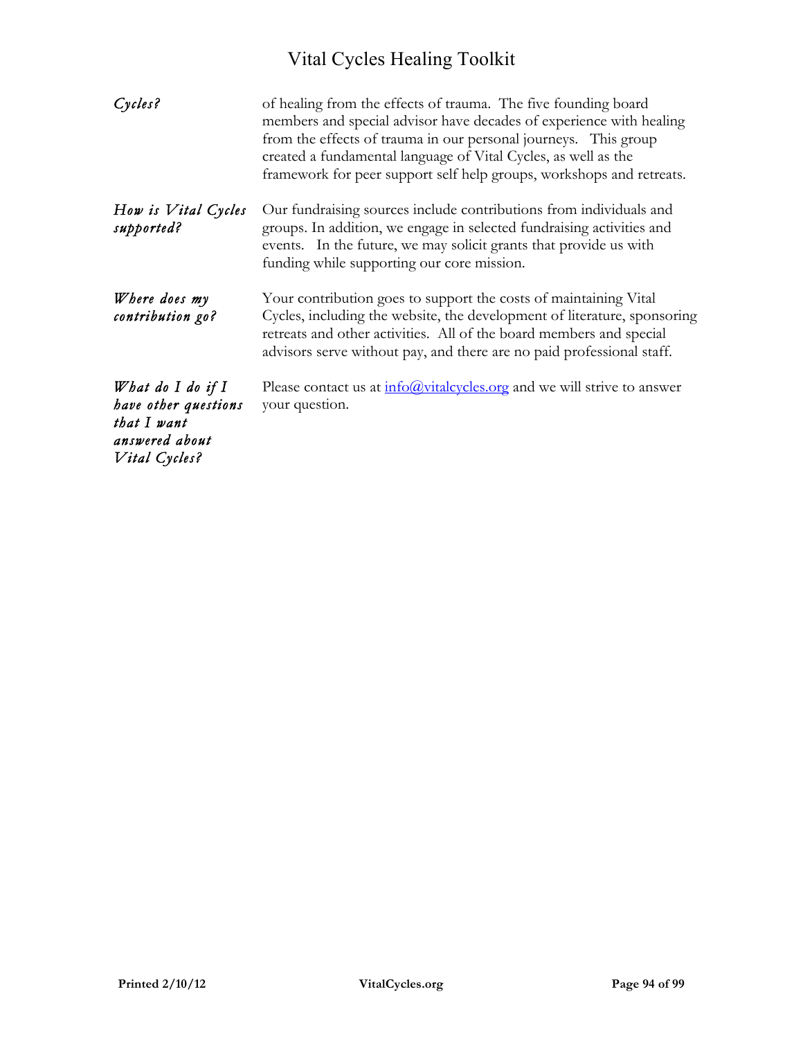| | |
|---|---|
| *Cycles?* | of healing from the effects of trauma. The five founding board members and special advisor have decades of experience with healing from the effects of trauma in our personal journeys. This group created a fundamental language of Vital Cycles, as well as the framework for peer support self help groups, workshops and retreats. |
| *How is Vital Cycles supported?* | Our fundraising sources include contributions from individuals and groups. In addition, we engage in selected fundraising activities and events. In the future, we may solicit grants that provide us with funding while supporting our core mission. |
| *Where does my contribution go?* | Your contribution goes to support the costs of maintaining Vital Cycles, including the website, the development of literature, sponsoring retreats and other activities. All of the board members and special advisors serve without pay, and there are no paid professional staff. |
| *What do I do if I have other questions that I want answered about Vital Cycles?* | Please contact us at info@vitalcycles.org and we will strive to answer your question. |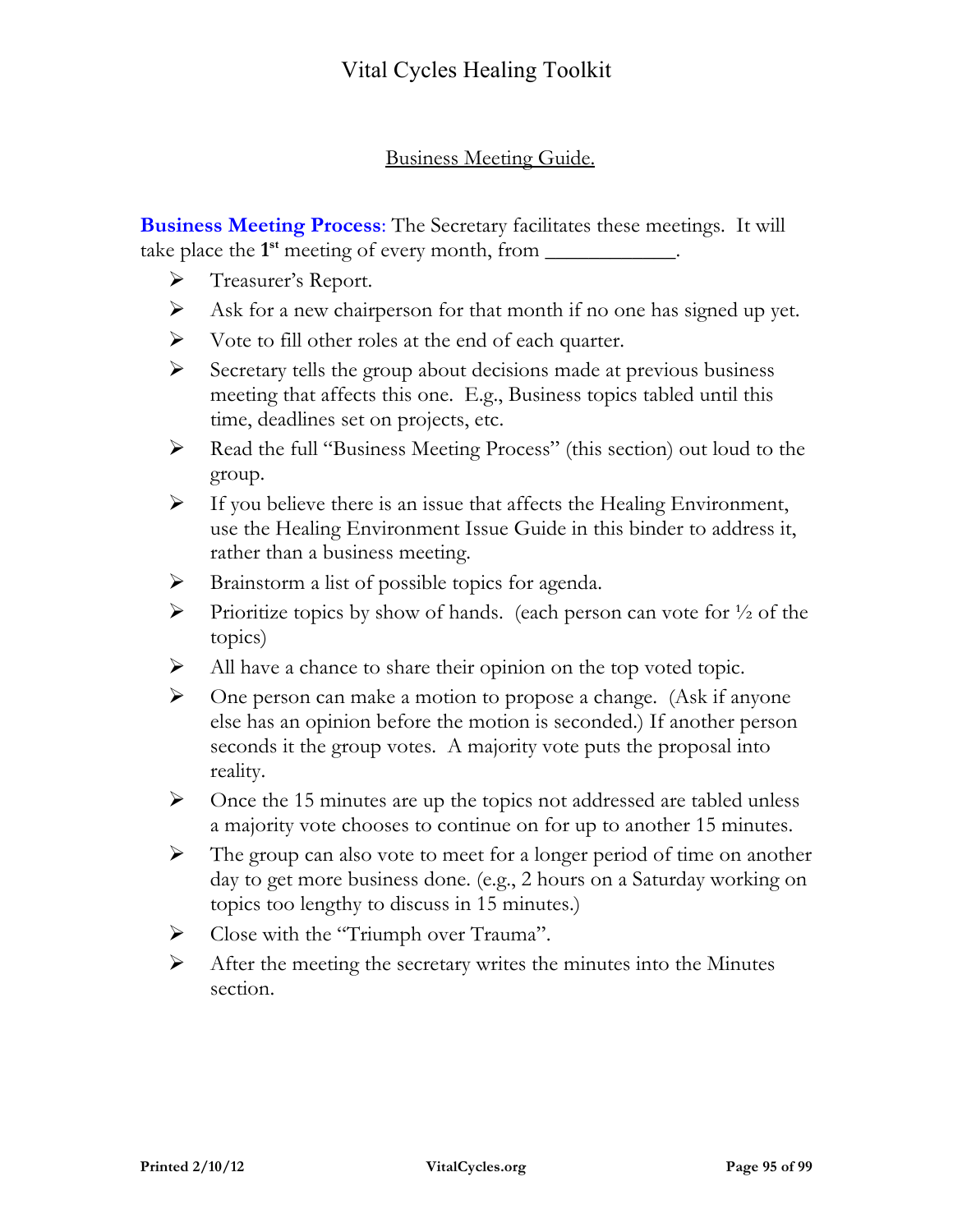## Business Meeting Guide.

**Business Meeting Process**: The Secretary facilitates these meetings. It will take place the **1st** meeting of every month, from ____________.

- Treasurer's Report.
- Ask for a new chairperson for that month if no one has signed up yet.
- Vote to fill other roles at the end of each quarter.
- Secretary tells the group about decisions made at previous business meeting that affects this one. E.g., Business topics tabled until this time, deadlines set on projects, etc.
- Read the full "Business Meeting Process" (this section) out loud to the group.
- If you believe there is an issue that affects the Healing Environment, use the Healing Environment Issue Guide in this binder to address it, rather than a business meeting.
- Brainstorm a list of possible topics for agenda.
- Prioritize topics by show of hands. (each person can vote for ½ of the topics)
- All have a chance to share their opinion on the top voted topic.
- One person can make a motion to propose a change. (Ask if anyone else has an opinion before the motion is seconded.) If another person seconds it the group votes. A majority vote puts the proposal into reality.
- Once the 15 minutes are up the topics not addressed are tabled unless a majority vote chooses to continue on for up to another 15 minutes.
- The group can also vote to meet for a longer period of time on another day to get more business done. (e.g., 2 hours on a Saturday working on topics too lengthy to discuss in 15 minutes.)
- Close with the "Triumph over Trauma".
- After the meeting the secretary writes the minutes into the Minutes section.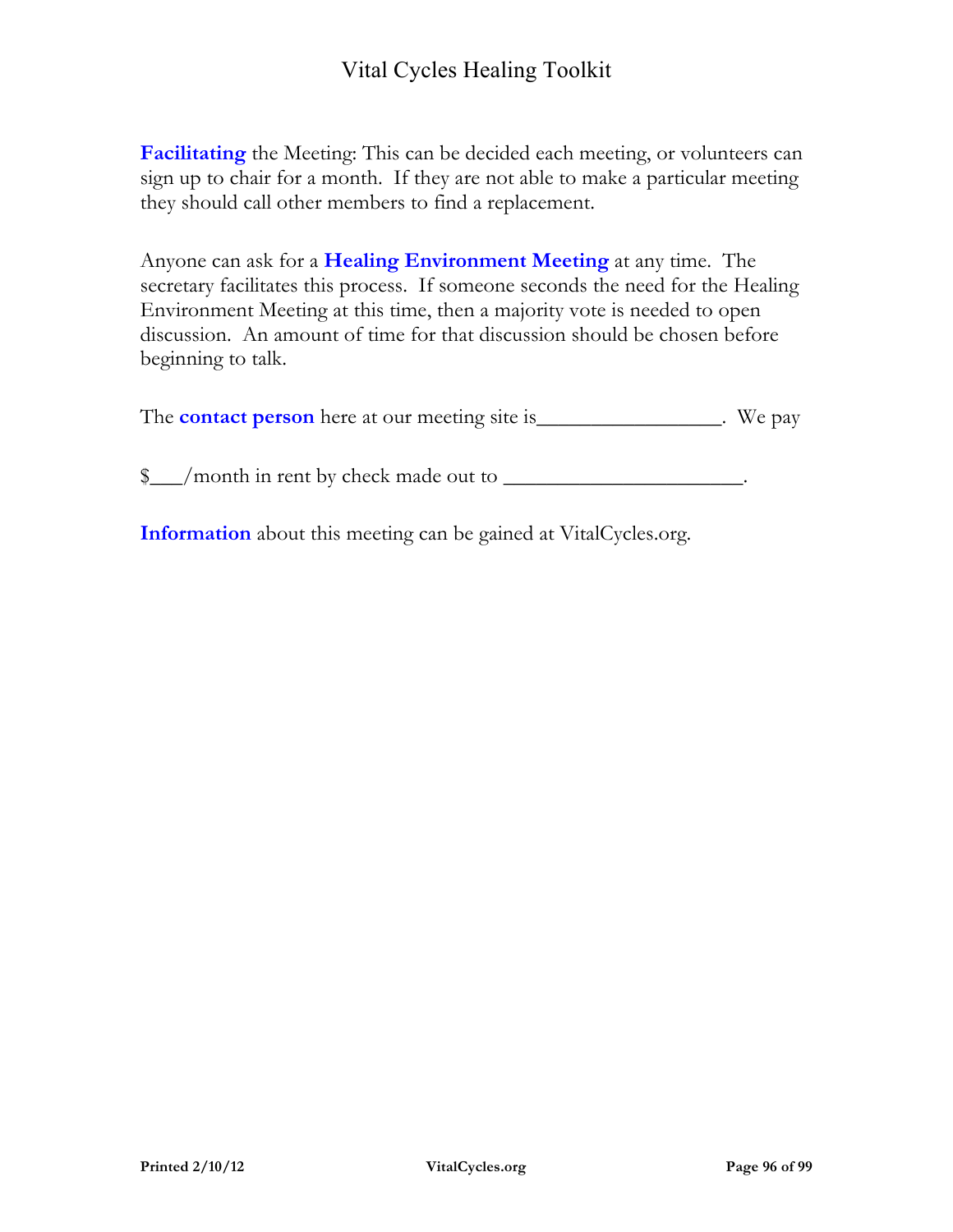**Facilitating** the Meeting: This can be decided each meeting, or volunteers can sign up to chair for a month. If they are not able to make a particular meeting they should call other members to find a replacement.

Anyone can ask for a **Healing Environment Meeting** at any time. The secretary facilitates this process. If someone seconds the need for the Healing Environment Meeting at this time, then a majority vote is needed to open discussion. An amount of time for that discussion should be chosen before beginning to talk.

The **contact person** here at our meeting site is_________________. We pay

$___/month in rent by check made out to ______________________.

**Information** about this meeting can be gained at VitalCycles.org.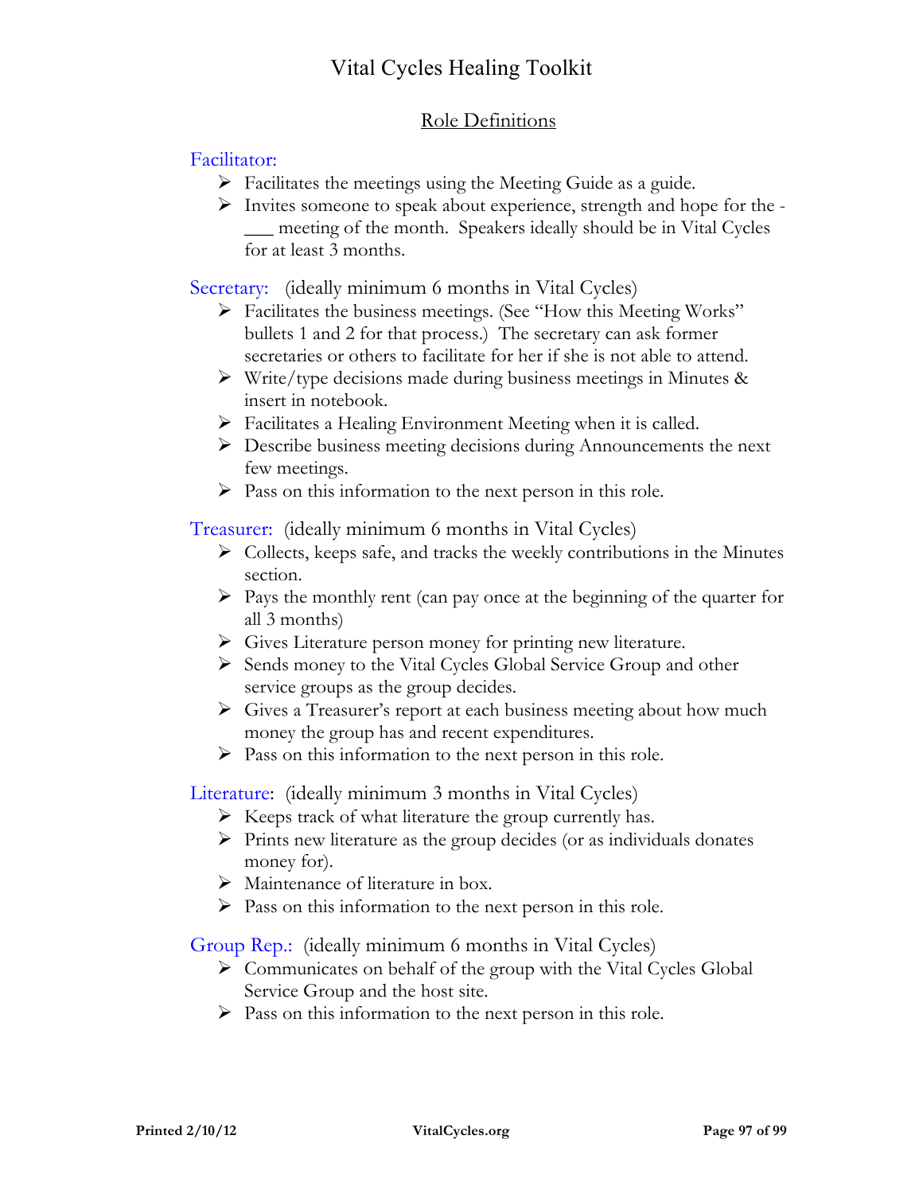# Vital Cycles Healing Toolkit

## Role Definitions

### Facilitator:

- Facilitates the meetings using the Meeting Guide as a guide.
- Invites someone to speak about experience, strength and hope for the - ___ meeting of the month. Speakers ideally should be in Vital Cycles for at least 3 months.

### Secretary: (ideally minimum 6 months in Vital Cycles)

- Facilitates the business meetings. (See "How this Meeting Works" bullets 1 and 2 for that process.) The secretary can ask former secretaries or others to facilitate for her if she is not able to attend.
- Write/type decisions made during business meetings in Minutes & insert in notebook.
- Facilitates a Healing Environment Meeting when it is called.
- Describe business meeting decisions during Announcements the next few meetings.
- Pass on this information to the next person in this role.

### Treasurer: (ideally minimum 6 months in Vital Cycles)

- Collects, keeps safe, and tracks the weekly contributions in the Minutes section.
- Pays the monthly rent (can pay once at the beginning of the quarter for all 3 months)
- Gives Literature person money for printing new literature.
- Sends money to the Vital Cycles Global Service Group and other service groups as the group decides.
- Gives a Treasurer's report at each business meeting about how much money the group has and recent expenditures.
- Pass on this information to the next person in this role.

### Literature: (ideally minimum 3 months in Vital Cycles)

- Keeps track of what literature the group currently has.
- Prints new literature as the group decides (or as individuals donates money for).
- Maintenance of literature in box.
- Pass on this information to the next person in this role.

### Group Rep.: (ideally minimum 6 months in Vital Cycles)

- Communicates on behalf of the group with the Vital Cycles Global Service Group and the host site.
- Pass on this information to the next person in this role.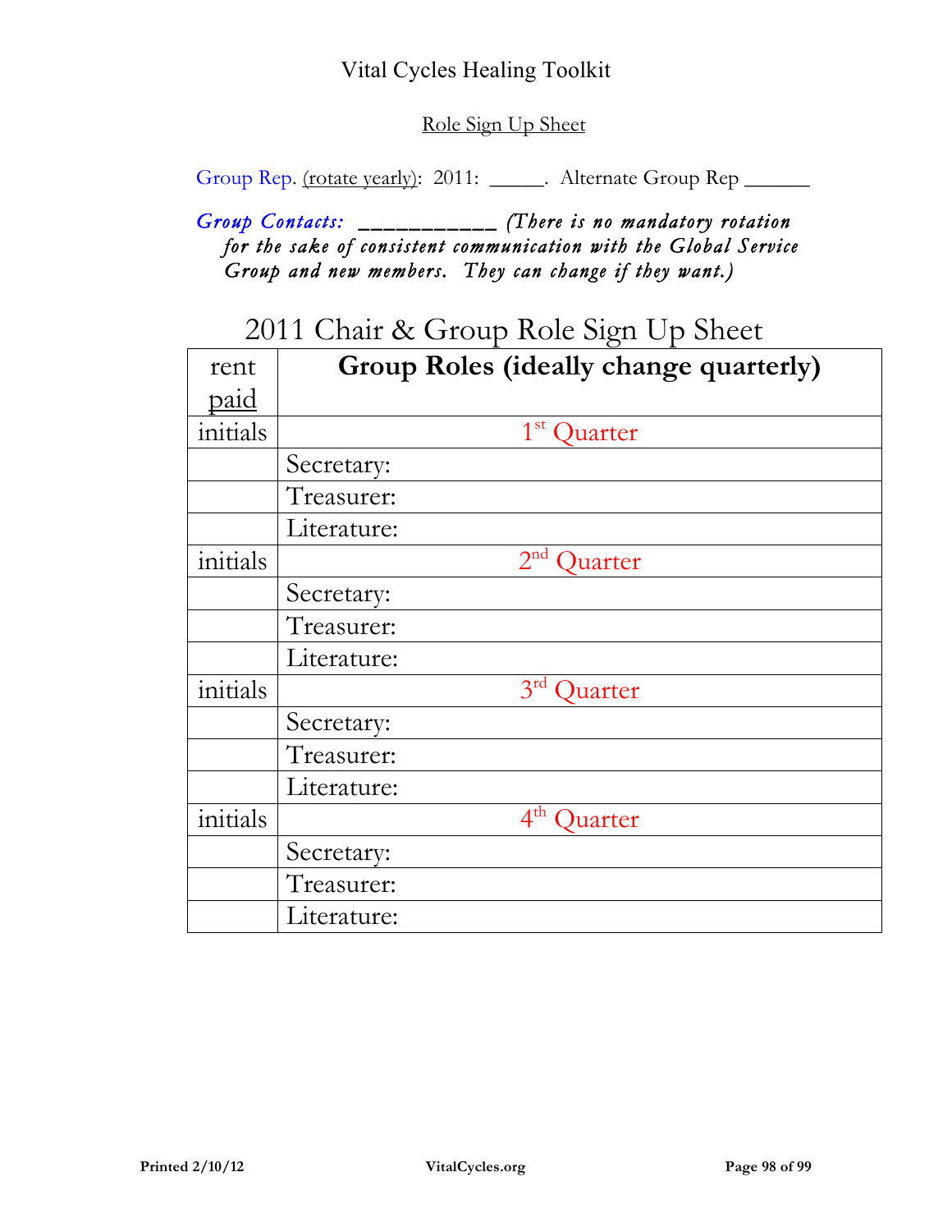Vital Cycles Healing Toolkit

Role Sign Up Sheet

Group Rep. (rotate yearly): 2011: _____. Alternate Group Rep ______

*Group Contacts: ___________ (There is no mandatory rotation for the sake of consistent communication with the Global Service Group and new members. They can change if they want.)*

## 2011 Chair & Group Role Sign Up Sheet

| rent paid | **Group Roles (ideally change quarterly)** |
|---|---|
| initials | 1st Quarter |
| | Secretary: |
| | Treasurer: |
| | Literature: |
| initials | 2nd Quarter |
| | Secretary: |
| | Treasurer: |
| | Literature: |
| initials | 3rd Quarter |
| | Secretary: |
| | Treasurer: |
| | Literature: |
| initials | 4th Quarter |
| | Secretary: |
| | Treasurer: |
| | Literature: |